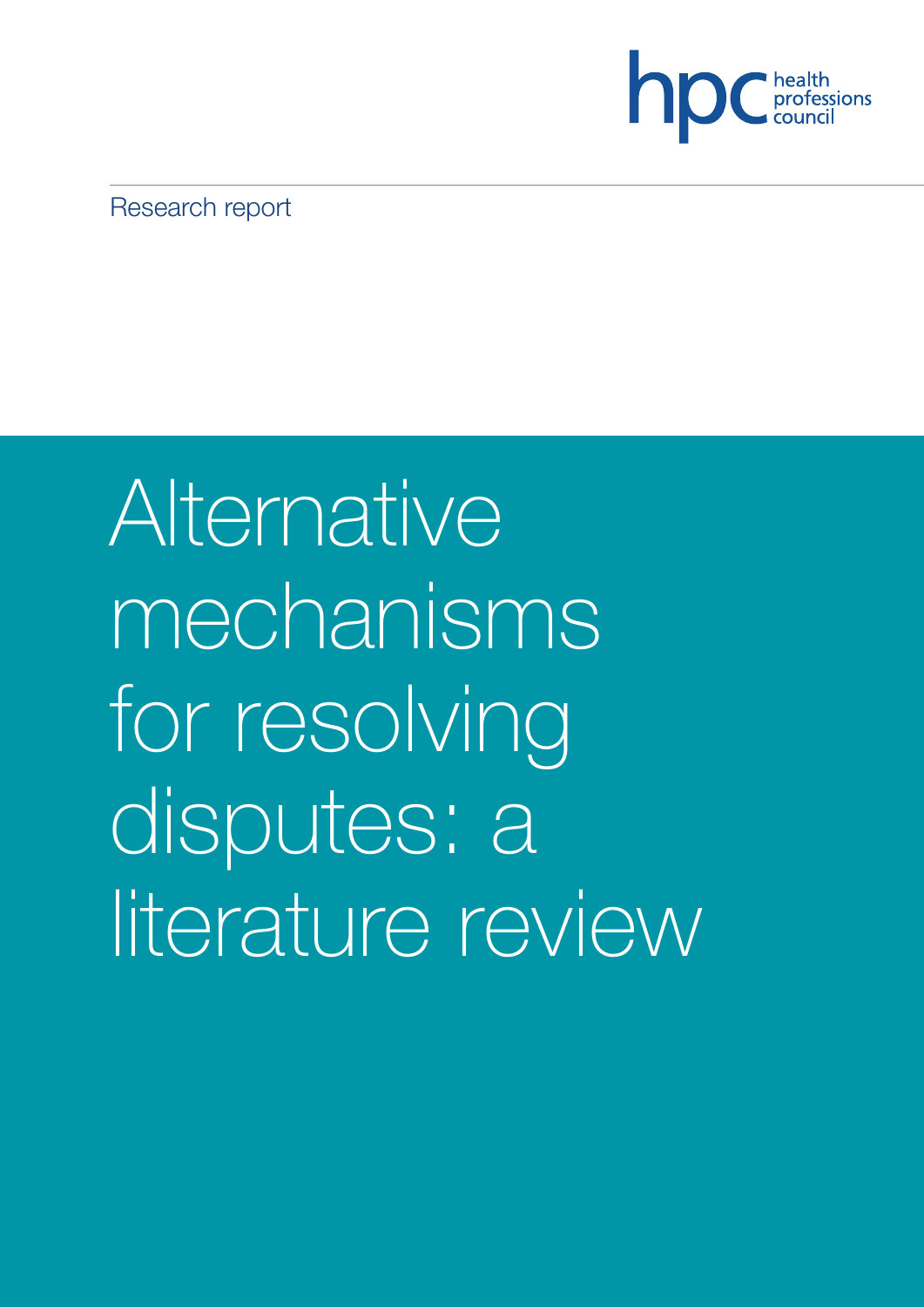hpc health professions council

Research report

# Alternative mechanisms for resolving disputes: a literature review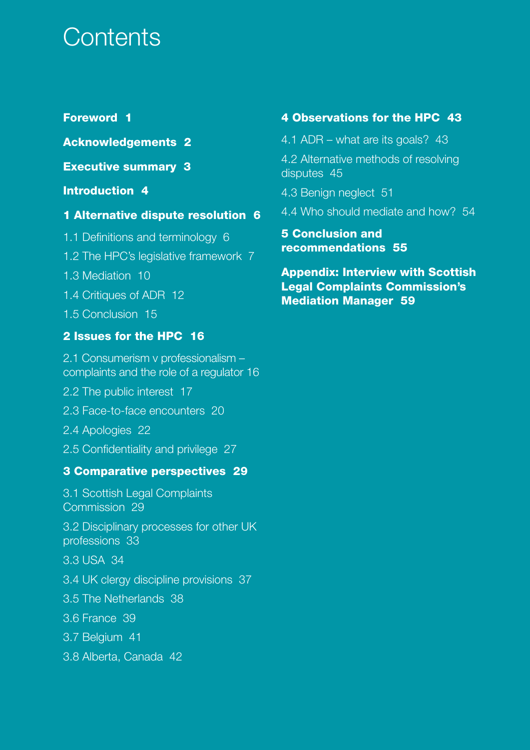# Contents

**Foreword 1**

**Acknowledgements 2**

**Executive summary 3**

**Introduction 4**

**1 Alternative dispute resolution 6**

1.1 Definitions and terminology 6

1.2 The HPC's legislative framework 7

1.3 Mediation 10

1.4 Critiques of ADR 12

1.5 Conclusion 15

**2 Issues for the HPC 16**

2.1 Consumerism v professionalism – complaints and the role of a regulator 16

2.2 The public interest 17

2.3 Face-to-face encounters 20

2.4 Apologies 22

2.5 Confidentiality and privilege 27

**3 Comparative perspectives 29**

3.1 Scottish Legal Complaints Commission 29

3.2 Disciplinary processes for other UK professions 33

3.3 USA 34

3.4 UK clergy discipline provisions 37

3.5 The Netherlands 38

3.6 France 39

3.7 Belgium 41

3.8 Alberta, Canada 42

**4 Observations for the HPC 43**

4.1 ADR – what are its goals? 43

4.2 Alternative methods of resolving disputes 45

4.3 Benign neglect 51

4.4 Who should mediate and how? 54

**5 Conclusion and recommendations 55**

**Appendix: Interview with Scottish Legal Complaints Commission's Mediation Manager 59**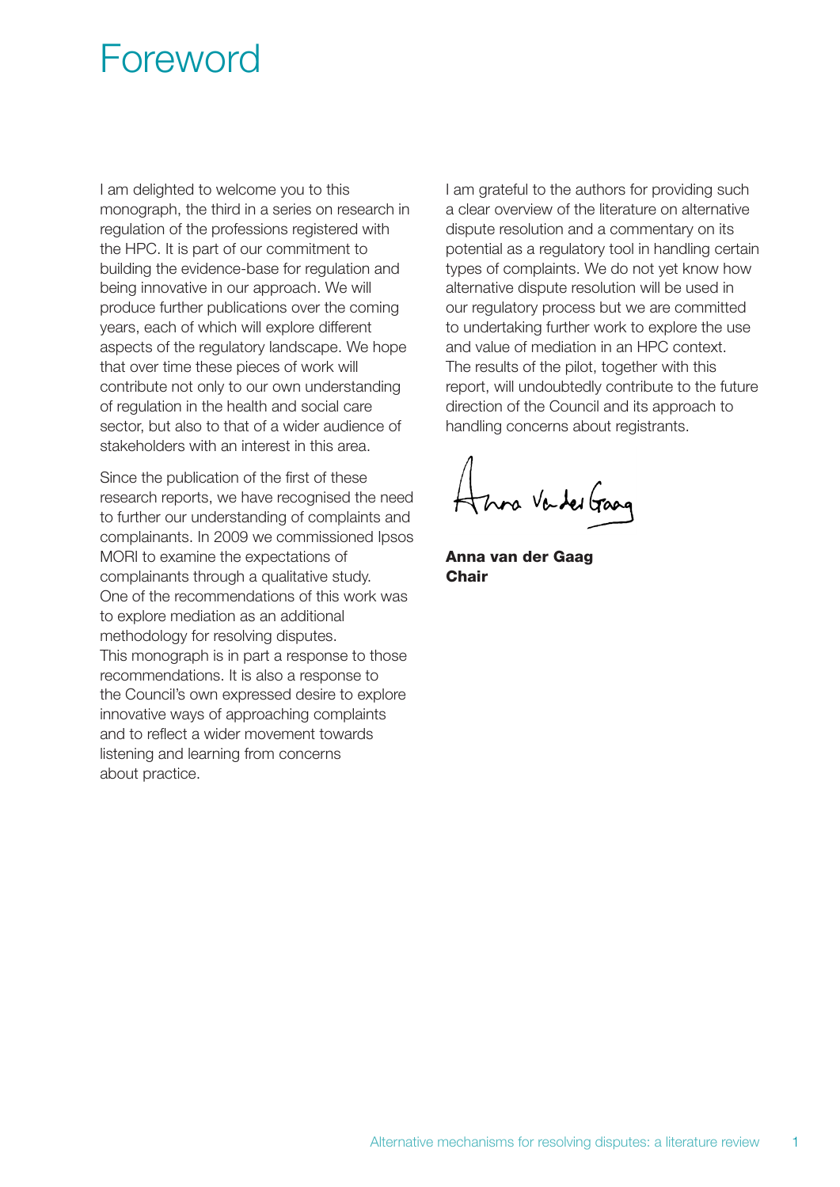# Foreword

I am delighted to welcome you to this monograph, the third in a series on research in regulation of the professions registered with the HPC. It is part of our commitment to building the evidence-base for regulation and being innovative in our approach. We will produce further publications over the coming years, each of which will explore different aspects of the regulatory landscape. We hope that over time these pieces of work will contribute not only to our own understanding of regulation in the health and social care sector, but also to that of a wider audience of stakeholders with an interest in this area.

Since the publication of the first of these research reports, we have recognised the need to further our understanding of complaints and complainants. In 2009 we commissioned Ipsos MORI to examine the expectations of complainants through a qualitative study. One of the recommendations of this work was to explore mediation as an additional methodology for resolving disputes. This monograph is in part a response to those recommendations. It is also a response to the Council's own expressed desire to explore innovative ways of approaching complaints and to reflect a wider movement towards listening and learning from concerns about practice.

I am grateful to the authors for providing such a clear overview of the literature on alternative dispute resolution and a commentary on its potential as a regulatory tool in handling certain types of complaints. We do not yet know how alternative dispute resolution will be used in our regulatory process but we are committed to undertaking further work to explore the use and value of mediation in an HPC context. The results of the pilot, together with this report, will undoubtedly contribute to the future direction of the Council and its approach to handling concerns about registrants.

**Anna van der Gaag**
**Chair**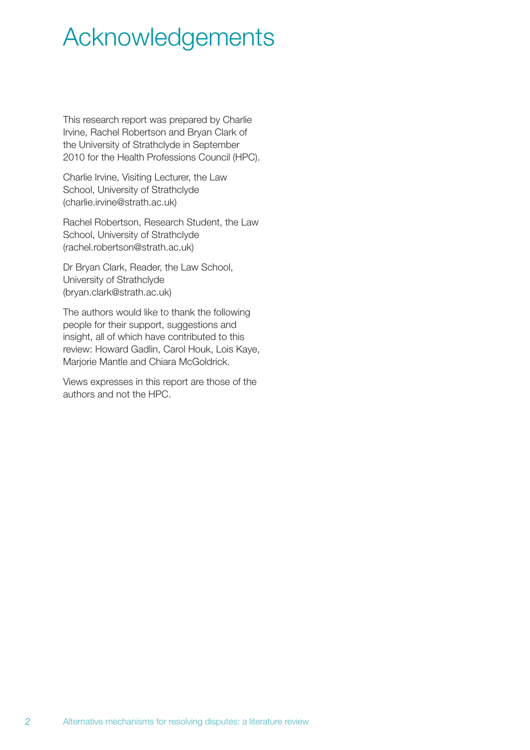# Acknowledgements

This research report was prepared by Charlie Irvine, Rachel Robertson and Bryan Clark of the University of Strathclyde in September 2010 for the Health Professions Council (HPC).

Charlie Irvine, Visiting Lecturer, the Law School, University of Strathclyde (charlie.irvine@strath.ac.uk)

Rachel Robertson, Research Student, the Law School, University of Strathclyde (rachel.robertson@strath.ac.uk)

Dr Bryan Clark, Reader, the Law School, University of Strathclyde (bryan.clark@strath.ac.uk)

The authors would like to thank the following people for their support, suggestions and insight, all of which have contributed to this review: Howard Gadlin, Carol Houk, Lois Kaye, Marjorie Mantle and Chiara McGoldrick.

Views expresses in this report are those of the authors and not the HPC.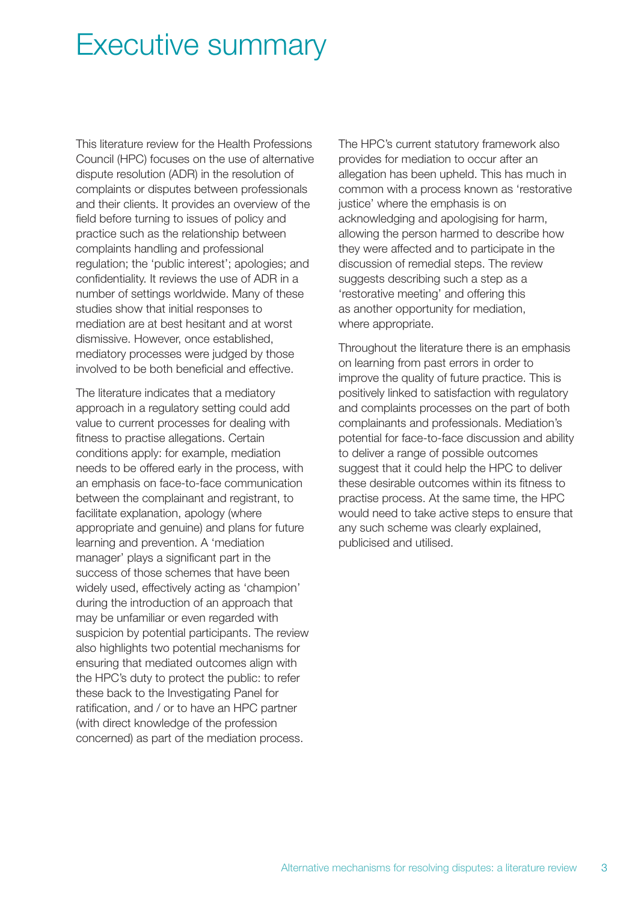# Executive summary

This literature review for the Health Professions Council (HPC) focuses on the use of alternative dispute resolution (ADR) in the resolution of complaints or disputes between professionals and their clients. It provides an overview of the field before turning to issues of policy and practice such as the relationship between complaints handling and professional regulation; the 'public interest'; apologies; and confidentiality. It reviews the use of ADR in a number of settings worldwide. Many of these studies show that initial responses to mediation are at best hesitant and at worst dismissive. However, once established, mediatory processes were judged by those involved to be both beneficial and effective.

The literature indicates that a mediatory approach in a regulatory setting could add value to current processes for dealing with fitness to practise allegations. Certain conditions apply: for example, mediation needs to be offered early in the process, with an emphasis on face-to-face communication between the complainant and registrant, to facilitate explanation, apology (where appropriate and genuine) and plans for future learning and prevention. A 'mediation manager' plays a significant part in the success of those schemes that have been widely used, effectively acting as 'champion' during the introduction of an approach that may be unfamiliar or even regarded with suspicion by potential participants. The review also highlights two potential mechanisms for ensuring that mediated outcomes align with the HPC's duty to protect the public: to refer these back to the Investigating Panel for ratification, and / or to have an HPC partner (with direct knowledge of the profession concerned) as part of the mediation process.

The HPC's current statutory framework also provides for mediation to occur after an allegation has been upheld. This has much in common with a process known as 'restorative justice' where the emphasis is on acknowledging and apologising for harm, allowing the person harmed to describe how they were affected and to participate in the discussion of remedial steps. The review suggests describing such a step as a 'restorative meeting' and offering this as another opportunity for mediation, where appropriate.

Throughout the literature there is an emphasis on learning from past errors in order to improve the quality of future practice. This is positively linked to satisfaction with regulatory and complaints processes on the part of both complainants and professionals. Mediation's potential for face-to-face discussion and ability to deliver a range of possible outcomes suggest that it could help the HPC to deliver these desirable outcomes within its fitness to practise process. At the same time, the HPC would need to take active steps to ensure that any such scheme was clearly explained, publicised and utilised.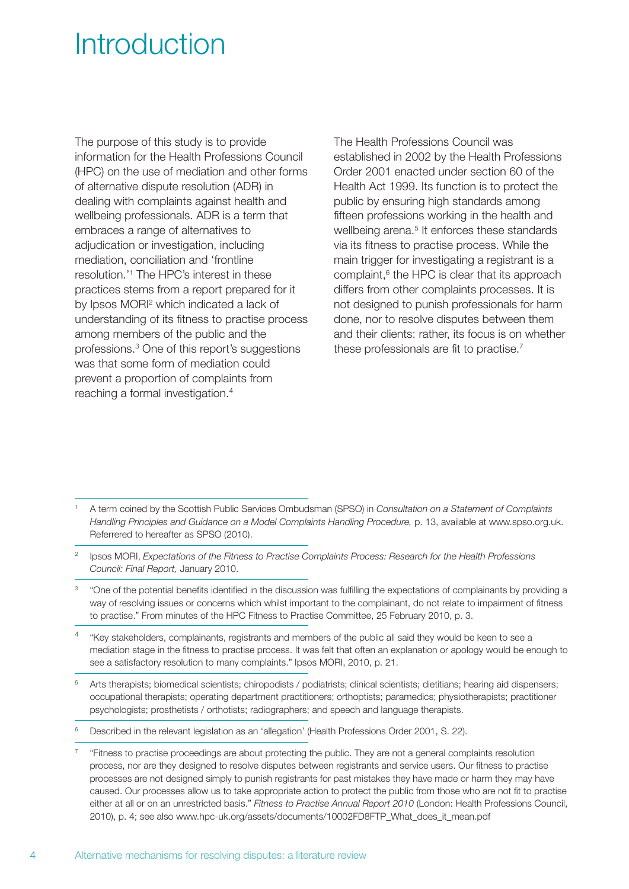# Introduction

The purpose of this study is to provide information for the Health Professions Council (HPC) on the use of mediation and other forms of alternative dispute resolution (ADR) in dealing with complaints against health and wellbeing professionals. ADR is a term that embraces a range of alternatives to adjudication or investigation, including mediation, conciliation and 'frontline resolution.'[1] The HPC's interest in these practices stems from a report prepared for it by Ipsos MORI[2] which indicated a lack of understanding of its fitness to practise process among members of the public and the professions.[3] One of this report's suggestions was that some form of mediation could prevent a proportion of complaints from reaching a formal investigation.[4]

The Health Professions Council was established in 2002 by the Health Professions Order 2001 enacted under section 60 of the Health Act 1999. Its function is to protect the public by ensuring high standards among fifteen professions working in the health and wellbeing arena.[5] It enforces these standards via its fitness to practise process. While the main trigger for investigating a registrant is a complaint,[6] the HPC is clear that its approach differs from other complaints processes. It is not designed to punish professionals for harm done, nor to resolve disputes between them and their clients: rather, its focus is on whether these professionals are fit to practise.[7]

---

[1] A term coined by the Scottish Public Services Ombudsman (SPSO) in *Consultation on a Statement of Complaints Handling Principles and Guidance on a Model Complaints Handling Procedure,* p. 13, available at www.spso.org.uk. Referrered to hereafter as SPSO (2010).

[2] Ipsos MORI, *Expectations of the Fitness to Practise Complaints Process: Research for the Health Professions Council: Final Report,* January 2010.

[3] "One of the potential benefits identified in the discussion was fulfilling the expectations of complainants by providing a way of resolving issues or concerns which whilst important to the complainant, do not relate to impairment of fitness to practise." From minutes of the HPC Fitness to Practise Committee, 25 February 2010, p. 3.

[4] "Key stakeholders, complainants, registrants and members of the public all said they would be keen to see a mediation stage in the fitness to practise process. It was felt that often an explanation or apology would be enough to see a satisfactory resolution to many complaints." Ipsos MORI, 2010, p. 21.

[5] Arts therapists; biomedical scientists; chiropodists / podiatrists; clinical scientists; dietitians; hearing aid dispensers; occupational therapists; operating department practitioners; orthoptists; paramedics; physiotherapists; practitioner psychologists; prosthetists / orthotists; radiographers; and speech and language therapists.

[6] Described in the relevant legislation as an 'allegation' (Health Professions Order 2001, S. 22).

[7] "Fitness to practise proceedings are about protecting the public. They are not a general complaints resolution process, nor are they designed to resolve disputes between registrants and service users. Our fitness to practise processes are not designed simply to punish registrants for past mistakes they have made or harm they may have caused. Our processes allow us to take appropriate action to protect the public from those who are not fit to practise either at all or on an unrestricted basis." *Fitness to Practise Annual Report 2010* (London: Health Professions Council, 2010), p. 4; see also www.hpc-uk.org/assets/documents/10002FD8FTP_What_does_it_mean.pdf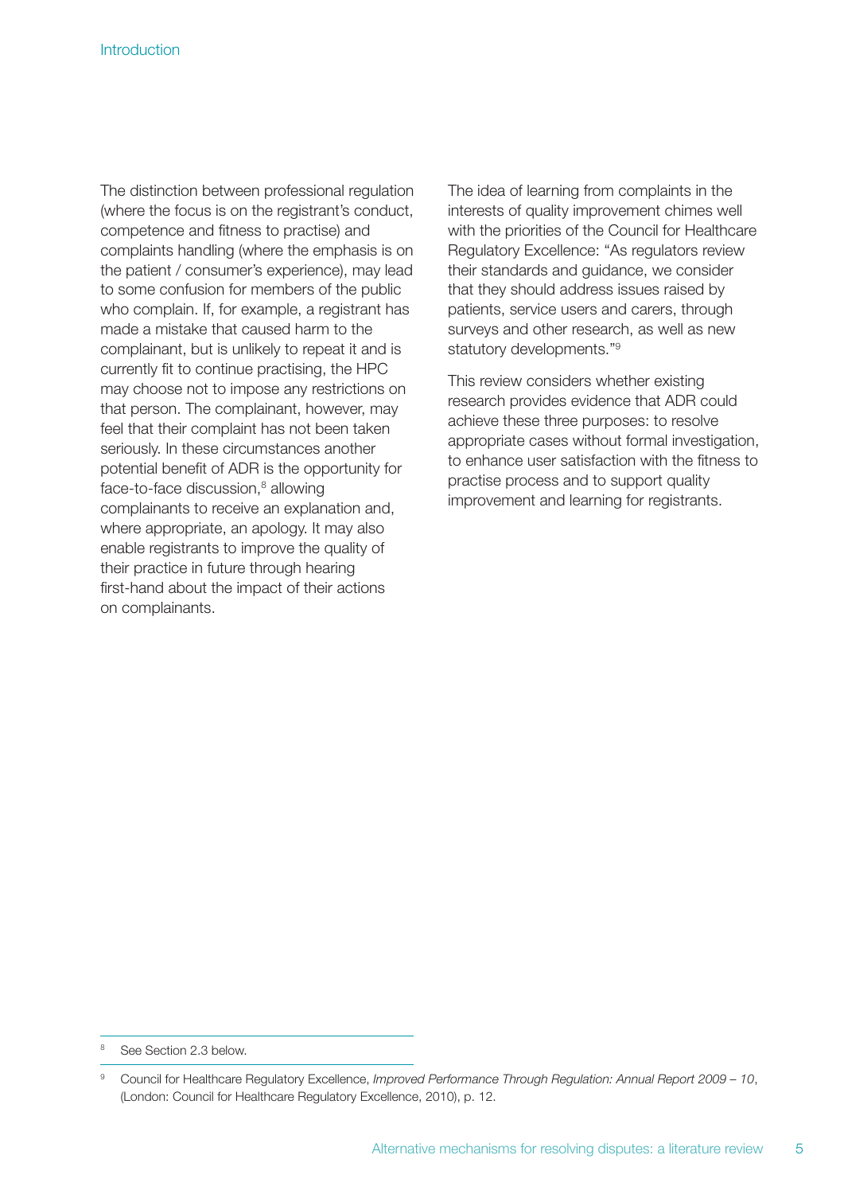The distinction between professional regulation (where the focus is on the registrant's conduct, competence and fitness to practise) and complaints handling (where the emphasis is on the patient / consumer's experience), may lead to some confusion for members of the public who complain. If, for example, a registrant has made a mistake that caused harm to the complainant, but is unlikely to repeat it and is currently fit to continue practising, the HPC may choose not to impose any restrictions on that person. The complainant, however, may feel that their complaint has not been taken seriously. In these circumstances another potential benefit of ADR is the opportunity for face-to-face discussion,[8] allowing complainants to receive an explanation and, where appropriate, an apology. It may also enable registrants to improve the quality of their practice in future through hearing first-hand about the impact of their actions on complainants.

The idea of learning from complaints in the interests of quality improvement chimes well with the priorities of the Council for Healthcare Regulatory Excellence: "As regulators review their standards and guidance, we consider that they should address issues raised by patients, service users and carers, through surveys and other research, as well as new statutory developments."[9]

This review considers whether existing research provides evidence that ADR could achieve these three purposes: to resolve appropriate cases without formal investigation, to enhance user satisfaction with the fitness to practise process and to support quality improvement and learning for registrants.

---

[8] See Section 2.3 below.

[9] Council for Healthcare Regulatory Excellence, *Improved Performance Through Regulation: Annual Report 2009 – 10*, (London: Council for Healthcare Regulatory Excellence, 2010), p. 12.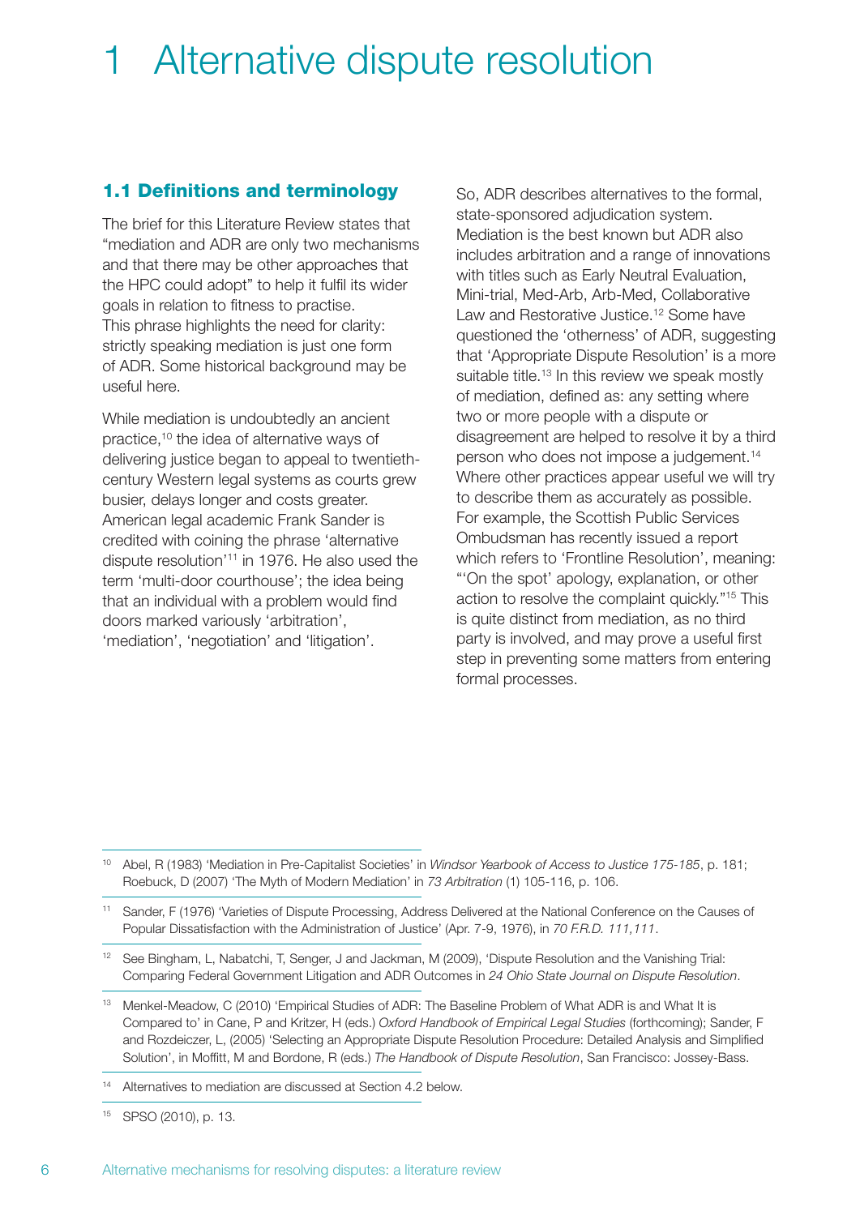# 1 Alternative dispute resolution

## 1.1 Definitions and terminology

The brief for this Literature Review states that "mediation and ADR are only two mechanisms and that there may be other approaches that the HPC could adopt" to help it fulfil its wider goals in relation to fitness to practise. This phrase highlights the need for clarity: strictly speaking mediation is just one form of ADR. Some historical background may be useful here.

While mediation is undoubtedly an ancient practice,[10] the idea of alternative ways of delivering justice began to appeal to twentieth-century Western legal systems as courts grew busier, delays longer and costs greater. American legal academic Frank Sander is credited with coining the phrase 'alternative dispute resolution'[11] in 1976. He also used the term 'multi-door courthouse'; the idea being that an individual with a problem would find doors marked variously 'arbitration', 'mediation', 'negotiation' and 'litigation'.

So, ADR describes alternatives to the formal, state-sponsored adjudication system. Mediation is the best known but ADR also includes arbitration and a range of innovations with titles such as Early Neutral Evaluation, Mini-trial, Med-Arb, Arb-Med, Collaborative Law and Restorative Justice.[12] Some have questioned the 'otherness' of ADR, suggesting that 'Appropriate Dispute Resolution' is a more suitable title.[13] In this review we speak mostly of mediation, defined as: any setting where two or more people with a dispute or disagreement are helped to resolve it by a third person who does not impose a judgement.[14] Where other practices appear useful we will try to describe them as accurately as possible. For example, the Scottish Public Services Ombudsman has recently issued a report which refers to 'Frontline Resolution', meaning: "'On the spot' apology, explanation, or other action to resolve the complaint quickly."[15] This is quite distinct from mediation, as no third party is involved, and may prove a useful first step in preventing some matters from entering formal processes.

---

[10] Abel, R (1983) 'Mediation in Pre-Capitalist Societies' in *Windsor Yearbook of Access to Justice 175-185*, p. 181; Roebuck, D (2007) 'The Myth of Modern Mediation' in *73 Arbitration* (1) 105-116, p. 106.

[11] Sander, F (1976) 'Varieties of Dispute Processing, Address Delivered at the National Conference on the Causes of Popular Dissatisfaction with the Administration of Justice' (Apr. 7-9, 1976), in *70 F.R.D. 111,111*.

[12] See Bingham, L, Nabatchi, T, Senger, J and Jackman, M (2009), 'Dispute Resolution and the Vanishing Trial: Comparing Federal Government Litigation and ADR Outcomes in *24 Ohio State Journal on Dispute Resolution*.

[13] Menkel-Meadow, C (2010) 'Empirical Studies of ADR: The Baseline Problem of What ADR is and What It is Compared to' in Cane, P and Kritzer, H (eds.) *Oxford Handbook of Empirical Legal Studies* (forthcoming); Sander, F and Rozdeiczer, L, (2005) 'Selecting an Appropriate Dispute Resolution Procedure: Detailed Analysis and Simplified Solution', in Moffitt, M and Bordone, R (eds.) *The Handbook of Dispute Resolution*, San Francisco: Jossey-Bass.

[14] Alternatives to mediation are discussed at Section 4.2 below.

[15] SPSO (2010), p. 13.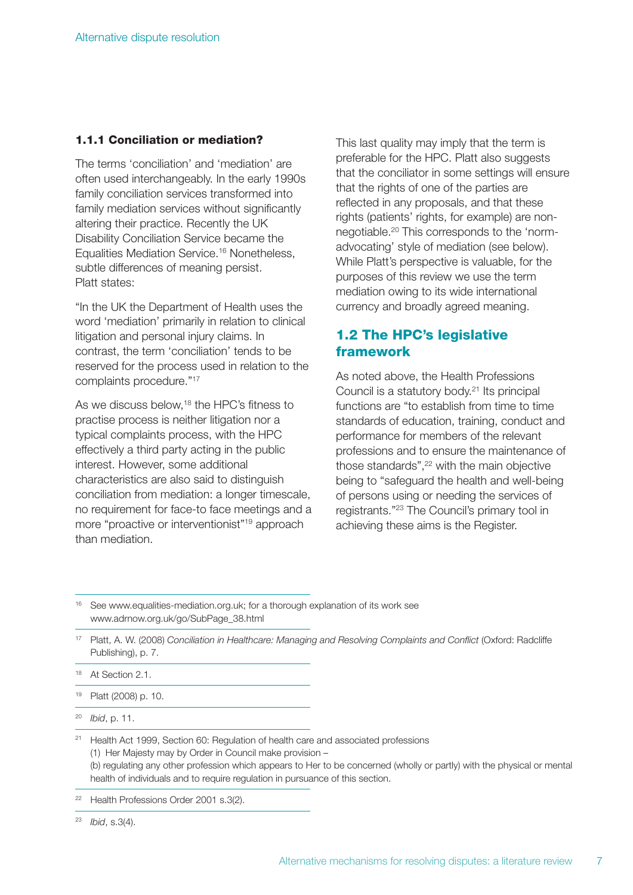### 1.1.1 Conciliation or mediation?

The terms 'conciliation' and 'mediation' are often used interchangeably. In the early 1990s family conciliation services transformed into family mediation services without significantly altering their practice. Recently the UK Disability Conciliation Service became the Equalities Mediation Service.[16] Nonetheless, subtle differences of meaning persist. Platt states:

"In the UK the Department of Health uses the word 'mediation' primarily in relation to clinical litigation and personal injury claims. In contrast, the term 'conciliation' tends to be reserved for the process used in relation to the complaints procedure."[17]

As we discuss below,[18] the HPC's fitness to practise process is neither litigation nor a typical complaints process, with the HPC effectively a third party acting in the public interest. However, some additional characteristics are also said to distinguish conciliation from mediation: a longer timescale, no requirement for face-to face meetings and a more "proactive or interventionist"[19] approach than mediation.

This last quality may imply that the term is preferable for the HPC. Platt also suggests that the conciliator in some settings will ensure that the rights of one of the parties are reflected in any proposals, and that these rights (patients' rights, for example) are non-negotiable.[20] This corresponds to the 'norm-advocating' style of mediation (see below). While Platt's perspective is valuable, for the purposes of this review we use the term mediation owing to its wide international currency and broadly agreed meaning.

## 1.2 The HPC's legislative framework

As noted above, the Health Professions Council is a statutory body.[21] Its principal functions are "to establish from time to time standards of education, training, conduct and performance for members of the relevant professions and to ensure the maintenance of those standards",[22] with the main objective being to "safeguard the health and well-being of persons using or needing the services of registrants."[23] The Council's primary tool in achieving these aims is the Register.

---

[16] See www.equalities-mediation.org.uk; for a thorough explanation of its work see www.adrnow.org.uk/go/SubPage_38.html

[17] Platt, A. W. (2008) *Conciliation in Healthcare: Managing and Resolving Complaints and Conflict* (Oxford: Radcliffe Publishing), p. 7.

[18] At Section 2.1.

[19] Platt (2008) p. 10.

[20] *Ibid*, p. 11.

[21] Health Act 1999, Section 60: Regulation of health care and associated professions
(1) Her Majesty may by Order in Council make provision –
(b) regulating any other profession which appears to Her to be concerned (wholly or partly) with the physical or mental health of individuals and to require regulation in pursuance of this section.

[22] Health Professions Order 2001 s.3(2).

[23] *Ibid*, s.3(4).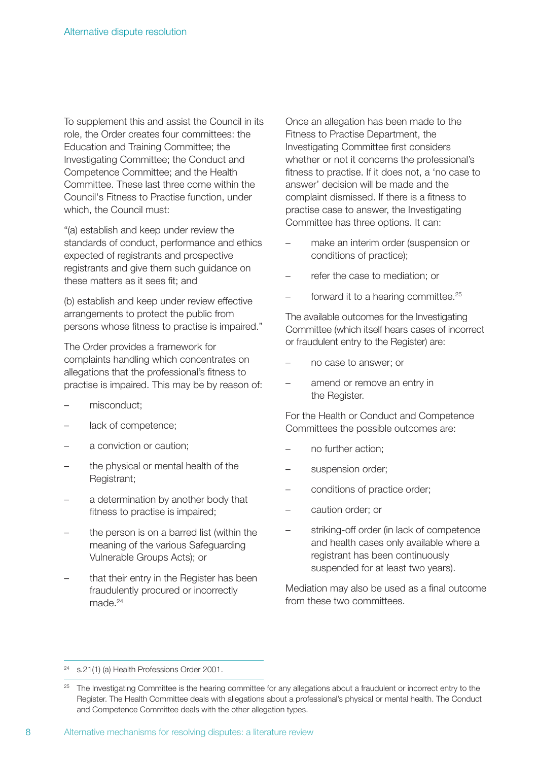To supplement this and assist the Council in its role, the Order creates four committees: the Education and Training Committee; the Investigating Committee; the Conduct and Competence Committee; and the Health Committee. These last three come within the Council's Fitness to Practise function, under which, the Council must:

"(a) establish and keep under review the standards of conduct, performance and ethics expected of registrants and prospective registrants and give them such guidance on these matters as it sees fit; and

(b) establish and keep under review effective arrangements to protect the public from persons whose fitness to practise is impaired."

The Order provides a framework for complaints handling which concentrates on allegations that the professional's fitness to practise is impaired. This may be by reason of:

- misconduct;
- lack of competence;
- a conviction or caution;
- the physical or mental health of the Registrant;
- a determination by another body that fitness to practise is impaired;
- the person is on a barred list (within the meaning of the various Safeguarding Vulnerable Groups Acts); or
- that their entry in the Register has been fraudulently procured or incorrectly made.[24]

Once an allegation has been made to the Fitness to Practise Department, the Investigating Committee first considers whether or not it concerns the professional's fitness to practise. If it does not, a 'no case to answer' decision will be made and the complaint dismissed. If there is a fitness to practise case to answer, the Investigating Committee has three options. It can:

- make an interim order (suspension or conditions of practice);
- refer the case to mediation; or
- forward it to a hearing committee.[25]

The available outcomes for the Investigating Committee (which itself hears cases of incorrect or fraudulent entry to the Register) are:

- no case to answer; or
- amend or remove an entry in the Register.

For the Health or Conduct and Competence Committees the possible outcomes are:

- no further action;
- suspension order;
- conditions of practice order;
- caution order; or
- striking-off order (in lack of competence and health cases only available where a registrant has been continuously suspended for at least two years).

Mediation may also be used as a final outcome from these two committees.

---

[24] s.21(1) (a) Health Professions Order 2001.

[25] The Investigating Committee is the hearing committee for any allegations about a fraudulent or incorrect entry to the Register. The Health Committee deals with allegations about a professional's physical or mental health. The Conduct and Competence Committee deals with the other allegation types.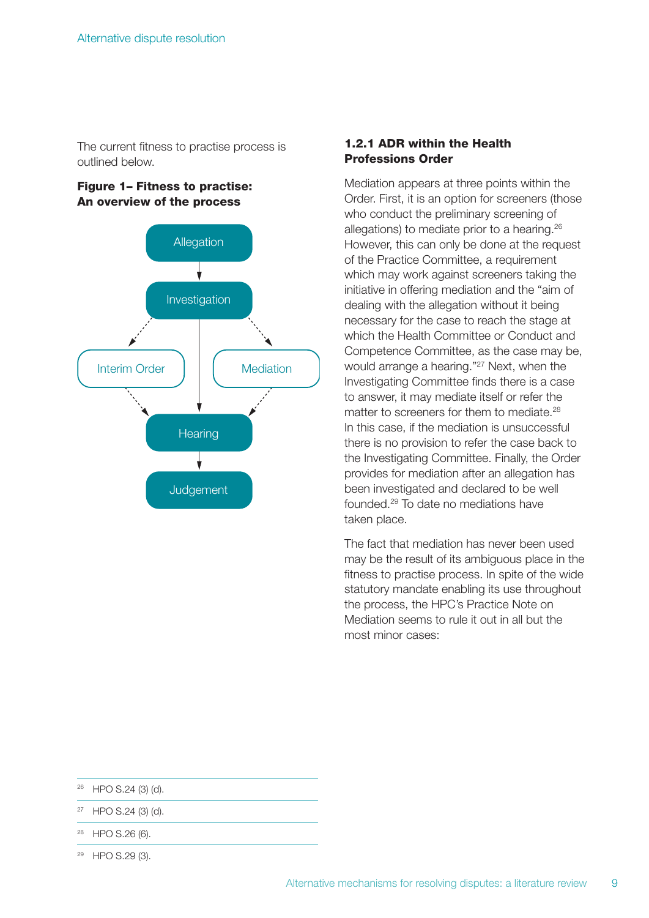The current fitness to practise process is outlined below.

**Figure 1– Fitness to practise: An overview of the process**

Allegation

Investigation

Interim Order

Mediation

Hearing

Judgement

### 1.2.1 ADR within the Health Professions Order

Mediation appears at three points within the Order. First, it is an option for screeners (those who conduct the preliminary screening of allegations) to mediate prior to a hearing.[26] However, this can only be done at the request of the Practice Committee, a requirement which may work against screeners taking the initiative in offering mediation and the "aim of dealing with the allegation without it being necessary for the case to reach the stage at which the Health Committee or Conduct and Competence Committee, as the case may be, would arrange a hearing."[27] Next, when the Investigating Committee finds there is a case to answer, it may mediate itself or refer the matter to screeners for them to mediate.[28] In this case, if the mediation is unsuccessful there is no provision to refer the case back to the Investigating Committee. Finally, the Order provides for mediation after an allegation has been investigated and declared to be well founded.[29] To date no mediations have taken place.

The fact that mediation has never been used may be the result of its ambiguous place in the fitness to practise process. In spite of the wide statutory mandate enabling its use throughout the process, the HPC's Practice Note on Mediation seems to rule it out in all but the most minor cases:

---

[26] HPO S.24 (3) (d).

[27] HPO S.24 (3) (d).

[28] HPO S.26 (6).

[29] HPO S.29 (3).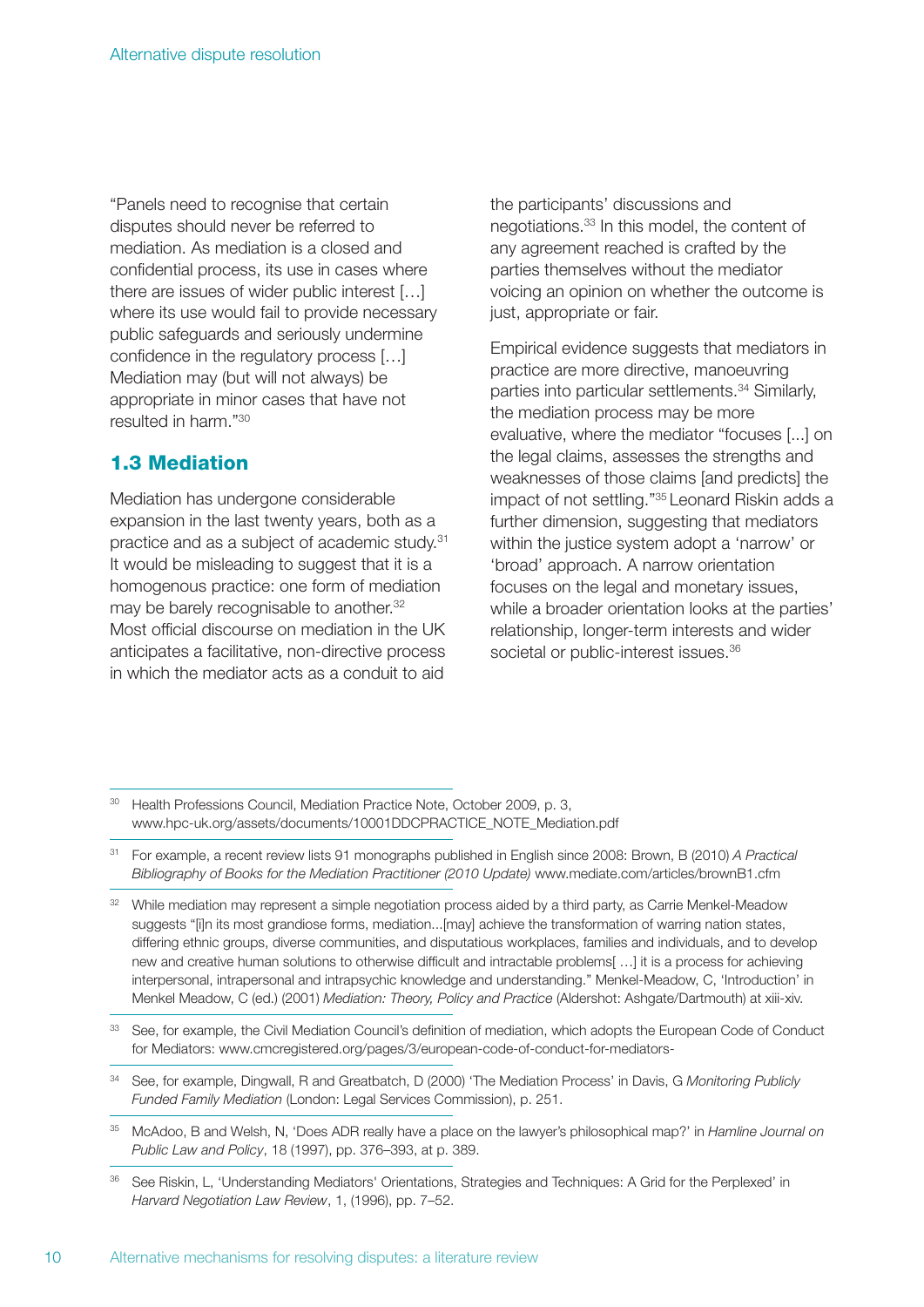"Panels need to recognise that certain disputes should never be referred to mediation. As mediation is a closed and confidential process, its use in cases where there are issues of wider public interest […] where its use would fail to provide necessary public safeguards and seriously undermine confidence in the regulatory process […] Mediation may (but will not always) be appropriate in minor cases that have not resulted in harm."[30]

## 1.3 Mediation

Mediation has undergone considerable expansion in the last twenty years, both as a practice and as a subject of academic study.[31] It would be misleading to suggest that it is a homogenous practice: one form of mediation may be barely recognisable to another.[32] Most official discourse on mediation in the UK anticipates a facilitative, non-directive process in which the mediator acts as a conduit to aid the participants' discussions and negotiations.[33] In this model, the content of any agreement reached is crafted by the parties themselves without the mediator voicing an opinion on whether the outcome is just, appropriate or fair.

Empirical evidence suggests that mediators in practice are more directive, manoeuvring parties into particular settlements.[34] Similarly, the mediation process may be more evaluative, where the mediator "focuses [...] on the legal claims, assesses the strengths and weaknesses of those claims [and predicts] the impact of not settling."[35] Leonard Riskin adds a further dimension, suggesting that mediators within the justice system adopt a 'narrow' or 'broad' approach. A narrow orientation focuses on the legal and monetary issues, while a broader orientation looks at the parties' relationship, longer-term interests and wider societal or public-interest issues.[36]

---

[30] Health Professions Council, Mediation Practice Note, October 2009, p. 3, www.hpc-uk.org/assets/documents/10001DDCPRACTICE_NOTE_Mediation.pdf

[31] For example, a recent review lists 91 monographs published in English since 2008: Brown, B (2010) *A Practical Bibliography of Books for the Mediation Practitioner (2010 Update)* www.mediate.com/articles/brownB1.cfm

[32] While mediation may represent a simple negotiation process aided by a third party, as Carrie Menkel-Meadow suggests "[i]n its most grandiose forms, mediation...[may] achieve the transformation of warring nation states, differing ethnic groups, diverse communities, and disputatious workplaces, families and individuals, and to develop new and creative human solutions to otherwise difficult and intractable problems[ …] it is a process for achieving interpersonal, intrapersonal and intrapsychic knowledge and understanding." Menkel-Meadow, C, 'Introduction' in Menkel Meadow, C (ed.) (2001) *Mediation: Theory, Policy and Practice* (Aldershot: Ashgate/Dartmouth) at xiii-xiv.

[33] See, for example, the Civil Mediation Council's definition of mediation, which adopts the European Code of Conduct for Mediators: www.cmcregistered.org/pages/3/european-code-of-conduct-for-mediators-

[34] See, for example, Dingwall, R and Greatbatch, D (2000) 'The Mediation Process' in Davis, G *Monitoring Publicly Funded Family Mediation* (London: Legal Services Commission), p. 251.

[35] McAdoo, B and Welsh, N, 'Does ADR really have a place on the lawyer's philosophical map?' in *Hamline Journal on Public Law and Policy*, 18 (1997), pp. 376–393, at p. 389.

[36] See Riskin, L, 'Understanding Mediators' Orientations, Strategies and Techniques: A Grid for the Perplexed' in *Harvard Negotiation Law Review*, 1, (1996), pp. 7–52.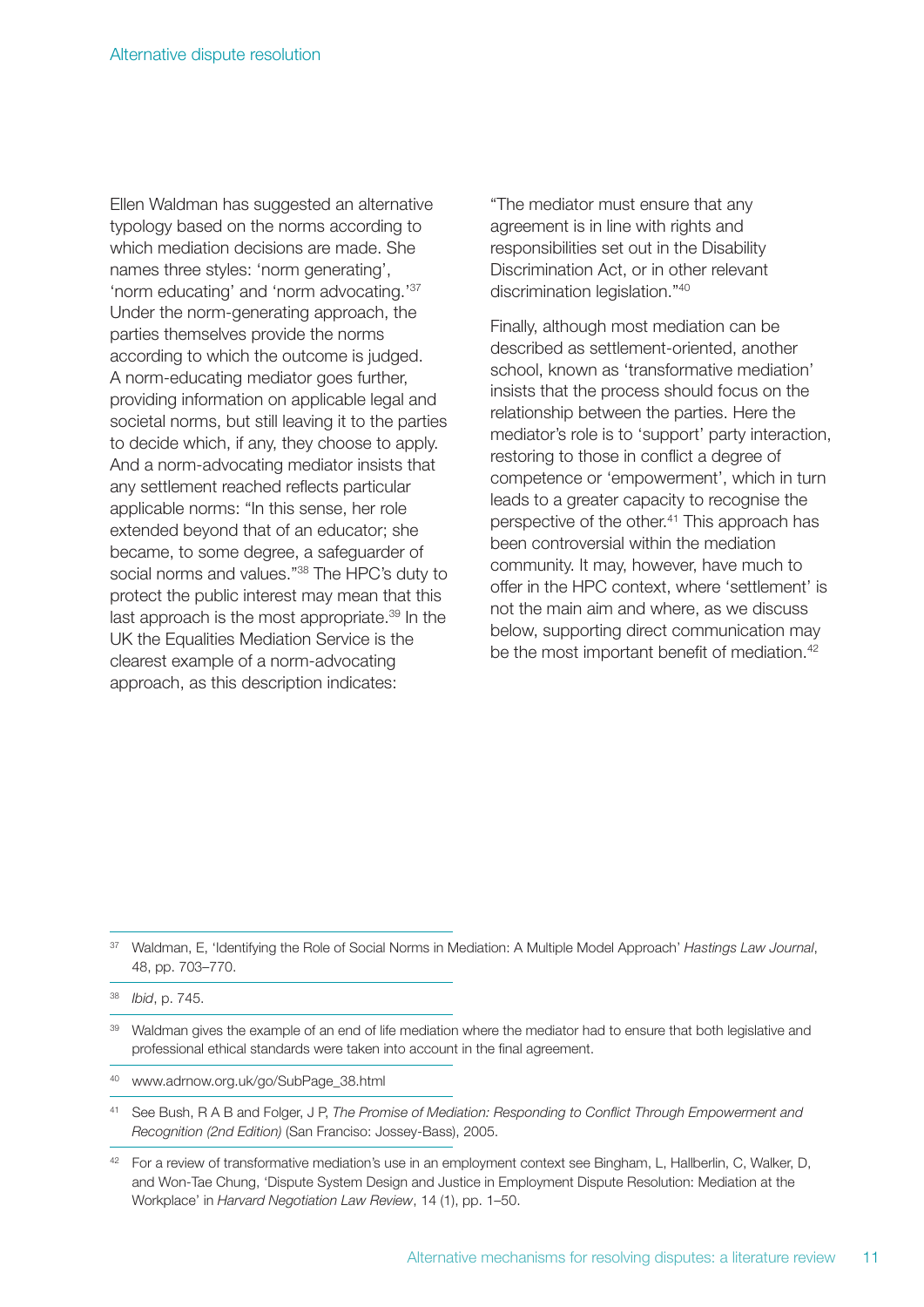Ellen Waldman has suggested an alternative typology based on the norms according to which mediation decisions are made. She names three styles: 'norm generating', 'norm educating' and 'norm advocating.'[37] Under the norm-generating approach, the parties themselves provide the norms according to which the outcome is judged. A norm-educating mediator goes further, providing information on applicable legal and societal norms, but still leaving it to the parties to decide which, if any, they choose to apply. And a norm-advocating mediator insists that any settlement reached reflects particular applicable norms: "In this sense, her role extended beyond that of an educator; she became, to some degree, a safeguarder of social norms and values."[38] The HPC's duty to protect the public interest may mean that this last approach is the most appropriate.[39] In the UK the Equalities Mediation Service is the clearest example of a norm-advocating approach, as this description indicates:

"The mediator must ensure that any agreement is in line with rights and responsibilities set out in the Disability Discrimination Act, or in other relevant discrimination legislation."[40]

Finally, although most mediation can be described as settlement-oriented, another school, known as 'transformative mediation' insists that the process should focus on the relationship between the parties. Here the mediator's role is to 'support' party interaction, restoring to those in conflict a degree of competence or 'empowerment', which in turn leads to a greater capacity to recognise the perspective of the other.[41] This approach has been controversial within the mediation community. It may, however, have much to offer in the HPC context, where 'settlement' is not the main aim and where, as we discuss below, supporting direct communication may be the most important benefit of mediation.[42]

---

[37] Waldman, E, 'Identifying the Role of Social Norms in Mediation: A Multiple Model Approach' *Hastings Law Journal*, 48, pp. 703–770.

[38] *Ibid*, p. 745.

[39] Waldman gives the example of an end of life mediation where the mediator had to ensure that both legislative and professional ethical standards were taken into account in the final agreement.

[40] www.adrnow.org.uk/go/SubPage_38.html

[41] See Bush, R A B and Folger, J P, *The Promise of Mediation: Responding to Conflict Through Empowerment and Recognition (2nd Edition)* (San Franciso: Jossey-Bass), 2005.

[42] For a review of transformative mediation's use in an employment context see Bingham, L, Hallberlin, C, Walker, D, and Won-Tae Chung, 'Dispute System Design and Justice in Employment Dispute Resolution: Mediation at the Workplace' in *Harvard Negotiation Law Review*, 14 (1), pp. 1–50.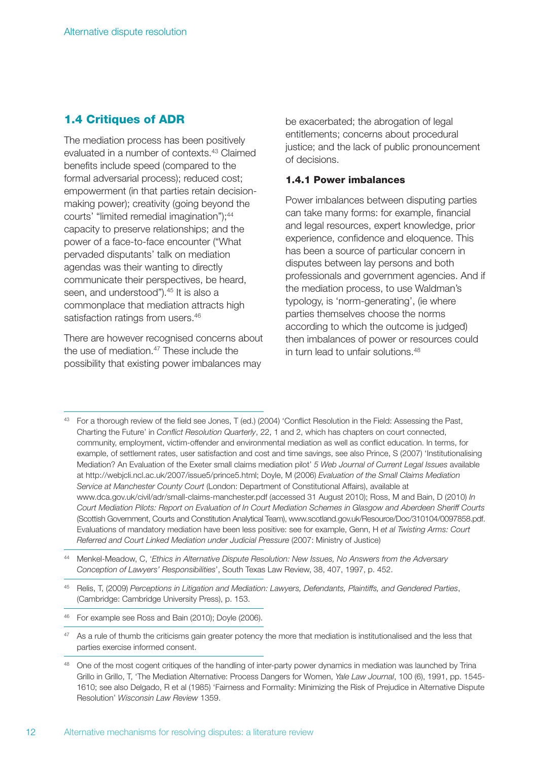## 1.4 Critiques of ADR

The mediation process has been positively evaluated in a number of contexts.[43] Claimed benefits include speed (compared to the formal adversarial process); reduced cost; empowerment (in that parties retain decision-making power); creativity (going beyond the courts' "limited remedial imagination");[44] capacity to preserve relationships; and the power of a face-to-face encounter ("What pervaded disputants' talk on mediation agendas was their wanting to directly communicate their perspectives, be heard, seen, and understood").[45] It is also a commonplace that mediation attracts high satisfaction ratings from users.[46]

There are however recognised concerns about the use of mediation.[47] These include the possibility that existing power imbalances may be exacerbated; the abrogation of legal entitlements; concerns about procedural justice; and the lack of public pronouncement of decisions.

### 1.4.1 Power imbalances

Power imbalances between disputing parties can take many forms: for example, financial and legal resources, expert knowledge, prior experience, confidence and eloquence. This has been a source of particular concern in disputes between lay persons and both professionals and government agencies. And if the mediation process, to use Waldman's typology, is 'norm-generating', (ie where parties themselves choose the norms according to which the outcome is judged) then imbalances of power or resources could in turn lead to unfair solutions.[48]

---

[43] For a thorough review of the field see Jones, T (ed.) (2004) 'Conflict Resolution in the Field: Assessing the Past, Charting the Future' in *Conflict Resolution Quarterly*, 22, 1 and 2, which has chapters on court connected, community, employment, victim-offender and environmental mediation as well as conflict education. In terms, for example, of settlement rates, user satisfaction and cost and time savings, see also Prince, S (2007) 'Institutionalising Mediation? An Evaluation of the Exeter small claims mediation pilot' *5 Web Journal of Current Legal Issues* available at http://webjcli.ncl.ac.uk/2007/issue5/prince5.html; Doyle, M (2006) *Evaluation of the Small Claims Mediation Service at Manchester County Court* (London: Department of Constitutional Affairs), available at www.dca.gov.uk/civil/adr/small-claims-manchester.pdf (accessed 31 August 2010); Ross, M and Bain, D (2010) *In Court Mediation Pilots: Report on Evaluation of In Court Mediation Schemes in Glasgow and Aberdeen Sheriff Courts* (Scottish Government, Courts and Constitution Analytical Team), www.scotland.gov.uk/Resource/Doc/310104/0097858.pdf. Evaluations of mandatory mediation have been less positive: see for example, Genn, H *et al Twisting Arms: Court Referred and Court Linked Mediation under Judicial Pressure* (2007: Ministry of Justice)

[44] Menkel-Meadow, C, '*Ethics in Alternative Dispute Resolution: New Issues, No Answers from the Adversary Conception of Lawyers' Responsibilities*', South Texas Law Review, 38, 407, 1997, p. 452.

[45] Relis, T, (2009) *Perceptions in Litigation and Mediation: Lawyers, Defendants, Plaintiffs, and Gendered Parties*, (Cambridge: Cambridge University Press), p. 153.

[46] For example see Ross and Bain (2010); Doyle (2006).

[47] As a rule of thumb the criticisms gain greater potency the more that mediation is institutionalised and the less that parties exercise informed consent.

[48] One of the most cogent critiques of the handling of inter-party power dynamics in mediation was launched by Trina Grillo in Grillo, T, 'The Mediation Alternative: Process Dangers for Women, *Yale Law Journal*, 100 (6), 1991, pp. 1545-1610; see also Delgado, R et al (1985) 'Fairness and Formality: Minimizing the Risk of Prejudice in Alternative Dispute Resolution' *Wisconsin Law Review* 1359.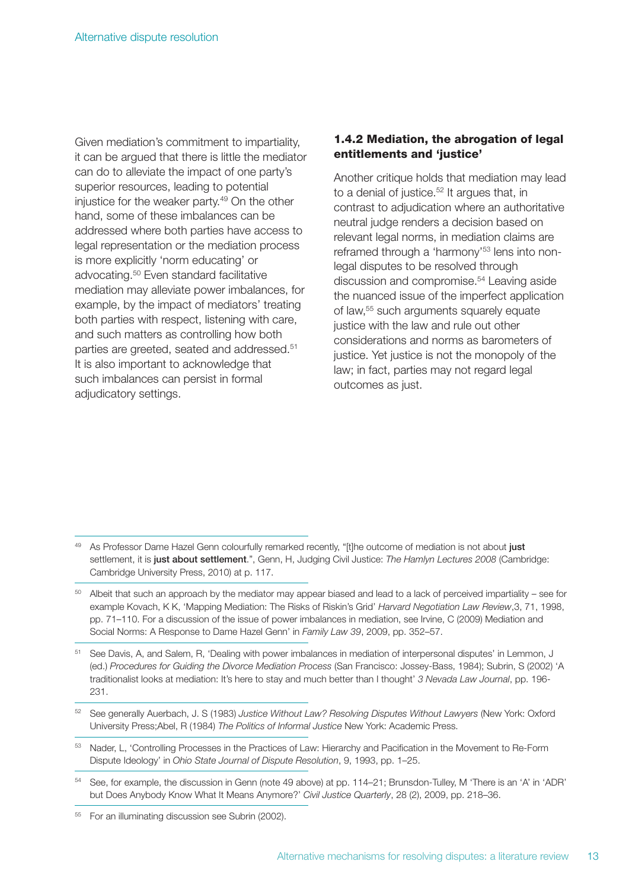Given mediation's commitment to impartiality, it can be argued that there is little the mediator can do to alleviate the impact of one party's superior resources, leading to potential injustice for the weaker party.[49] On the other hand, some of these imbalances can be addressed where both parties have access to legal representation or the mediation process is more explicitly 'norm educating' or advocating.[50] Even standard facilitative mediation may alleviate power imbalances, for example, by the impact of mediators' treating both parties with respect, listening with care, and such matters as controlling how both parties are greeted, seated and addressed.[51] It is also important to acknowledge that such imbalances can persist in formal adjudicatory settings.

### 1.4.2 Mediation, the abrogation of legal entitlements and 'justice'

Another critique holds that mediation may lead to a denial of justice.[52] It argues that, in contrast to adjudication where an authoritative neutral judge renders a decision based on relevant legal norms, in mediation claims are reframed through a 'harmony'[53] lens into non-legal disputes to be resolved through discussion and compromise.[54] Leaving aside the nuanced issue of the imperfect application of law,[55] such arguments squarely equate justice with the law and rule out other considerations and norms as barometers of justice. Yet justice is not the monopoly of the law; in fact, parties may not regard legal outcomes as just.

---

[49] As Professor Dame Hazel Genn colourfully remarked recently, "[t]he outcome of mediation is not about **just** settlement, it is **just about settlement**.", Genn, H, Judging Civil Justice: *The Hamlyn Lectures 2008* (Cambridge: Cambridge University Press, 2010) at p. 117.

[50] Albeit that such an approach by the mediator may appear biased and lead to a lack of perceived impartiality – see for example Kovach, K K, 'Mapping Mediation: The Risks of Riskin's Grid' *Harvard Negotiation Law Review*,3, 71, 1998, pp. 71–110. For a discussion of the issue of power imbalances in mediation, see Irvine, C (2009) Mediation and Social Norms: A Response to Dame Hazel Genn' in *Family Law 39*, 2009, pp. 352–57.

[51] See Davis, A, and Salem, R, 'Dealing with power imbalances in mediation of interpersonal disputes' in Lemmon, J (ed.) *Procedures for Guiding the Divorce Mediation Process* (San Francisco: Jossey-Bass, 1984); Subrin, S (2002) 'A traditionalist looks at mediation: It's here to stay and much better than I thought' *3 Nevada Law Journal*, pp. 196-231.

[52] See generally Auerbach, J. S (1983) *Justice Without Law? Resolving Disputes Without Lawyers* (New York: Oxford University Press;Abel, R (1984) *The Politics of Informal Justice* New York: Academic Press.

[53] Nader, L, 'Controlling Processes in the Practices of Law: Hierarchy and Pacification in the Movement to Re-Form Dispute Ideology' in *Ohio State Journal of Dispute Resolution*, 9, 1993, pp. 1–25.

[54] See, for example, the discussion in Genn (note 49 above) at pp. 114–21; Brunsdon-Tulley, M 'There is an 'A' in 'ADR' but Does Anybody Know What It Means Anymore?' *Civil Justice Quarterly*, 28 (2), 2009, pp. 218–36.

[55] For an illuminating discussion see Subrin (2002).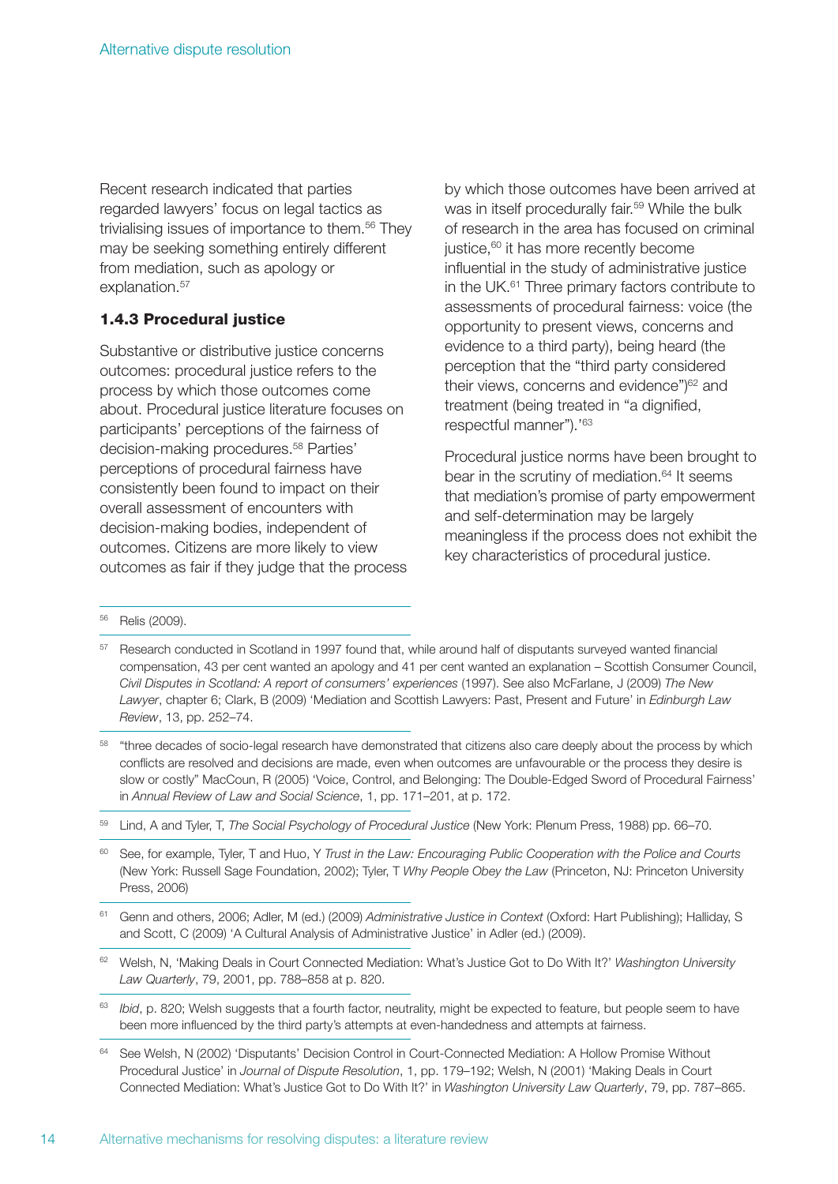Recent research indicated that parties regarded lawyers' focus on legal tactics as trivialising issues of importance to them.[56] They may be seeking something entirely different from mediation, such as apology or explanation.[57]

### 1.4.3 Procedural justice

Substantive or distributive justice concerns outcomes: procedural justice refers to the process by which those outcomes come about. Procedural justice literature focuses on participants' perceptions of the fairness of decision-making procedures.[58] Parties' perceptions of procedural fairness have consistently been found to impact on their overall assessment of encounters with decision-making bodies, independent of outcomes. Citizens are more likely to view outcomes as fair if they judge that the process by which those outcomes have been arrived at was in itself procedurally fair.[59] While the bulk of research in the area has focused on criminal justice,[60] it has more recently become influential in the study of administrative justice in the UK.[61] Three primary factors contribute to assessments of procedural fairness: voice (the opportunity to present views, concerns and evidence to a third party), being heard (the perception that the "third party considered their views, concerns and evidence")[62] and treatment (being treated in "a dignified, respectful manner").'[63]

Procedural justice norms have been brought to bear in the scrutiny of mediation.[64] It seems that mediation's promise of party empowerment and self-determination may be largely meaningless if the process does not exhibit the key characteristics of procedural justice.

---

[56] Relis (2009).

[57] Research conducted in Scotland in 1997 found that, while around half of disputants surveyed wanted financial compensation, 43 per cent wanted an apology and 41 per cent wanted an explanation – Scottish Consumer Council, *Civil Disputes in Scotland: A report of consumers' experiences* (1997). See also McFarlane, J (2009) *The New Lawyer*, chapter 6; Clark, B (2009) 'Mediation and Scottish Lawyers: Past, Present and Future' in *Edinburgh Law Review*, 13, pp. 252–74.

[58] "three decades of socio-legal research have demonstrated that citizens also care deeply about the process by which conflicts are resolved and decisions are made, even when outcomes are unfavourable or the process they desire is slow or costly" MacCoun, R (2005) 'Voice, Control, and Belonging: The Double-Edged Sword of Procedural Fairness' in *Annual Review of Law and Social Science*, 1, pp. 171–201, at p. 172.

[59] Lind, A and Tyler, T, *The Social Psychology of Procedural Justice* (New York: Plenum Press, 1988) pp. 66–70.

[60] See, for example, Tyler, T and Huo, Y *Trust in the Law: Encouraging Public Cooperation with the Police and Courts* (New York: Russell Sage Foundation, 2002); Tyler, T *Why People Obey the Law* (Princeton, NJ: Princeton University Press, 2006)

[61] Genn and others, 2006; Adler, M (ed.) (2009) *Administrative Justice in Context* (Oxford: Hart Publishing); Halliday, S and Scott, C (2009) 'A Cultural Analysis of Administrative Justice' in Adler (ed.) (2009).

[62] Welsh, N, 'Making Deals in Court Connected Mediation: What's Justice Got to Do With It?' *Washington University Law Quarterly*, 79, 2001, pp. 788–858 at p. 820.

[63] *Ibid*, p. 820; Welsh suggests that a fourth factor, neutrality, might be expected to feature, but people seem to have been more influenced by the third party's attempts at even-handedness and attempts at fairness.

[64] See Welsh, N (2002) 'Disputants' Decision Control in Court-Connected Mediation: A Hollow Promise Without Procedural Justice' in *Journal of Dispute Resolution*, 1, pp. 179–192; Welsh, N (2001) 'Making Deals in Court Connected Mediation: What's Justice Got to Do With It?' in *Washington University Law Quarterly*, 79, pp. 787–865.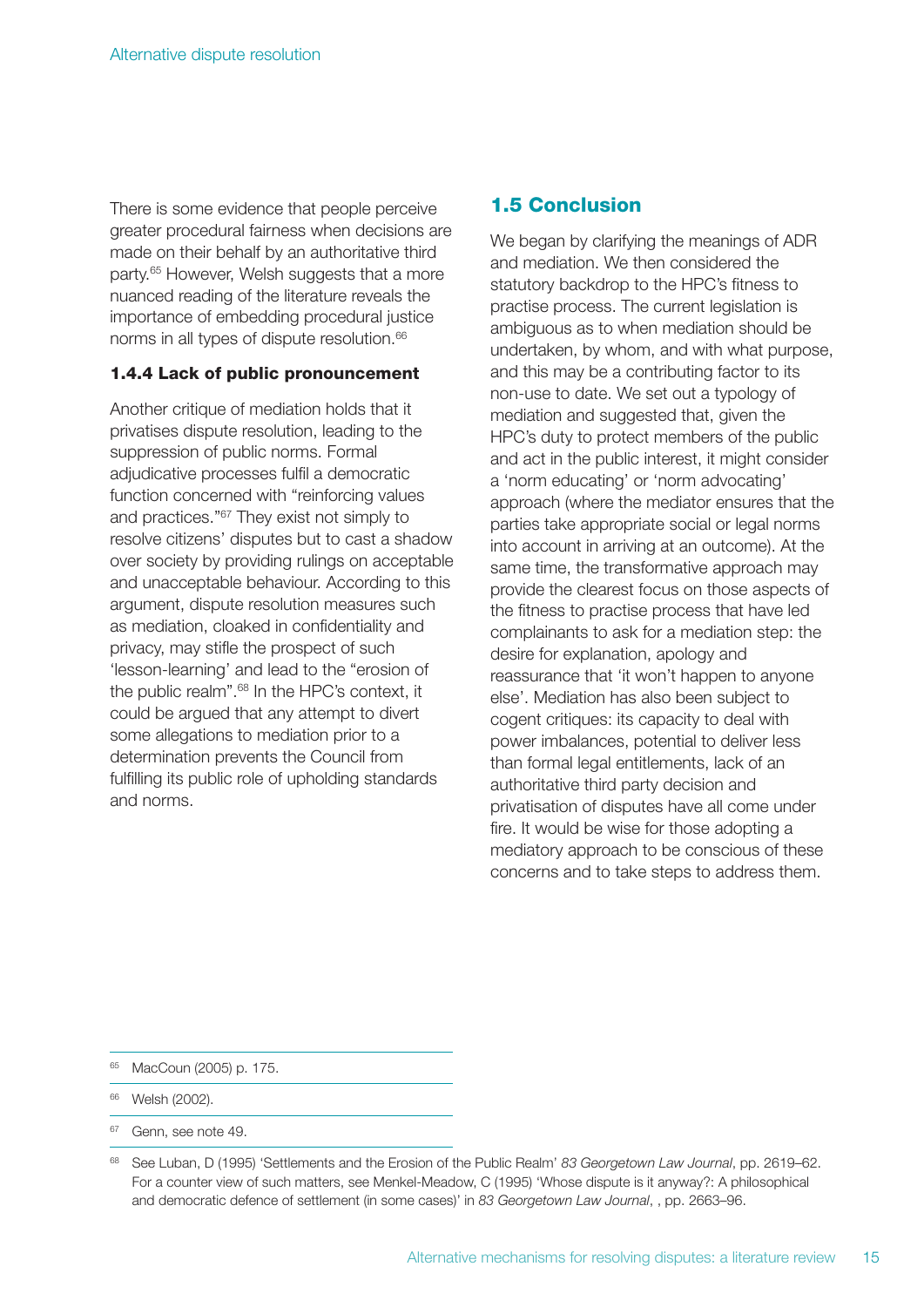There is some evidence that people perceive greater procedural fairness when decisions are made on their behalf by an authoritative third party.[65] However, Welsh suggests that a more nuanced reading of the literature reveals the importance of embedding procedural justice norms in all types of dispute resolution.[66]

#### 1.4.4 Lack of public pronouncement

Another critique of mediation holds that it privatises dispute resolution, leading to the suppression of public norms. Formal adjudicative processes fulfil a democratic function concerned with "reinforcing values and practices."[67] They exist not simply to resolve citizens' disputes but to cast a shadow over society by providing rulings on acceptable and unacceptable behaviour. According to this argument, dispute resolution measures such as mediation, cloaked in confidentiality and privacy, may stifle the prospect of such 'lesson-learning' and lead to the "erosion of the public realm".[68] In the HPC's context, it could be argued that any attempt to divert some allegations to mediation prior to a determination prevents the Council from fulfilling its public role of upholding standards and norms.

## 1.5 Conclusion

We began by clarifying the meanings of ADR and mediation. We then considered the statutory backdrop to the HPC's fitness to practise process. The current legislation is ambiguous as to when mediation should be undertaken, by whom, and with what purpose, and this may be a contributing factor to its non-use to date. We set out a typology of mediation and suggested that, given the HPC's duty to protect members of the public and act in the public interest, it might consider a 'norm educating' or 'norm advocating' approach (where the mediator ensures that the parties take appropriate social or legal norms into account in arriving at an outcome). At the same time, the transformative approach may provide the clearest focus on those aspects of the fitness to practise process that have led complainants to ask for a mediation step: the desire for explanation, apology and reassurance that 'it won't happen to anyone else'. Mediation has also been subject to cogent critiques: its capacity to deal with power imbalances, potential to deliver less than formal legal entitlements, lack of an authoritative third party decision and privatisation of disputes have all come under fire. It would be wise for those adopting a mediatory approach to be conscious of these concerns and to take steps to address them.

---

[65] MacCoun (2005) p. 175.

[66] Welsh (2002).

[67] Genn, see note 49.

[68] See Luban, D (1995) 'Settlements and the Erosion of the Public Realm' *83 Georgetown Law Journal*, pp. 2619–62. For a counter view of such matters, see Menkel-Meadow, C (1995) 'Whose dispute is it anyway?: A philosophical and democratic defence of settlement (in some cases)' in *83 Georgetown Law Journal*, , pp. 2663–96.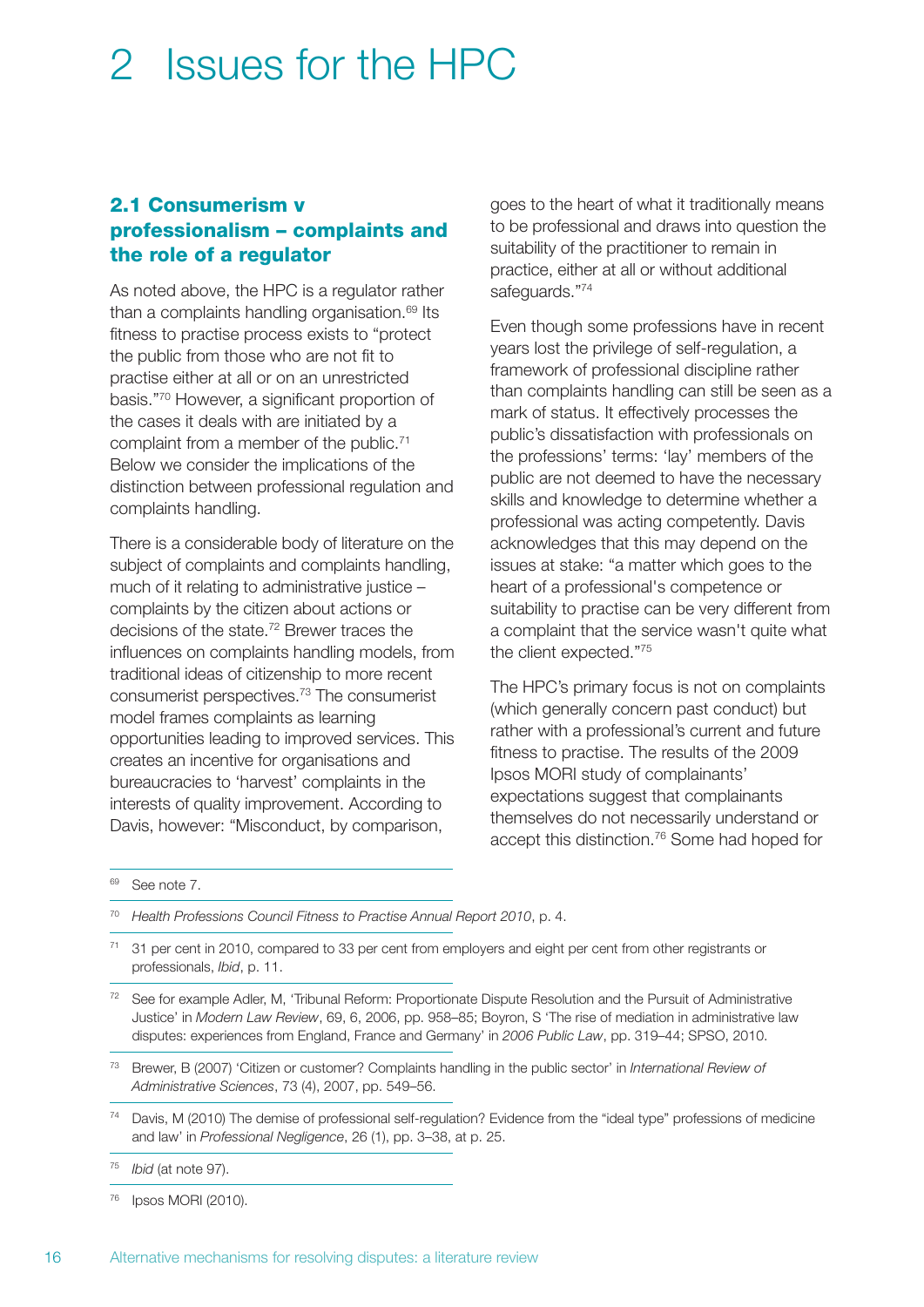# 2 Issues for the HPC

### 2.1 Consumerism v professionalism – complaints and the role of a regulator

As noted above, the HPC is a regulator rather than a complaints handling organisation.[69] Its fitness to practise process exists to "protect the public from those who are not fit to practise either at all or on an unrestricted basis."[70] However, a significant proportion of the cases it deals with are initiated by a complaint from a member of the public.[71] Below we consider the implications of the distinction between professional regulation and complaints handling.

There is a considerable body of literature on the subject of complaints and complaints handling, much of it relating to administrative justice – complaints by the citizen about actions or decisions of the state.[72] Brewer traces the influences on complaints handling models, from traditional ideas of citizenship to more recent consumerist perspectives.[73] The consumerist model frames complaints as learning opportunities leading to improved services. This creates an incentive for organisations and bureaucracies to 'harvest' complaints in the interests of quality improvement. According to Davis, however: "Misconduct, by comparison, goes to the heart of what it traditionally means to be professional and draws into question the suitability of the practitioner to remain in practice, either at all or without additional safeguards."[74]

Even though some professions have in recent years lost the privilege of self-regulation, a framework of professional discipline rather than complaints handling can still be seen as a mark of status. It effectively processes the public's dissatisfaction with professionals on the professions' terms: 'lay' members of the public are not deemed to have the necessary skills and knowledge to determine whether a professional was acting competently. Davis acknowledges that this may depend on the issues at stake: "a matter which goes to the heart of a professional's competence or suitability to practise can be very different from a complaint that the service wasn't quite what the client expected."[75]

The HPC's primary focus is not on complaints (which generally concern past conduct) but rather with a professional's current and future fitness to practise. The results of the 2009 Ipsos MORI study of complainants' expectations suggest that complainants themselves do not necessarily understand or accept this distinction.[76] Some had hoped for

---

[69] See note 7.

[70] *Health Professions Council Fitness to Practise Annual Report 2010*, p. 4.

[71] 31 per cent in 2010, compared to 33 per cent from employers and eight per cent from other registrants or professionals, *Ibid*, p. 11.

[72] See for example Adler, M, 'Tribunal Reform: Proportionate Dispute Resolution and the Pursuit of Administrative Justice' in *Modern Law Review*, 69, 6, 2006, pp. 958–85; Boyron, S 'The rise of mediation in administrative law disputes: experiences from England, France and Germany' in *2006 Public Law*, pp. 319–44; SPSO, 2010.

[73] Brewer, B (2007) 'Citizen or customer? Complaints handling in the public sector' in *International Review of Administrative Sciences*, 73 (4), 2007, pp. 549–56.

[74] Davis, M (2010) The demise of professional self-regulation? Evidence from the "ideal type" professions of medicine and law' in *Professional Negligence*, 26 (1), pp. 3–38, at p. 25.

[75] *Ibid* (at note 97).

[76] Ipsos MORI (2010).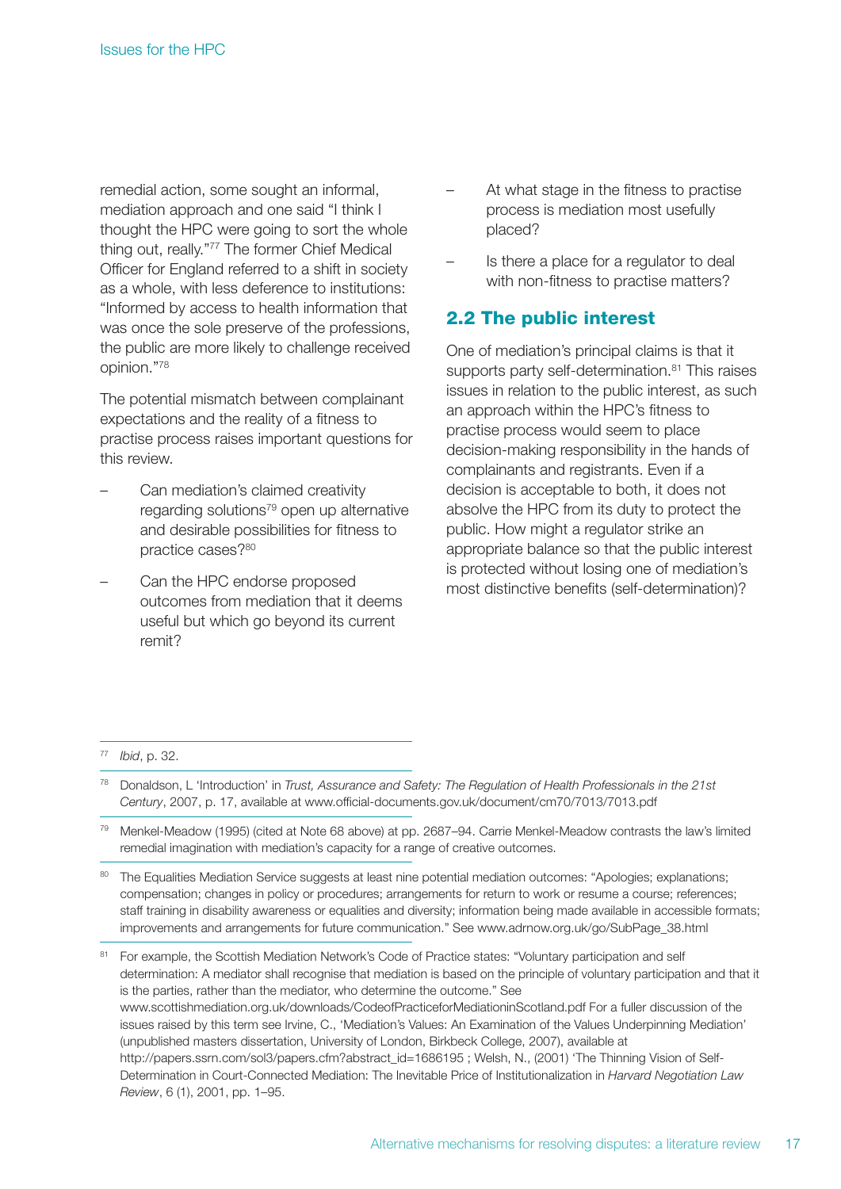remedial action, some sought an informal, mediation approach and one said "I think I thought the HPC were going to sort the whole thing out, really."[77] The former Chief Medical Officer for England referred to a shift in society as a whole, with less deference to institutions: "Informed by access to health information that was once the sole preserve of the professions, the public are more likely to challenge received opinion."[78]

The potential mismatch between complainant expectations and the reality of a fitness to practise process raises important questions for this review.

- Can mediation's claimed creativity regarding solutions[79] open up alternative and desirable possibilities for fitness to practice cases?[80]
- Can the HPC endorse proposed outcomes from mediation that it deems useful but which go beyond its current remit?
- At what stage in the fitness to practise process is mediation most usefully placed?
- Is there a place for a regulator to deal with non-fitness to practise matters?

## 2.2 The public interest

One of mediation's principal claims is that it supports party self-determination.[81] This raises issues in relation to the public interest, as such an approach within the HPC's fitness to practise process would seem to place decision-making responsibility in the hands of complainants and registrants. Even if a decision is acceptable to both, it does not absolve the HPC from its duty to protect the public. How might a regulator strike an appropriate balance so that the public interest is protected without losing one of mediation's most distinctive benefits (self-determination)?

---

[77] *Ibid*, p. 32.

[78] Donaldson, L 'Introduction' in *Trust, Assurance and Safety: The Regulation of Health Professionals in the 21st Century*, 2007, p. 17, available at www.official-documents.gov.uk/document/cm70/7013/7013.pdf

[79] Menkel-Meadow (1995) (cited at Note 68 above) at pp. 2687–94. Carrie Menkel-Meadow contrasts the law's limited remedial imagination with mediation's capacity for a range of creative outcomes.

[80] The Equalities Mediation Service suggests at least nine potential mediation outcomes: "Apologies; explanations; compensation; changes in policy or procedures; arrangements for return to work or resume a course; references; staff training in disability awareness or equalities and diversity; information being made available in accessible formats; improvements and arrangements for future communication." See www.adrnow.org.uk/go/SubPage_38.html

[81] For example, the Scottish Mediation Network's Code of Practice states: "Voluntary participation and self determination: A mediator shall recognise that mediation is based on the principle of voluntary participation and that it is the parties, rather than the mediator, who determine the outcome." See www.scottishmediation.org.uk/downloads/CodeofPracticeforMediationinScotland.pdf For a fuller discussion of the issues raised by this term see Irvine, C., 'Mediation's Values: An Examination of the Values Underpinning Mediation' (unpublished masters dissertation, University of London, Birkbeck College, 2007), available at http://papers.ssrn.com/sol3/papers.cfm?abstract_id=1686195 ; Welsh, N., (2001) 'The Thinning Vision of Self-Determination in Court-Connected Mediation: The Inevitable Price of Institutionalization in *Harvard Negotiation Law Review*, 6 (1), 2001, pp. 1–95.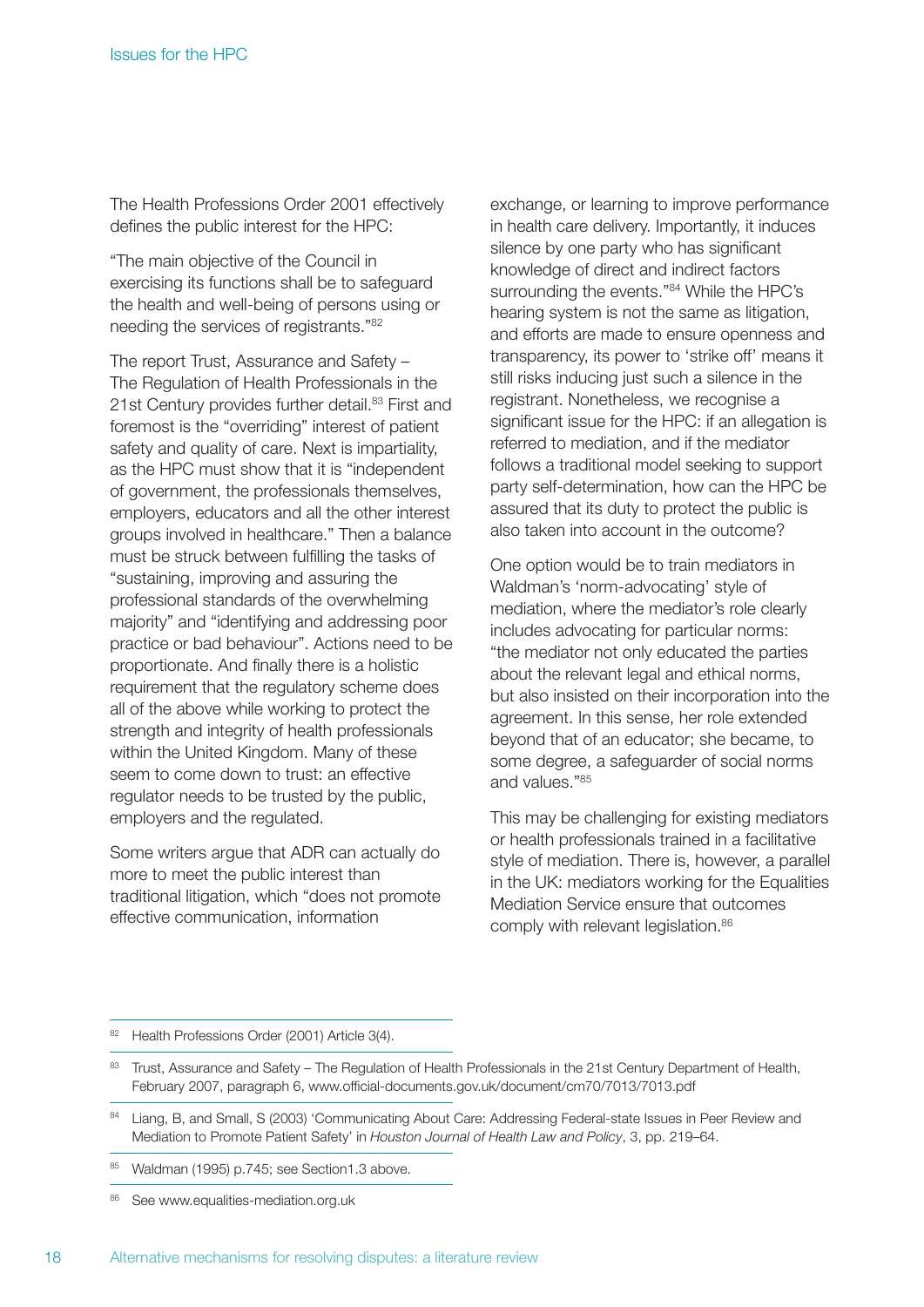The Health Professions Order 2001 effectively defines the public interest for the HPC:

"The main objective of the Council in exercising its functions shall be to safeguard the health and well-being of persons using or needing the services of registrants."[82]

The report Trust, Assurance and Safety – The Regulation of Health Professionals in the 21st Century provides further detail.[83] First and foremost is the "overriding" interest of patient safety and quality of care. Next is impartiality, as the HPC must show that it is "independent of government, the professionals themselves, employers, educators and all the other interest groups involved in healthcare." Then a balance must be struck between fulfilling the tasks of "sustaining, improving and assuring the professional standards of the overwhelming majority" and "identifying and addressing poor practice or bad behaviour". Actions need to be proportionate. And finally there is a holistic requirement that the regulatory scheme does all of the above while working to protect the strength and integrity of health professionals within the United Kingdom. Many of these seem to come down to trust: an effective regulator needs to be trusted by the public, employers and the regulated.

Some writers argue that ADR can actually do more to meet the public interest than traditional litigation, which "does not promote effective communication, information exchange, or learning to improve performance in health care delivery. Importantly, it induces silence by one party who has significant knowledge of direct and indirect factors surrounding the events."[84] While the HPC's hearing system is not the same as litigation, and efforts are made to ensure openness and transparency, its power to 'strike off' means it still risks inducing just such a silence in the registrant. Nonetheless, we recognise a significant issue for the HPC: if an allegation is referred to mediation, and if the mediator follows a traditional model seeking to support party self-determination, how can the HPC be assured that its duty to protect the public is also taken into account in the outcome?

One option would be to train mediators in Waldman's 'norm-advocating' style of mediation, where the mediator's role clearly includes advocating for particular norms: "the mediator not only educated the parties about the relevant legal and ethical norms, but also insisted on their incorporation into the agreement. In this sense, her role extended beyond that of an educator; she became, to some degree, a safeguarder of social norms and values."[85]

This may be challenging for existing mediators or health professionals trained in a facilitative style of mediation. There is, however, a parallel in the UK: mediators working for the Equalities Mediation Service ensure that outcomes comply with relevant legislation.[86]

---

[82] Health Professions Order (2001) Article 3(4).

[83] Trust, Assurance and Safety – The Regulation of Health Professionals in the 21st Century Department of Health, February 2007, paragraph 6, www.official-documents.gov.uk/document/cm70/7013/7013.pdf

[84] Liang, B, and Small, S (2003) 'Communicating About Care: Addressing Federal-state Issues in Peer Review and Mediation to Promote Patient Safety' in *Houston Journal of Health Law and Policy*, 3, pp. 219–64.

[85] Waldman (1995) p.745; see Section1.3 above.

[86] See www.equalities-mediation.org.uk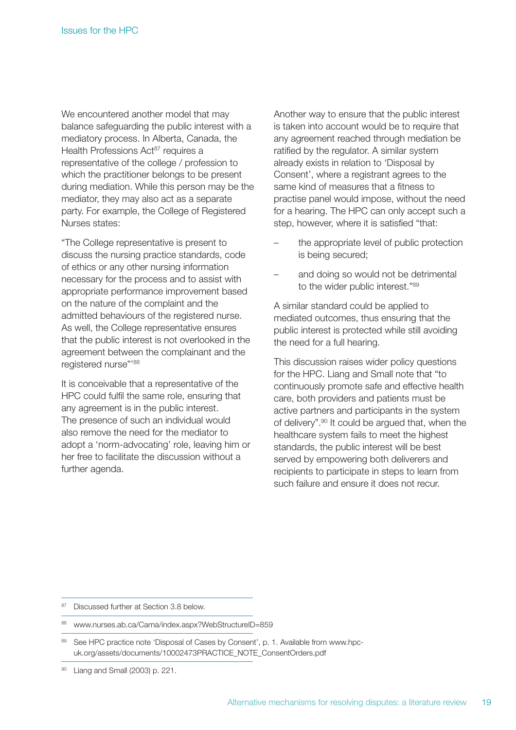We encountered another model that may balance safeguarding the public interest with a mediatory process. In Alberta, Canada, the Health Professions Act[87] requires a representative of the college / profession to which the practitioner belongs to be present during mediation. While this person may be the mediator, they may also act as a separate party. For example, the College of Registered Nurses states:

"The College representative is present to discuss the nursing practice standards, code of ethics or any other nursing information necessary for the process and to assist with appropriate performance improvement based on the nature of the complaint and the admitted behaviours of the registered nurse. As well, the College representative ensures that the public interest is not overlooked in the agreement between the complainant and the registered nurse"'[88]

It is conceivable that a representative of the HPC could fulfil the same role, ensuring that any agreement is in the public interest. The presence of such an individual would also remove the need for the mediator to adopt a 'norm-advocating' role, leaving him or her free to facilitate the discussion without a further agenda.

Another way to ensure that the public interest is taken into account would be to require that any agreement reached through mediation be ratified by the regulator. A similar system already exists in relation to 'Disposal by Consent', where a registrant agrees to the same kind of measures that a fitness to practise panel would impose, without the need for a hearing. The HPC can only accept such a step, however, where it is satisfied "that:

- the appropriate level of public protection is being secured;
- and doing so would not be detrimental to the wider public interest."[89]

A similar standard could be applied to mediated outcomes, thus ensuring that the public interest is protected while still avoiding the need for a full hearing.

This discussion raises wider policy questions for the HPC. Liang and Small note that "to continuously promote safe and effective health care, both providers and patients must be active partners and participants in the system of delivery".[90] It could be argued that, when the healthcare system fails to meet the highest standards, the public interest will be best served by empowering both deliverers and recipients to participate in steps to learn from such failure and ensure it does not recur.

---

[87] Discussed further at Section 3.8 below.

[88] www.nurses.ab.ca/Carna/index.aspx?WebStructureID=859

[89] See HPC practice note 'Disposal of Cases by Consent', p. 1. Available from www.hpc-uk.org/assets/documents/10002473PRACTICE_NOTE_ConsentOrders.pdf

[90] Liang and Small (2003) p. 221.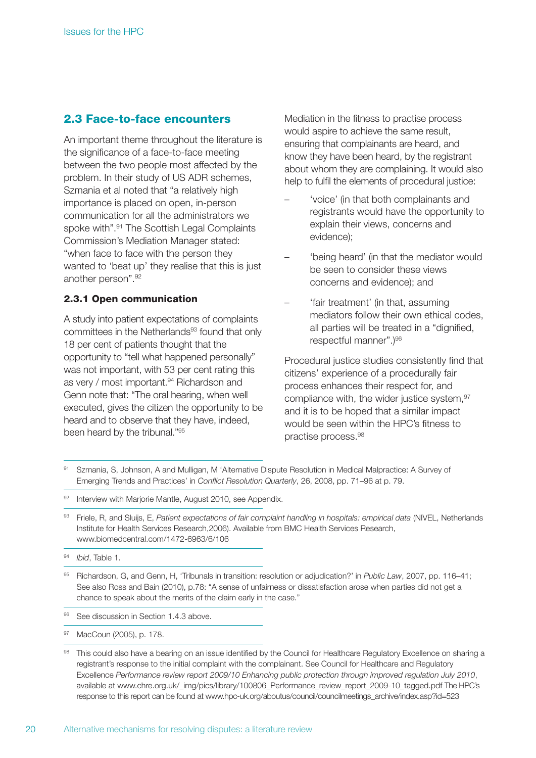## 2.3 Face-to-face encounters

An important theme throughout the literature is the significance of a face-to-face meeting between the two people most affected by the problem. In their study of US ADR schemes, Szmania et al noted that "a relatively high importance is placed on open, in-person communication for all the administrators we spoke with".[91] The Scottish Legal Complaints Commission's Mediation Manager stated: "when face to face with the person they wanted to 'beat up' they realise that this is just another person".[92]

### 2.3.1 Open communication

A study into patient expectations of complaints committees in the Netherlands[93] found that only 18 per cent of patients thought that the opportunity to "tell what happened personally" was not important, with 53 per cent rating this as very / most important.[94] Richardson and Genn note that: "The oral hearing, when well executed, gives the citizen the opportunity to be heard and to observe that they have, indeed, been heard by the tribunal."[95]

Mediation in the fitness to practise process would aspire to achieve the same result, ensuring that complainants are heard, and know they have been heard, by the registrant about whom they are complaining. It would also help to fulfil the elements of procedural justice:

- 'voice' (in that both complainants and registrants would have the opportunity to explain their views, concerns and evidence);
- 'being heard' (in that the mediator would be seen to consider these views concerns and evidence); and
- 'fair treatment' (in that, assuming mediators follow their own ethical codes, all parties will be treated in a "dignified, respectful manner".)[96]

Procedural justice studies consistently find that citizens' experience of a procedurally fair process enhances their respect for, and compliance with, the wider justice system,[97] and it is to be hoped that a similar impact would be seen within the HPC's fitness to practise process.[98]

---

[91] Szmania, S, Johnson, A and Mulligan, M 'Alternative Dispute Resolution in Medical Malpractice: A Survey of Emerging Trends and Practices' in *Conflict Resolution Quarterly*, 26, 2008, pp. 71–96 at p. 79.

[92] Interview with Marjorie Mantle, August 2010, see Appendix.

[93] Friele, R, and Sluijs, E, *Patient expectations of fair complaint handling in hospitals: empirical data* (NIVEL, Netherlands Institute for Health Services Research,2006). Available from BMC Health Services Research, www.biomedcentral.com/1472-6963/6/106

[94] *Ibid*, Table 1.

[95] Richardson, G, and Genn, H, 'Tribunals in transition: resolution or adjudication?' in *Public Law*, 2007, pp. 116–41; See also Ross and Bain (2010), p.78: "A sense of unfairness or dissatisfaction arose when parties did not get a chance to speak about the merits of the claim early in the case."

[96] See discussion in Section 1.4.3 above.

[97] MacCoun (2005), p. 178.

[98] This could also have a bearing on an issue identified by the Council for Healthcare Regulatory Excellence on sharing a registrant's response to the initial complaint with the complainant. See Council for Healthcare and Regulatory Excellence *Performance review report 2009/10 Enhancing public protection through improved regulation July 2010*, available at www.chre.org.uk/_img/pics/library/100806_Performance_review_report_2009-10_tagged.pdf The HPC's response to this report can be found at www.hpc-uk.org/aboutus/council/councilmeetings_archive/index.asp?id=523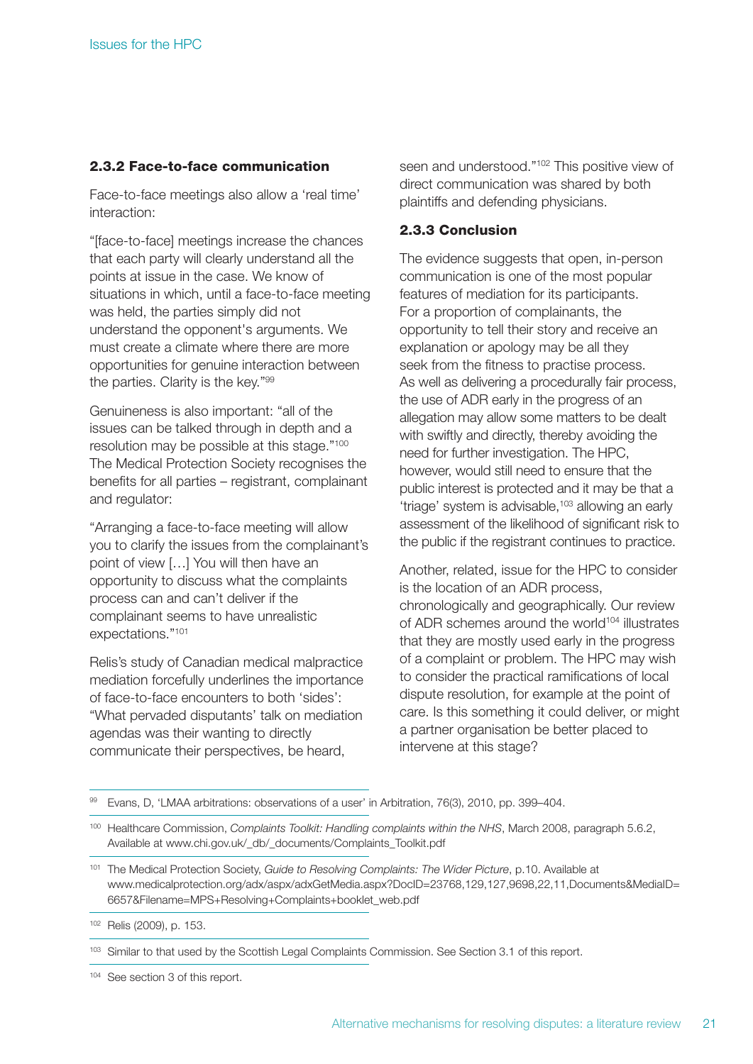### 2.3.2 Face-to-face communication

Face-to-face meetings also allow a 'real time' interaction:

"[face-to-face] meetings increase the chances that each party will clearly understand all the points at issue in the case. We know of situations in which, until a face-to-face meeting was held, the parties simply did not understand the opponent's arguments. We must create a climate where there are more opportunities for genuine interaction between the parties. Clarity is the key."[99]

Genuineness is also important: "all of the issues can be talked through in depth and a resolution may be possible at this stage."[100] The Medical Protection Society recognises the benefits for all parties – registrant, complainant and regulator:

"Arranging a face-to-face meeting will allow you to clarify the issues from the complainant's point of view […] You will then have an opportunity to discuss what the complaints process can and can't deliver if the complainant seems to have unrealistic expectations."[101]

Relis's study of Canadian medical malpractice mediation forcefully underlines the importance of face-to-face encounters to both 'sides': "What pervaded disputants' talk on mediation agendas was their wanting to directly communicate their perspectives, be heard, seen and understood."[102] This positive view of direct communication was shared by both plaintiffs and defending physicians.

### 2.3.3 Conclusion

The evidence suggests that open, in-person communication is one of the most popular features of mediation for its participants. For a proportion of complainants, the opportunity to tell their story and receive an explanation or apology may be all they seek from the fitness to practise process. As well as delivering a procedurally fair process, the use of ADR early in the progress of an allegation may allow some matters to be dealt with swiftly and directly, thereby avoiding the need for further investigation. The HPC, however, would still need to ensure that the public interest is protected and it may be that a 'triage' system is advisable,[103] allowing an early assessment of the likelihood of significant risk to the public if the registrant continues to practice.

Another, related, issue for the HPC to consider is the location of an ADR process, chronologically and geographically. Our review of ADR schemes around the world[104] illustrates that they are mostly used early in the progress of a complaint or problem. The HPC may wish to consider the practical ramifications of local dispute resolution, for example at the point of care. Is this something it could deliver, or might a partner organisation be better placed to intervene at this stage?

---

[99] Evans, D, 'LMAA arbitrations: observations of a user' in Arbitration, 76(3), 2010, pp. 399–404.

[100] Healthcare Commission, *Complaints Toolkit: Handling complaints within the NHS*, March 2008, paragraph 5.6.2, Available at www.chi.gov.uk/_db/_documents/Complaints_Toolkit.pdf

[101] The Medical Protection Society, *Guide to Resolving Complaints: The Wider Picture*, p.10. Available at www.medicalprotection.org/adx/aspx/adxGetMedia.aspx?DocID=23768,129,127,9698,22,11,Documents&MediaID=6657&Filename=MPS+Resolving+Complaints+booklet_web.pdf

[102] Relis (2009), p. 153.

[103] Similar to that used by the Scottish Legal Complaints Commission. See Section 3.1 of this report.

[104] See section 3 of this report.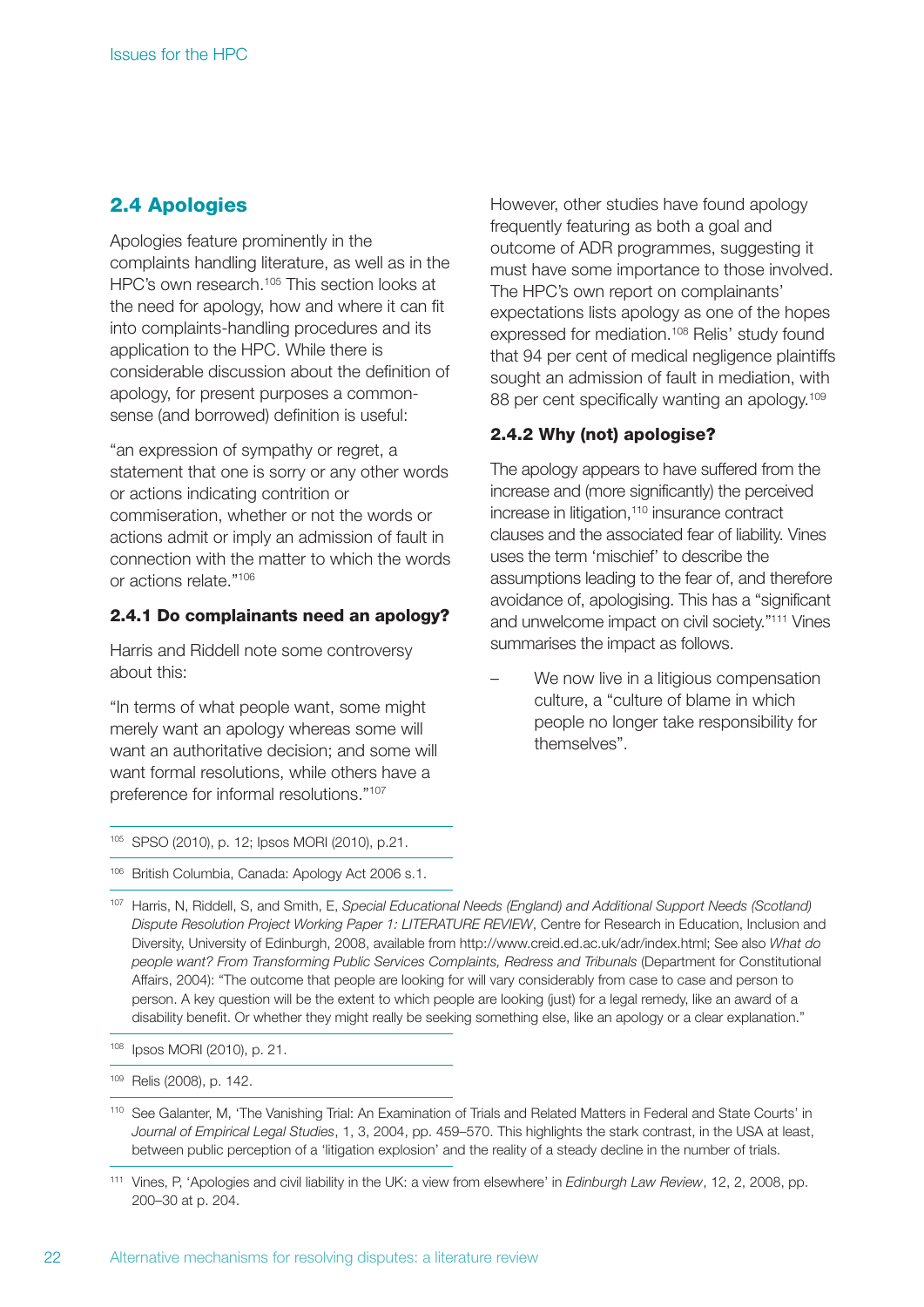## 2.4 Apologies

Apologies feature prominently in the complaints handling literature, as well as in the HPC's own research.[105] This section looks at the need for apology, how and where it can fit into complaints-handling procedures and its application to the HPC. While there is considerable discussion about the definition of apology, for present purposes a common-sense (and borrowed) definition is useful:

"an expression of sympathy or regret, a statement that one is sorry or any other words or actions indicating contrition or commiseration, whether or not the words or actions admit or imply an admission of fault in connection with the matter to which the words or actions relate."[106]

### 2.4.1 Do complainants need an apology?

Harris and Riddell note some controversy about this:

"In terms of what people want, some might merely want an apology whereas some will want an authoritative decision; and some will want formal resolutions, while others have a preference for informal resolutions."[107]

However, other studies have found apology frequently featuring as both a goal and outcome of ADR programmes, suggesting it must have some importance to those involved. The HPC's own report on complainants' expectations lists apology as one of the hopes expressed for mediation.[108] Relis' study found that 94 per cent of medical negligence plaintiffs sought an admission of fault in mediation, with 88 per cent specifically wanting an apology.[109]

### 2.4.2 Why (not) apologise?

The apology appears to have suffered from the increase and (more significantly) the perceived increase in litigation,[110] insurance contract clauses and the associated fear of liability. Vines uses the term 'mischief' to describe the assumptions leading to the fear of, and therefore avoidance of, apologising. This has a "significant and unwelcome impact on civil society."[111] Vines summarises the impact as follows.

- We now live in a litigious compensation culture, a "culture of blame in which people no longer take responsibility for themselves".

---

[105] SPSO (2010), p. 12; Ipsos MORI (2010), p.21.

[106] British Columbia, Canada: Apology Act 2006 s.1.

[107] Harris, N, Riddell, S, and Smith, E, *Special Educational Needs (England) and Additional Support Needs (Scotland) Dispute Resolution Project Working Paper 1: LITERATURE REVIEW*, Centre for Research in Education, Inclusion and Diversity, University of Edinburgh, 2008, available from http://www.creid.ed.ac.uk/adr/index.html; See also *What do people want? From Transforming Public Services Complaints, Redress and Tribunals* (Department for Constitutional Affairs, 2004): "The outcome that people are looking for will vary considerably from case to case and person to person. A key question will be the extent to which people are looking (just) for a legal remedy, like an award of a disability benefit. Or whether they might really be seeking something else, like an apology or a clear explanation."

[108] Ipsos MORI (2010), p. 21.

[109] Relis (2008), p. 142.

[110] See Galanter, M, 'The Vanishing Trial: An Examination of Trials and Related Matters in Federal and State Courts' in *Journal of Empirical Legal Studies*, 1, 3, 2004, pp. 459–570. This highlights the stark contrast, in the USA at least, between public perception of a 'litigation explosion' and the reality of a steady decline in the number of trials.

[111] Vines, P, 'Apologies and civil liability in the UK: a view from elsewhere' in *Edinburgh Law Review*, 12, 2, 2008, pp. 200–30 at p. 204.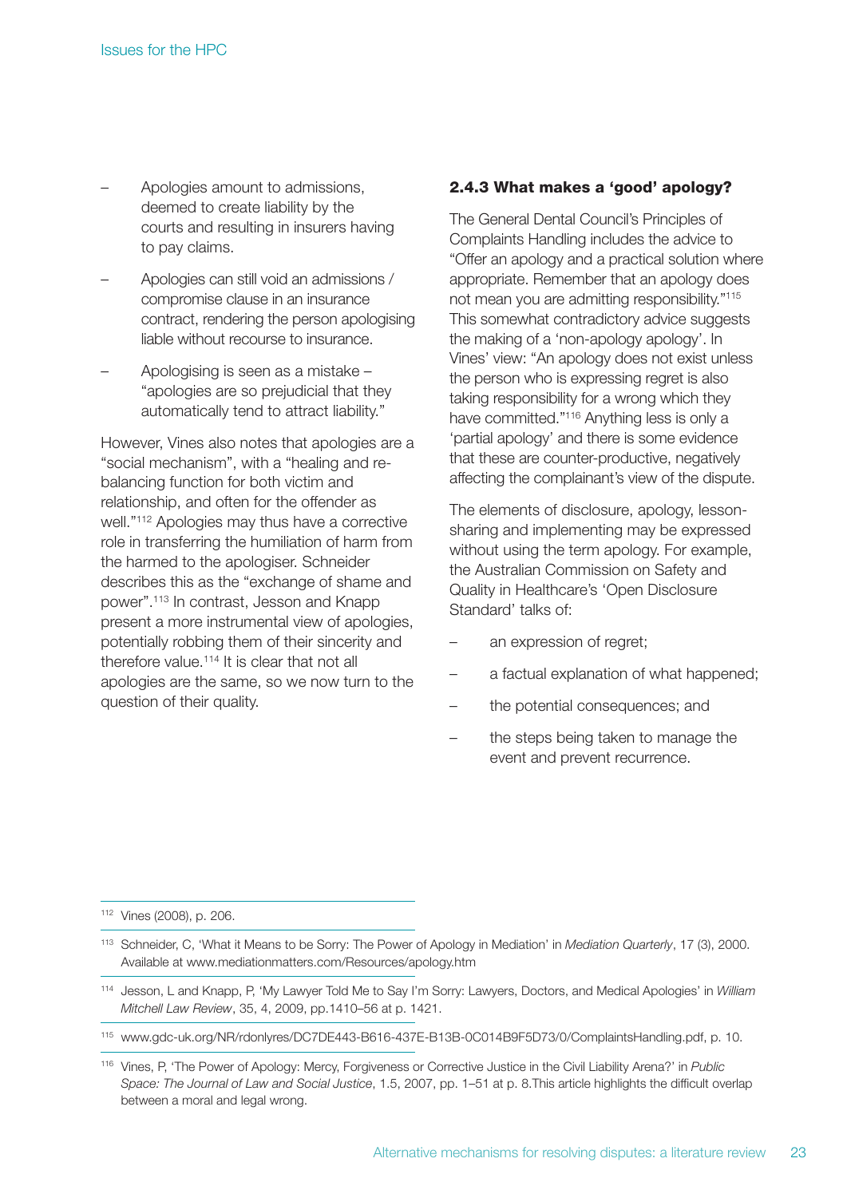- Apologies amount to admissions, deemed to create liability by the courts and resulting in insurers having to pay claims.
- Apologies can still void an admissions / compromise clause in an insurance contract, rendering the person apologising liable without recourse to insurance.
- Apologising is seen as a mistake – "apologies are so prejudicial that they automatically tend to attract liability."

However, Vines also notes that apologies are a "social mechanism", with a "healing and re-balancing function for both victim and relationship, and often for the offender as well."[112] Apologies may thus have a corrective role in transferring the humiliation of harm from the harmed to the apologiser. Schneider describes this as the "exchange of shame and power".[113] In contrast, Jesson and Knapp present a more instrumental view of apologies, potentially robbing them of their sincerity and therefore value.[114] It is clear that not all apologies are the same, so we now turn to the question of their quality.

### 2.4.3 What makes a 'good' apology?

The General Dental Council's Principles of Complaints Handling includes the advice to "Offer an apology and a practical solution where appropriate. Remember that an apology does not mean you are admitting responsibility."[115] This somewhat contradictory advice suggests the making of a 'non-apology apology'. In Vines' view: "An apology does not exist unless the person who is expressing regret is also taking responsibility for a wrong which they have committed."[116] Anything less is only a 'partial apology' and there is some evidence that these are counter-productive, negatively affecting the complainant's view of the dispute.

The elements of disclosure, apology, lesson-sharing and implementing may be expressed without using the term apology. For example, the Australian Commission on Safety and Quality in Healthcare's 'Open Disclosure Standard' talks of:

- an expression of regret;
- a factual explanation of what happened;
- the potential consequences; and
- the steps being taken to manage the event and prevent recurrence.

---

[112] Vines (2008), p. 206.

[113] Schneider, C, 'What it Means to be Sorry: The Power of Apology in Mediation' in *Mediation Quarterly*, 17 (3), 2000. Available at www.mediationmatters.com/Resources/apology.htm

[114] Jesson, L and Knapp, P, 'My Lawyer Told Me to Say I'm Sorry: Lawyers, Doctors, and Medical Apologies' in *William Mitchell Law Review*, 35, 4, 2009, pp.1410–56 at p. 1421.

[115] www.gdc-uk.org/NR/rdonlyres/DC7DE443-B616-437E-B13B-0C014B9F5D73/0/ComplaintsHandling.pdf, p. 10.

[116] Vines, P, 'The Power of Apology: Mercy, Forgiveness or Corrective Justice in the Civil Liability Arena?' in *Public Space: The Journal of Law and Social Justice*, 1.5, 2007, pp. 1–51 at p. 8.This article highlights the difficult overlap between a moral and legal wrong.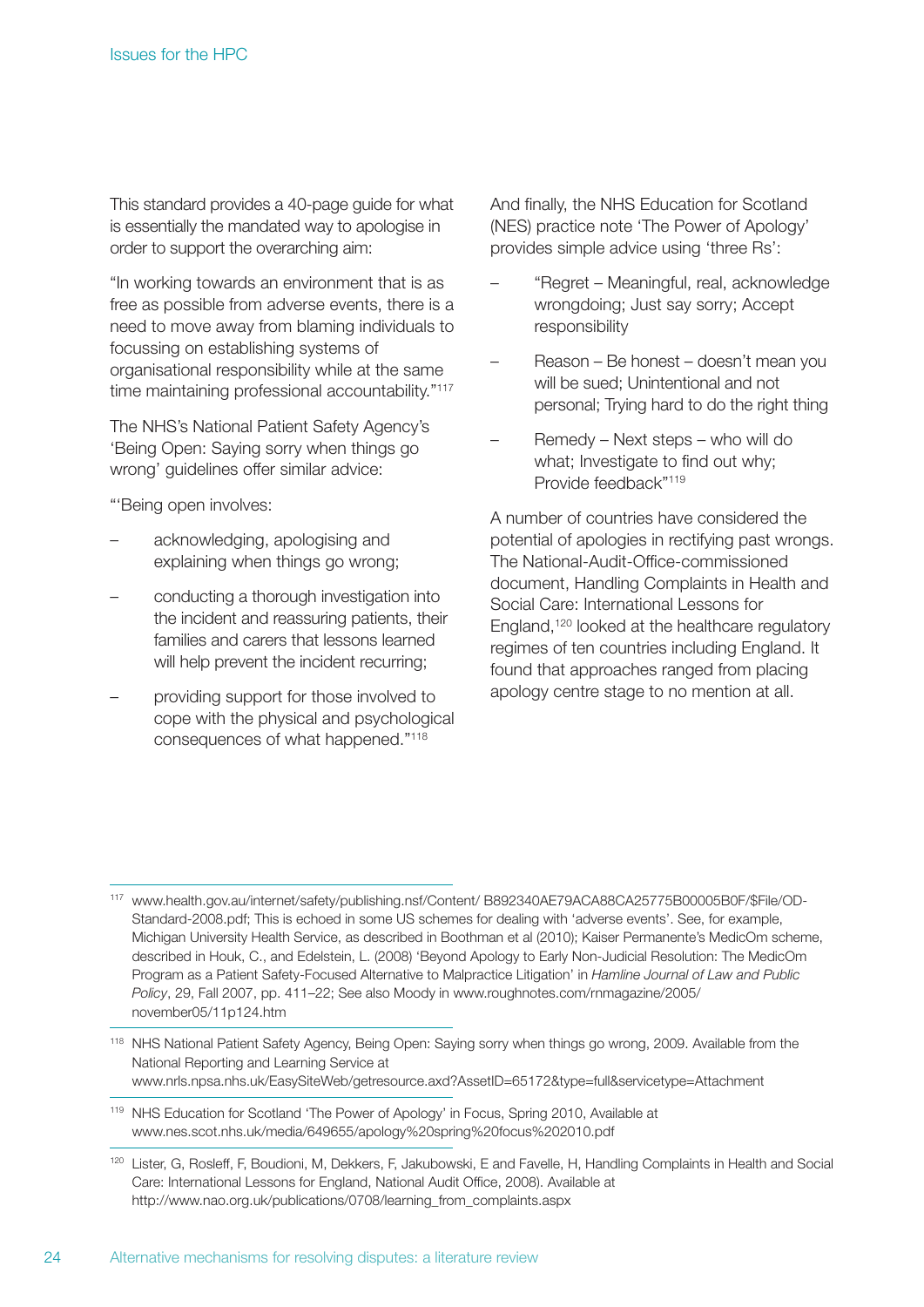This standard provides a 40-page guide for what is essentially the mandated way to apologise in order to support the overarching aim:

"In working towards an environment that is as free as possible from adverse events, there is a need to move away from blaming individuals to focussing on establishing systems of organisational responsibility while at the same time maintaining professional accountability."[117]

The NHS's National Patient Safety Agency's 'Being Open: Saying sorry when things go wrong' guidelines offer similar advice:

"'Being open involves:

- acknowledging, apologising and explaining when things go wrong;
- conducting a thorough investigation into the incident and reassuring patients, their families and carers that lessons learned will help prevent the incident recurring;
- providing support for those involved to cope with the physical and psychological consequences of what happened."[118]

And finally, the NHS Education for Scotland (NES) practice note 'The Power of Apology' provides simple advice using 'three Rs':

- "Regret – Meaningful, real, acknowledge wrongdoing; Just say sorry; Accept responsibility
- Reason – Be honest – doesn't mean you will be sued; Unintentional and not personal; Trying hard to do the right thing
- Remedy – Next steps – who will do what; Investigate to find out why; Provide feedback"[119]

A number of countries have considered the potential of apologies in rectifying past wrongs. The National-Audit-Office-commissioned document, Handling Complaints in Health and Social Care: International Lessons for England,[120] looked at the healthcare regulatory regimes of ten countries including England. It found that approaches ranged from placing apology centre stage to no mention at all.

---

[117] www.health.gov.au/internet/safety/publishing.nsf/Content/ B892340AE79ACA88CA25775B00005B0F/$File/OD-Standard-2008.pdf; This is echoed in some US schemes for dealing with 'adverse events'. See, for example, Michigan University Health Service, as described in Boothman et al (2010); Kaiser Permanente's MedicOm scheme, described in Houk, C., and Edelstein, L. (2008) 'Beyond Apology to Early Non-Judicial Resolution: The MedicOm Program as a Patient Safety-Focused Alternative to Malpractice Litigation' in *Hamline Journal of Law and Public Policy*, 29, Fall 2007, pp. 411–22; See also Moody in www.roughnotes.com/rnmagazine/2005/ november05/11p124.htm

[118] NHS National Patient Safety Agency, Being Open: Saying sorry when things go wrong, 2009. Available from the National Reporting and Learning Service at www.nrls.npsa.nhs.uk/EasySiteWeb/getresource.axd?AssetID=65172&type=full&servicetype=Attachment

[119] NHS Education for Scotland 'The Power of Apology' in Focus, Spring 2010, Available at www.nes.scot.nhs.uk/media/649655/apology%20spring%20focus%202010.pdf

[120] Lister, G, Rosleff, F, Boudioni, M, Dekkers, F, Jakubowski, E and Favelle, H, Handling Complaints in Health and Social Care: International Lessons for England, National Audit Office, 2008). Available at http://www.nao.org.uk/publications/0708/learning_from_complaints.aspx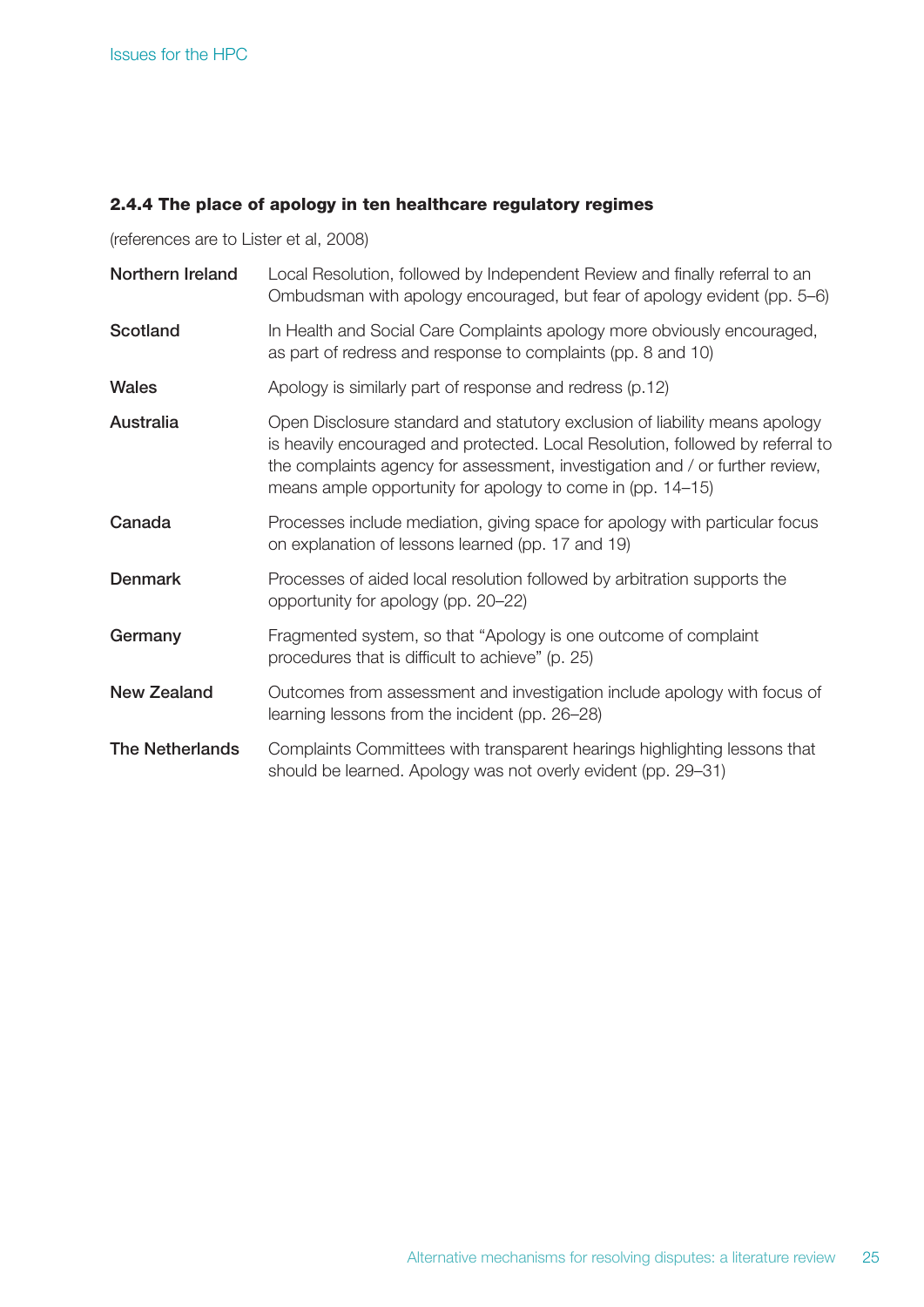### 2.4.4 The place of apology in ten healthcare regulatory regimes

(references are to Lister et al, 2008)

| | |
|---|---|
| **Northern Ireland** | Local Resolution, followed by Independent Review and finally referral to an Ombudsman with apology encouraged, but fear of apology evident (pp. 5–6) |
| **Scotland** | In Health and Social Care Complaints apology more obviously encouraged, as part of redress and response to complaints (pp. 8 and 10) |
| **Wales** | Apology is similarly part of response and redress (p.12) |
| **Australia** | Open Disclosure standard and statutory exclusion of liability means apology is heavily encouraged and protected. Local Resolution, followed by referral to the complaints agency for assessment, investigation and / or further review, means ample opportunity for apology to come in (pp. 14–15) |
| **Canada** | Processes include mediation, giving space for apology with particular focus on explanation of lessons learned (pp. 17 and 19) |
| **Denmark** | Processes of aided local resolution followed by arbitration supports the opportunity for apology (pp. 20–22) |
| **Germany** | Fragmented system, so that "Apology is one outcome of complaint procedures that is difficult to achieve" (p. 25) |
| **New Zealand** | Outcomes from assessment and investigation include apology with focus of learning lessons from the incident (pp. 26–28) |
| **The Netherlands** | Complaints Committees with transparent hearings highlighting lessons that should be learned. Apology was not overly evident (pp. 29–31) |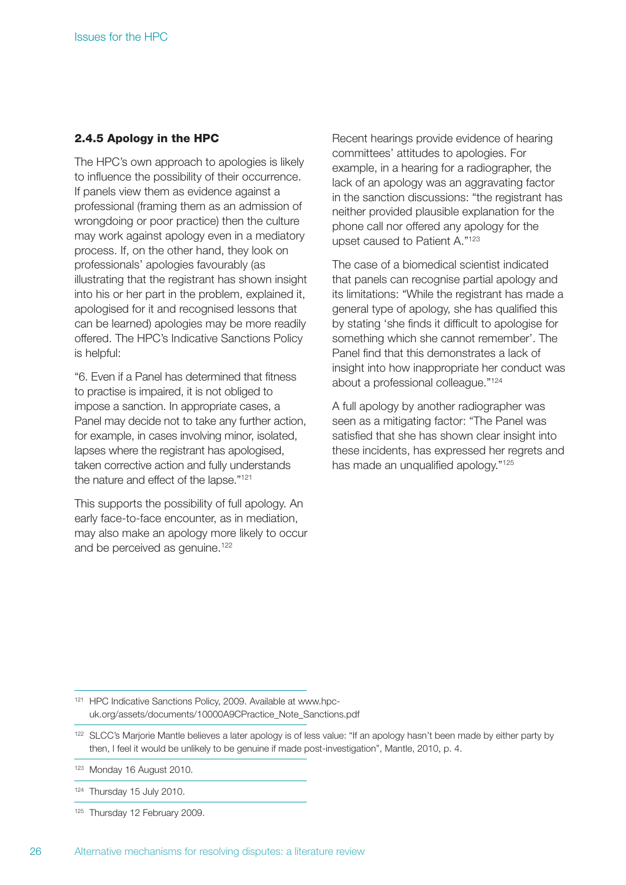### 2.4.5 Apology in the HPC

The HPC's own approach to apologies is likely to influence the possibility of their occurrence. If panels view them as evidence against a professional (framing them as an admission of wrongdoing or poor practice) then the culture may work against apology even in a mediatory process. If, on the other hand, they look on professionals' apologies favourably (as illustrating that the registrant has shown insight into his or her part in the problem, explained it, apologised for it and recognised lessons that can be learned) apologies may be more readily offered. The HPC's Indicative Sanctions Policy is helpful:

"6. Even if a Panel has determined that fitness to practise is impaired, it is not obliged to impose a sanction. In appropriate cases, a Panel may decide not to take any further action, for example, in cases involving minor, isolated, lapses where the registrant has apologised, taken corrective action and fully understands the nature and effect of the lapse."[121]

This supports the possibility of full apology. An early face-to-face encounter, as in mediation, may also make an apology more likely to occur and be perceived as genuine.[122]

Recent hearings provide evidence of hearing committees' attitudes to apologies. For example, in a hearing for a radiographer, the lack of an apology was an aggravating factor in the sanction discussions: "the registrant has neither provided plausible explanation for the phone call nor offered any apology for the upset caused to Patient A."[123]

The case of a biomedical scientist indicated that panels can recognise partial apology and its limitations: "While the registrant has made a general type of apology, she has qualified this by stating 'she finds it difficult to apologise for something which she cannot remember'. The Panel find that this demonstrates a lack of insight into how inappropriate her conduct was about a professional colleague."[124]

A full apology by another radiographer was seen as a mitigating factor: "The Panel was satisfied that she has shown clear insight into these incidents, has expressed her regrets and has made an unqualified apology."[125]

---

[121] HPC Indicative Sanctions Policy, 2009. Available at www.hpc-uk.org/assets/documents/10000A9CPractice_Note_Sanctions.pdf

[122] SLCC's Marjorie Mantle believes a later apology is of less value: "If an apology hasn't been made by either party by then, I feel it would be unlikely to be genuine if made post-investigation", Mantle, 2010, p. 4.

[123] Monday 16 August 2010.

[124] Thursday 15 July 2010.

[125] Thursday 12 February 2009.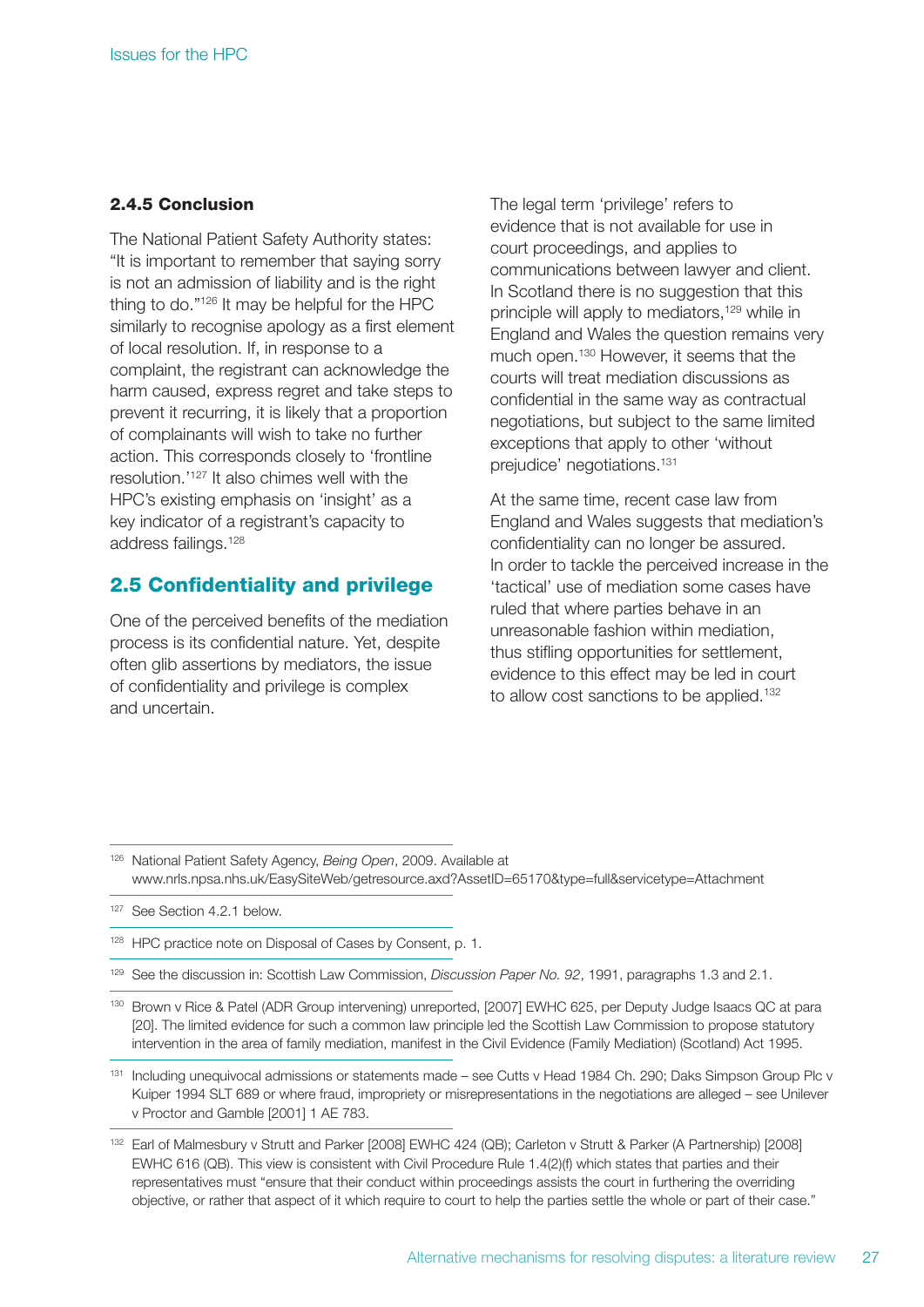### 2.4.5 Conclusion

The National Patient Safety Authority states: "It is important to remember that saying sorry is not an admission of liability and is the right thing to do."[126] It may be helpful for the HPC similarly to recognise apology as a first element of local resolution. If, in response to a complaint, the registrant can acknowledge the harm caused, express regret and take steps to prevent it recurring, it is likely that a proportion of complainants will wish to take no further action. This corresponds closely to 'frontline resolution.'[127] It also chimes well with the HPC's existing emphasis on 'insight' as a key indicator of a registrant's capacity to address failings.[128]

## 2.5 Confidentiality and privilege

One of the perceived benefits of the mediation process is its confidential nature. Yet, despite often glib assertions by mediators, the issue of confidentiality and privilege is complex and uncertain.

The legal term 'privilege' refers to evidence that is not available for use in court proceedings, and applies to communications between lawyer and client. In Scotland there is no suggestion that this principle will apply to mediators,[129] while in England and Wales the question remains very much open.[130] However, it seems that the courts will treat mediation discussions as confidential in the same way as contractual negotiations, but subject to the same limited exceptions that apply to other 'without prejudice' negotiations.[131]

At the same time, recent case law from England and Wales suggests that mediation's confidentiality can no longer be assured. In order to tackle the perceived increase in the 'tactical' use of mediation some cases have ruled that where parties behave in an unreasonable fashion within mediation, thus stifling opportunities for settlement, evidence to this effect may be led in court to allow cost sanctions to be applied.[132]

---

[126] National Patient Safety Agency, *Being Open*, 2009. Available at www.nrls.npsa.nhs.uk/EasySiteWeb/getresource.axd?AssetID=65170&type=full&servicetype=Attachment

[127] See Section 4.2.1 below.

[128] HPC practice note on Disposal of Cases by Consent, p. 1.

[129] See the discussion in: Scottish Law Commission, *Discussion Paper No. 92*, 1991, paragraphs 1.3 and 2.1.

[130] Brown v Rice & Patel (ADR Group intervening) unreported, [2007] EWHC 625, per Deputy Judge Isaacs QC at para [20]. The limited evidence for such a common law principle led the Scottish Law Commission to propose statutory intervention in the area of family mediation, manifest in the Civil Evidence (Family Mediation) (Scotland) Act 1995.

[131] Including unequivocal admissions or statements made – see Cutts v Head 1984 Ch. 290; Daks Simpson Group Plc v Kuiper 1994 SLT 689 or where fraud, impropriety or misrepresentations in the negotiations are alleged – see Unilever v Proctor and Gamble [2001] 1 AE 783.

[132] Earl of Malmesbury v Strutt and Parker [2008] EWHC 424 (QB); Carleton v Strutt & Parker (A Partnership) [2008] EWHC 616 (QB). This view is consistent with Civil Procedure Rule 1.4(2)(f) which states that parties and their representatives must "ensure that their conduct within proceedings assists the court in furthering the overriding objective, or rather that aspect of it which require to court to help the parties settle the whole or part of their case."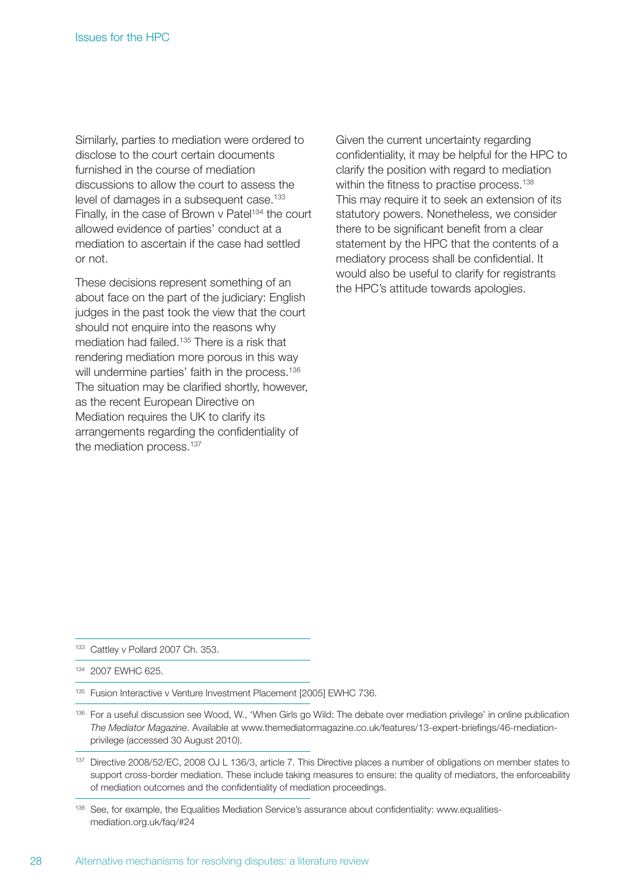Similarly, parties to mediation were ordered to disclose to the court certain documents furnished in the course of mediation discussions to allow the court to assess the level of damages in a subsequent case.[133] Finally, in the case of Brown v Patel[134] the court allowed evidence of parties' conduct at a mediation to ascertain if the case had settled or not.

These decisions represent something of an about face on the part of the judiciary: English judges in the past took the view that the court should not enquire into the reasons why mediation had failed.[135] There is a risk that rendering mediation more porous in this way will undermine parties' faith in the process.[136] The situation may be clarified shortly, however, as the recent European Directive on Mediation requires the UK to clarify its arrangements regarding the confidentiality of the mediation process.[137]

Given the current uncertainty regarding confidentiality, it may be helpful for the HPC to clarify the position with regard to mediation within the fitness to practise process.[138] This may require it to seek an extension of its statutory powers. Nonetheless, we consider there to be significant benefit from a clear statement by the HPC that the contents of a mediatory process shall be confidential. It would also be useful to clarify for registrants the HPC's attitude towards apologies.

---

[133] Cattley v Pollard 2007 Ch. 353.

[134] 2007 EWHC 625.

[135] Fusion Interactive v Venture Investment Placement [2005] EWHC 736.

[136] For a useful discussion see Wood, W., 'When Girls go Wild: The debate over mediation privilege' in online publication *The Mediator Magazine*. Available at www.themediatormagazine.co.uk/features/13-expert-briefings/46-mediation-privilege (accessed 30 August 2010).

[137] Directive 2008/52/EC, 2008 OJ L 136/3, article 7. This Directive places a number of obligations on member states to support cross-border mediation. These include taking measures to ensure: the quality of mediators, the enforceability of mediation outcomes and the confidentiality of mediation proceedings.

[138] See, for example, the Equalities Mediation Service's assurance about confidentiality: www.equalities-mediation.org.uk/faq/#24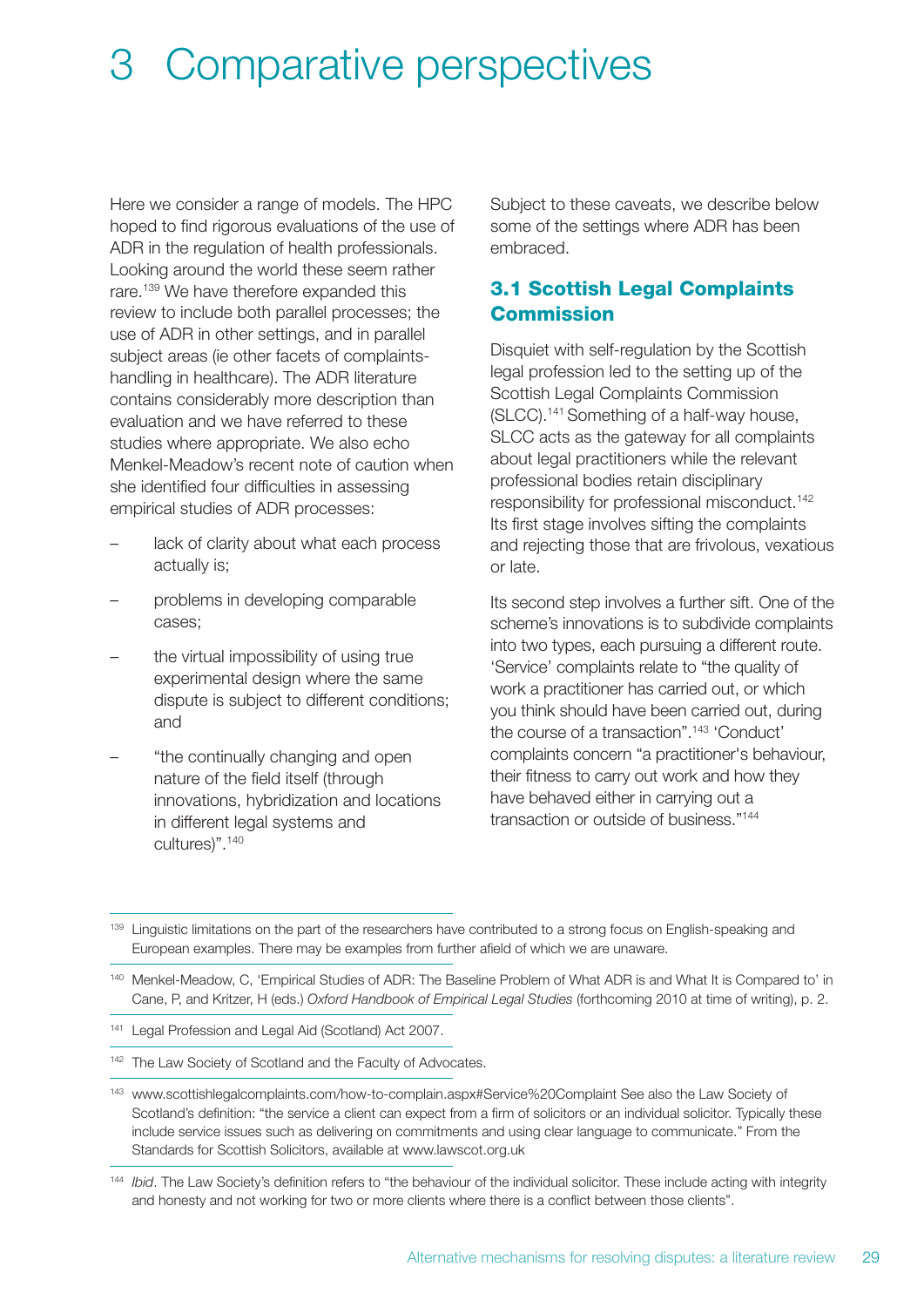# 3 Comparative perspectives

Here we consider a range of models. The HPC hoped to find rigorous evaluations of the use of ADR in the regulation of health professionals. Looking around the world these seem rather rare.[139] We have therefore expanded this review to include both parallel processes; the use of ADR in other settings, and in parallel subject areas (ie other facets of complaints-handling in healthcare). The ADR literature contains considerably more description than evaluation and we have referred to these studies where appropriate. We also echo Menkel-Meadow's recent note of caution when she identified four difficulties in assessing empirical studies of ADR processes:

- lack of clarity about what each process actually is;
- problems in developing comparable cases;
- the virtual impossibility of using true experimental design where the same dispute is subject to different conditions; and
- "the continually changing and open nature of the field itself (through innovations, hybridization and locations in different legal systems and cultures)".[140]

Subject to these caveats, we describe below some of the settings where ADR has been embraced.

## 3.1 Scottish Legal Complaints Commission

Disquiet with self-regulation by the Scottish legal profession led to the setting up of the Scottish Legal Complaints Commission (SLCC).[141] Something of a half-way house, SLCC acts as the gateway for all complaints about legal practitioners while the relevant professional bodies retain disciplinary responsibility for professional misconduct.[142] Its first stage involves sifting the complaints and rejecting those that are frivolous, vexatious or late.

Its second step involves a further sift. One of the scheme's innovations is to subdivide complaints into two types, each pursuing a different route. 'Service' complaints relate to "the quality of work a practitioner has carried out, or which you think should have been carried out, during the course of a transaction".[143] 'Conduct' complaints concern "a practitioner's behaviour, their fitness to carry out work and how they have behaved either in carrying out a transaction or outside of business."[144]

---

[139] Linguistic limitations on the part of the researchers have contributed to a strong focus on English-speaking and European examples. There may be examples from further afield of which we are unaware.

[140] Menkel-Meadow, C, 'Empirical Studies of ADR: The Baseline Problem of What ADR is and What It is Compared to' in Cane, P, and Kritzer, H (eds.) *Oxford Handbook of Empirical Legal Studies* (forthcoming 2010 at time of writing), p. 2.

[141] Legal Profession and Legal Aid (Scotland) Act 2007.

[142] The Law Society of Scotland and the Faculty of Advocates.

[143] www.scottishlegalcomplaints.com/how-to-complain.aspx#Service%20Complaint See also the Law Society of Scotland's definition: "the service a client can expect from a firm of solicitors or an individual solicitor. Typically these include service issues such as delivering on commitments and using clear language to communicate." From the Standards for Scottish Solicitors, available at www.lawscot.org.uk

[144] *Ibid*. The Law Society's definition refers to "the behaviour of the individual solicitor. These include acting with integrity and honesty and not working for two or more clients where there is a conflict between those clients".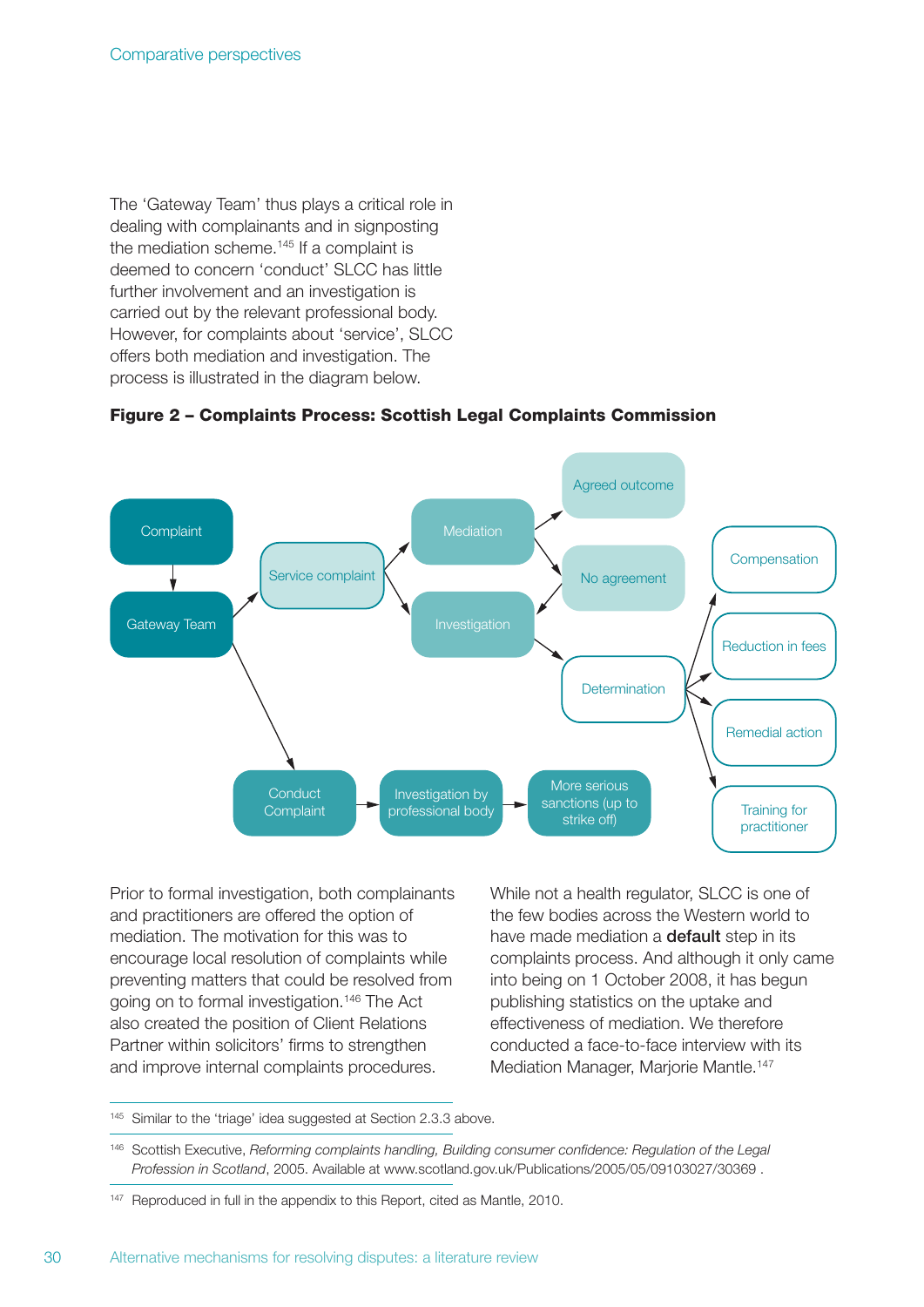The 'Gateway Team' thus plays a critical role in dealing with complainants and in signposting the mediation scheme.[145] If a complaint is deemed to concern 'conduct' SLCC has little further involvement and an investigation is carried out by the relevant professional body. However, for complaints about 'service', SLCC offers both mediation and investigation. The process is illustrated in the diagram below.

**Figure 2 – Complaints Process: Scottish Legal Complaints Commission**

Complaint → Gateway Team

Gateway Team → Service complaint

Gateway Team → Conduct Complaint

Service complaint → Mediation

Service complaint → Investigation

Mediation → Agreed outcome

Mediation → No agreement

No agreement → Investigation

Investigation → Determination

Determination → Compensation

Determination → Reduction in fees

Determination → Remedial action

Determination → Training for practitioner

Conduct Complaint → Investigation by professional body → More serious sanctions (up to strike off)

Prior to formal investigation, both complainants and practitioners are offered the option of mediation. The motivation for this was to encourage local resolution of complaints while preventing matters that could be resolved from going on to formal investigation.[146] The Act also created the position of Client Relations Partner within solicitors' firms to strengthen and improve internal complaints procedures.

While not a health regulator, SLCC is one of the few bodies across the Western world to have made mediation a **default** step in its complaints process. And although it only came into being on 1 October 2008, it has begun publishing statistics on the uptake and effectiveness of mediation. We therefore conducted a face-to-face interview with its Mediation Manager, Marjorie Mantle.[147]

---

[145] Similar to the 'triage' idea suggested at Section 2.3.3 above.

[146] Scottish Executive, *Reforming complaints handling, Building consumer confidence: Regulation of the Legal Profession in Scotland*, 2005. Available at www.scotland.gov.uk/Publications/2005/05/09103027/30369 .

[147] Reproduced in full in the appendix to this Report, cited as Mantle, 2010.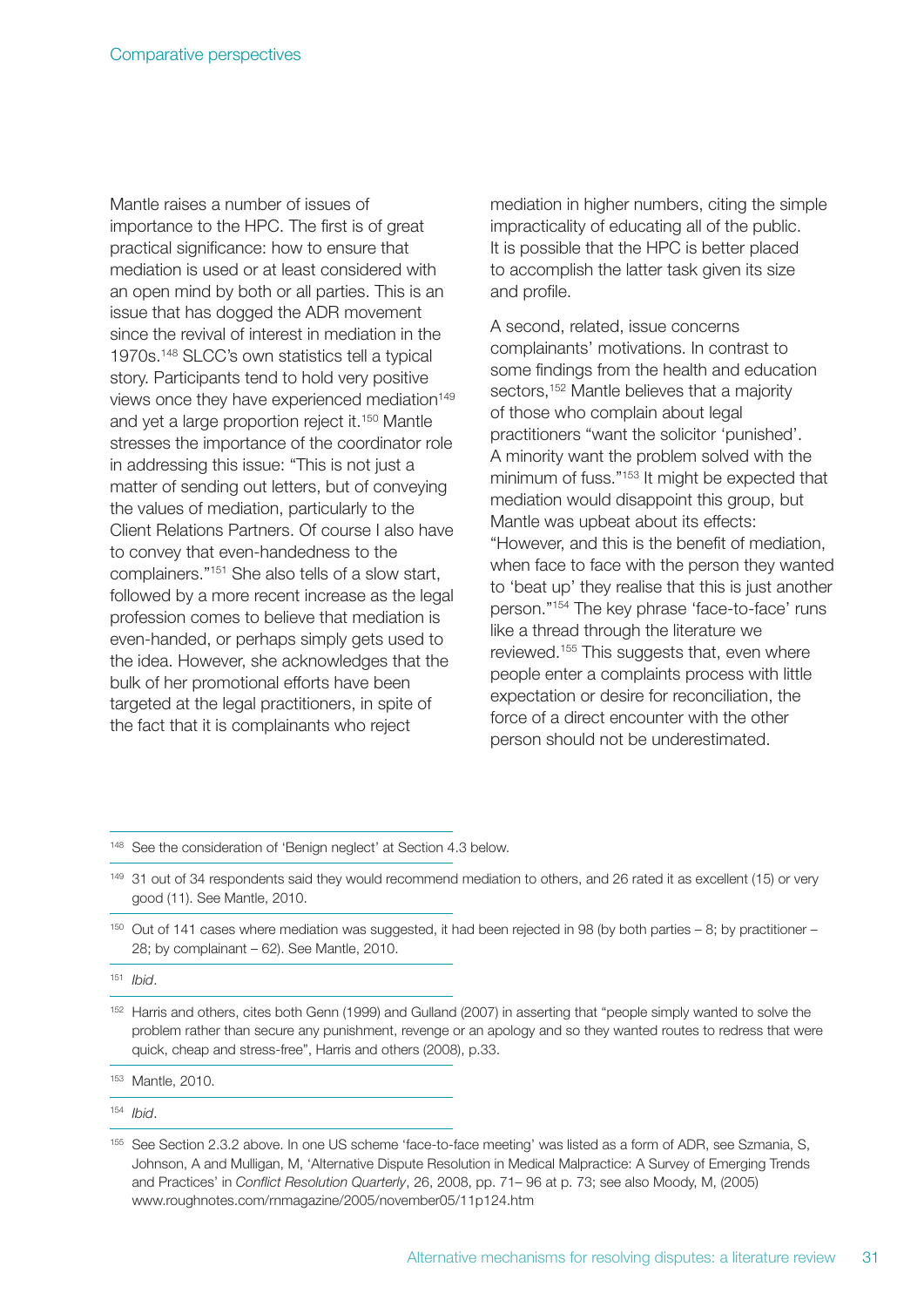Mantle raises a number of issues of importance to the HPC. The first is of great practical significance: how to ensure that mediation is used or at least considered with an open mind by both or all parties. This is an issue that has dogged the ADR movement since the revival of interest in mediation in the 1970s.[148] SLCC's own statistics tell a typical story. Participants tend to hold very positive views once they have experienced mediation[149] and yet a large proportion reject it.[150] Mantle stresses the importance of the coordinator role in addressing this issue: "This is not just a matter of sending out letters, but of conveying the values of mediation, particularly to the Client Relations Partners. Of course I also have to convey that even-handedness to the complainers."[151] She also tells of a slow start, followed by a more recent increase as the legal profession comes to believe that mediation is even-handed, or perhaps simply gets used to the idea. However, she acknowledges that the bulk of her promotional efforts have been targeted at the legal practitioners, in spite of the fact that it is complainants who reject mediation in higher numbers, citing the simple impracticality of educating all of the public. It is possible that the HPC is better placed to accomplish the latter task given its size and profile.

A second, related, issue concerns complainants' motivations. In contrast to some findings from the health and education sectors,[152] Mantle believes that a majority of those who complain about legal practitioners "want the solicitor 'punished'. A minority want the problem solved with the minimum of fuss."[153] It might be expected that mediation would disappoint this group, but Mantle was upbeat about its effects: "However, and this is the benefit of mediation, when face to face with the person they wanted to 'beat up' they realise that this is just another person."[154] The key phrase 'face-to-face' runs like a thread through the literature we reviewed.[155] This suggests that, even where people enter a complaints process with little expectation or desire for reconciliation, the force of a direct encounter with the other person should not be underestimated.

---

[148] See the consideration of 'Benign neglect' at Section 4.3 below.

[149] 31 out of 34 respondents said they would recommend mediation to others, and 26 rated it as excellent (15) or very good (11). See Mantle, 2010.

[150] Out of 141 cases where mediation was suggested, it had been rejected in 98 (by both parties – 8; by practitioner – 28; by complainant – 62). See Mantle, 2010.

[151] *Ibid*.

[152] Harris and others, cites both Genn (1999) and Gulland (2007) in asserting that "people simply wanted to solve the problem rather than secure any punishment, revenge or an apology and so they wanted routes to redress that were quick, cheap and stress-free", Harris and others (2008), p.33.

[153] Mantle, 2010.

[154] *Ibid*.

[155] See Section 2.3.2 above. In one US scheme 'face-to-face meeting' was listed as a form of ADR, see Szmania, S, Johnson, A and Mulligan, M, 'Alternative Dispute Resolution in Medical Malpractice: A Survey of Emerging Trends and Practices' in *Conflict Resolution Quarterly*, 26, 2008, pp. 71– 96 at p. 73; see also Moody, M, (2005) www.roughnotes.com/rnmagazine/2005/november05/11p124.htm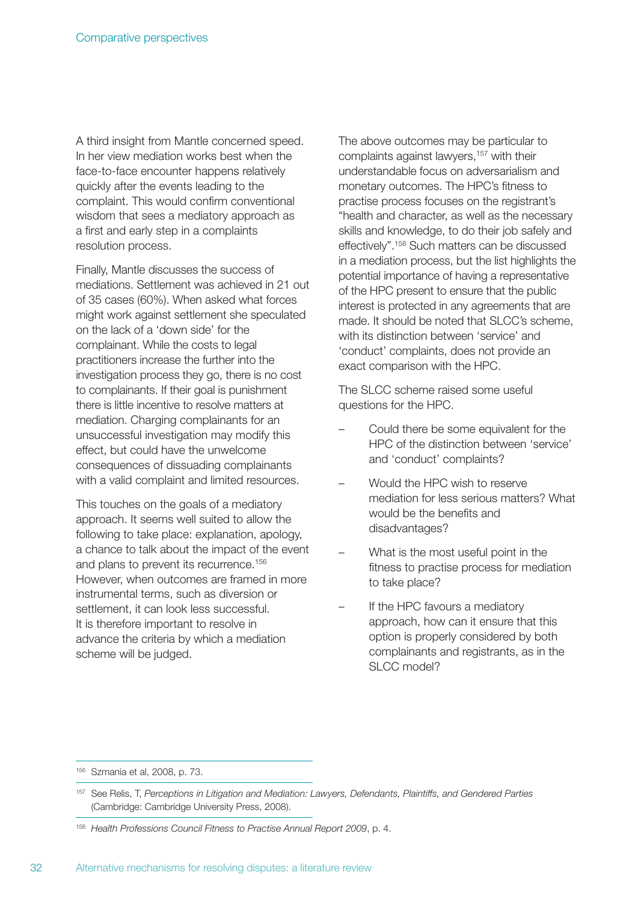A third insight from Mantle concerned speed. In her view mediation works best when the face-to-face encounter happens relatively quickly after the events leading to the complaint. This would confirm conventional wisdom that sees a mediatory approach as a first and early step in a complaints resolution process.

Finally, Mantle discusses the success of mediations. Settlement was achieved in 21 out of 35 cases (60%). When asked what forces might work against settlement she speculated on the lack of a 'down side' for the complainant. While the costs to legal practitioners increase the further into the investigation process they go, there is no cost to complainants. If their goal is punishment there is little incentive to resolve matters at mediation. Charging complainants for an unsuccessful investigation may modify this effect, but could have the unwelcome consequences of dissuading complainants with a valid complaint and limited resources.

This touches on the goals of a mediatory approach. It seems well suited to allow the following to take place: explanation, apology, a chance to talk about the impact of the event and plans to prevent its recurrence.[156] However, when outcomes are framed in more instrumental terms, such as diversion or settlement, it can look less successful. It is therefore important to resolve in advance the criteria by which a mediation scheme will be judged.

The above outcomes may be particular to complaints against lawyers,[157] with their understandable focus on adversarialism and monetary outcomes. The HPC's fitness to practise process focuses on the registrant's "health and character, as well as the necessary skills and knowledge, to do their job safely and effectively".[158] Such matters can be discussed in a mediation process, but the list highlights the potential importance of having a representative of the HPC present to ensure that the public interest is protected in any agreements that are made. It should be noted that SLCC's scheme, with its distinction between 'service' and 'conduct' complaints, does not provide an exact comparison with the HPC.

The SLCC scheme raised some useful questions for the HPC.

- Could there be some equivalent for the HPC of the distinction between 'service' and 'conduct' complaints?
- Would the HPC wish to reserve mediation for less serious matters? What would be the benefits and disadvantages?
- What is the most useful point in the fitness to practise process for mediation to take place?
- If the HPC favours a mediatory approach, how can it ensure that this option is properly considered by both complainants and registrants, as in the SLCC model?

---

[156] Szmania et al, 2008, p. 73.

[157] See Relis, T, *Perceptions in Litigation and Mediation: Lawyers, Defendants, Plaintiffs, and Gendered Parties* (Cambridge: Cambridge University Press, 2008).

[158] *Health Professions Council Fitness to Practise Annual Report 2009*, p. 4.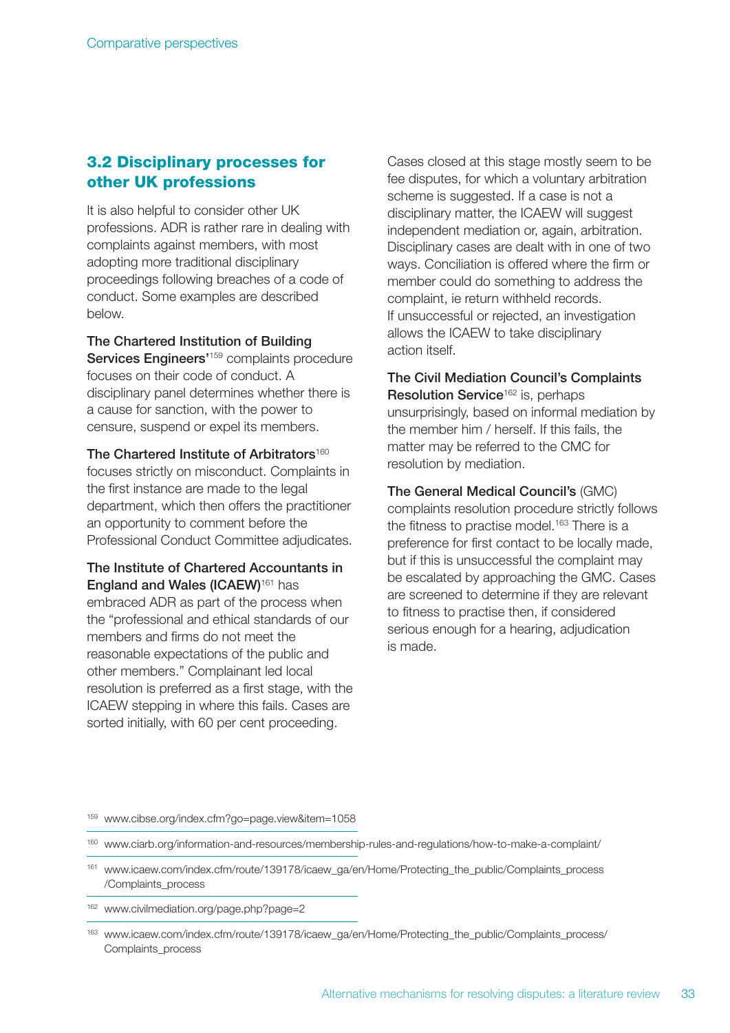## 3.2 Disciplinary processes for other UK professions

It is also helpful to consider other UK professions. ADR is rather rare in dealing with complaints against members, with most adopting more traditional disciplinary proceedings following breaches of a code of conduct. Some examples are described below.

The Chartered Institution of Building Services Engineers'[159] complaints procedure focuses on their code of conduct. A disciplinary panel determines whether there is a cause for sanction, with the power to censure, suspend or expel its members.

The Chartered Institute of Arbitrators[160] focuses strictly on misconduct. Complaints in the first instance are made to the legal department, which then offers the practitioner an opportunity to comment before the Professional Conduct Committee adjudicates.

The Institute of Chartered Accountants in England and Wales (ICAEW)[161] has embraced ADR as part of the process when the "professional and ethical standards of our members and firms do not meet the reasonable expectations of the public and other members." Complainant led local resolution is preferred as a first stage, with the ICAEW stepping in where this fails. Cases are sorted initially, with 60 per cent proceeding. Cases closed at this stage mostly seem to be fee disputes, for which a voluntary arbitration scheme is suggested. If a case is not a disciplinary matter, the ICAEW will suggest independent mediation or, again, arbitration. Disciplinary cases are dealt with in one of two ways. Conciliation is offered where the firm or member could do something to address the complaint, ie return withheld records. If unsuccessful or rejected, an investigation allows the ICAEW to take disciplinary action itself.

The Civil Mediation Council's Complaints Resolution Service[162] is, perhaps unsurprisingly, based on informal mediation by the member him / herself. If this fails, the matter may be referred to the CMC for resolution by mediation.

The General Medical Council's (GMC) complaints resolution procedure strictly follows the fitness to practise model.[163] There is a preference for first contact to be locally made, but if this is unsuccessful the complaint may be escalated by approaching the GMC. Cases are screened to determine if they are relevant to fitness to practise then, if considered serious enough for a hearing, adjudication is made.

---

[159] www.cibse.org/index.cfm?go=page.view&item=1058

[160] www.ciarb.org/information-and-resources/membership-rules-and-regulations/how-to-make-a-complaint/

[161] www.icaew.com/index.cfm/route/139178/icaew_ga/en/Home/Protecting_the_public/Complaints_process/Complaints_process

[162] www.civilmediation.org/page.php?page=2

[163] www.icaew.com/index.cfm/route/139178/icaew_ga/en/Home/Protecting_the_public/Complaints_process/Complaints_process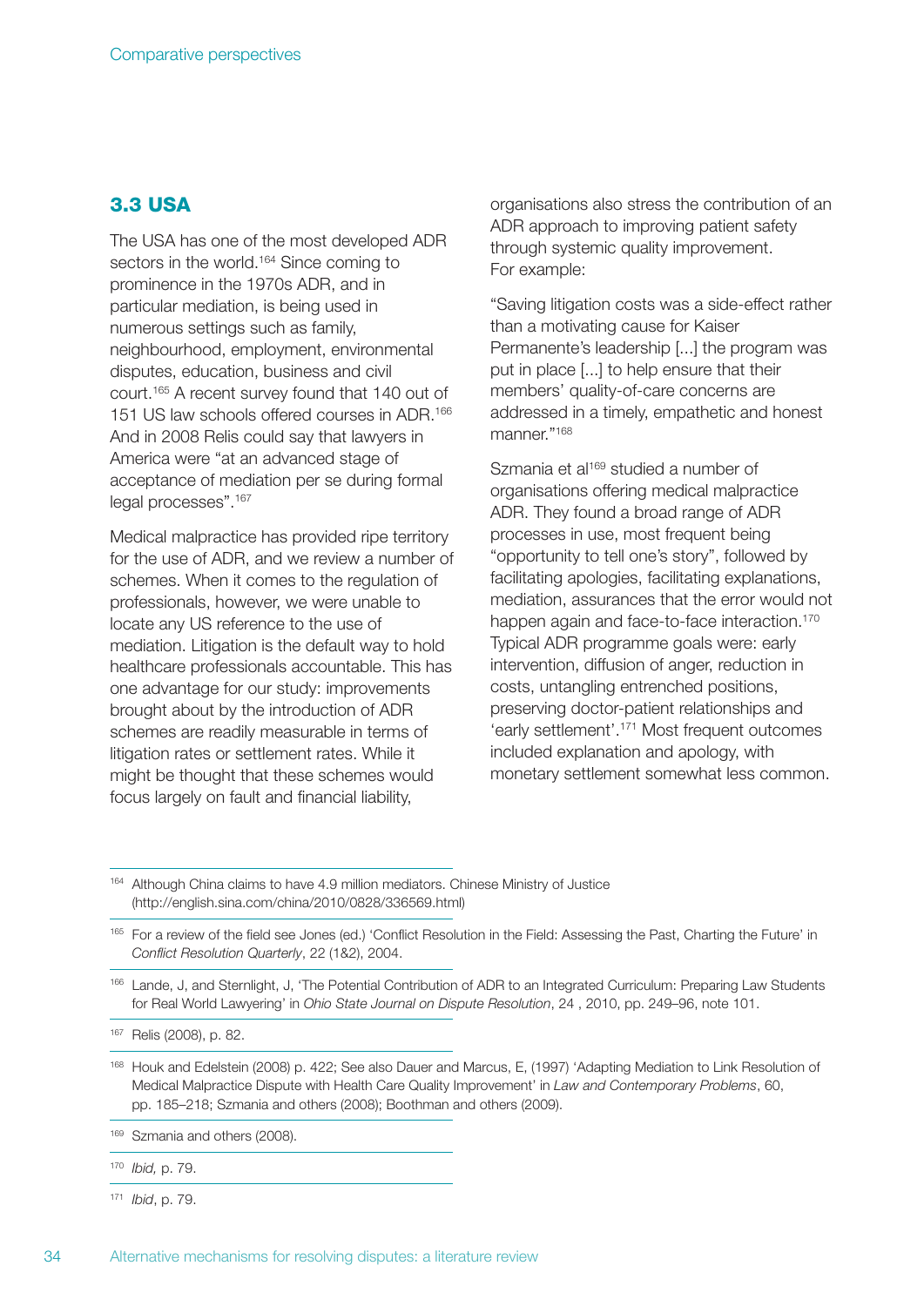## 3.3 USA

The USA has one of the most developed ADR sectors in the world.[164] Since coming to prominence in the 1970s ADR, and in particular mediation, is being used in numerous settings such as family, neighbourhood, employment, environmental disputes, education, business and civil court.[165] A recent survey found that 140 out of 151 US law schools offered courses in ADR.[166] And in 2008 Relis could say that lawyers in America were "at an advanced stage of acceptance of mediation per se during formal legal processes".[167]

Medical malpractice has provided ripe territory for the use of ADR, and we review a number of schemes. When it comes to the regulation of professionals, however, we were unable to locate any US reference to the use of mediation. Litigation is the default way to hold healthcare professionals accountable. This has one advantage for our study: improvements brought about by the introduction of ADR schemes are readily measurable in terms of litigation rates or settlement rates. While it might be thought that these schemes would focus largely on fault and financial liability, organisations also stress the contribution of an ADR approach to improving patient safety through systemic quality improvement. For example:

"Saving litigation costs was a side-effect rather than a motivating cause for Kaiser Permanente's leadership [...] the program was put in place [...] to help ensure that their members' quality-of-care concerns are addressed in a timely, empathetic and honest manner."[168]

Szmania et al[169] studied a number of organisations offering medical malpractice ADR. They found a broad range of ADR processes in use, most frequent being "opportunity to tell one's story", followed by facilitating apologies, facilitating explanations, mediation, assurances that the error would not happen again and face-to-face interaction.[170] Typical ADR programme goals were: early intervention, diffusion of anger, reduction in costs, untangling entrenched positions, preserving doctor-patient relationships and 'early settlement'.[171] Most frequent outcomes included explanation and apology, with monetary settlement somewhat less common.

---

[164] Although China claims to have 4.9 million mediators. Chinese Ministry of Justice (http://english.sina.com/china/2010/0828/336569.html)

[165] For a review of the field see Jones (ed.) 'Conflict Resolution in the Field: Assessing the Past, Charting the Future' in *Conflict Resolution Quarterly*, 22 (1&2), 2004.

[166] Lande, J, and Sternlight, J, 'The Potential Contribution of ADR to an Integrated Curriculum: Preparing Law Students for Real World Lawyering' in *Ohio State Journal on Dispute Resolution*, 24 , 2010, pp. 249–96, note 101.

[167] Relis (2008), p. 82.

[168] Houk and Edelstein (2008) p. 422; See also Dauer and Marcus, E, (1997) 'Adapting Mediation to Link Resolution of Medical Malpractice Dispute with Health Care Quality Improvement' in *Law and Contemporary Problems*, 60, pp. 185–218; Szmania and others (2008); Boothman and others (2009).

[169] Szmania and others (2008).

[170] *Ibid,* p. 79.

[171] *Ibid*, p. 79.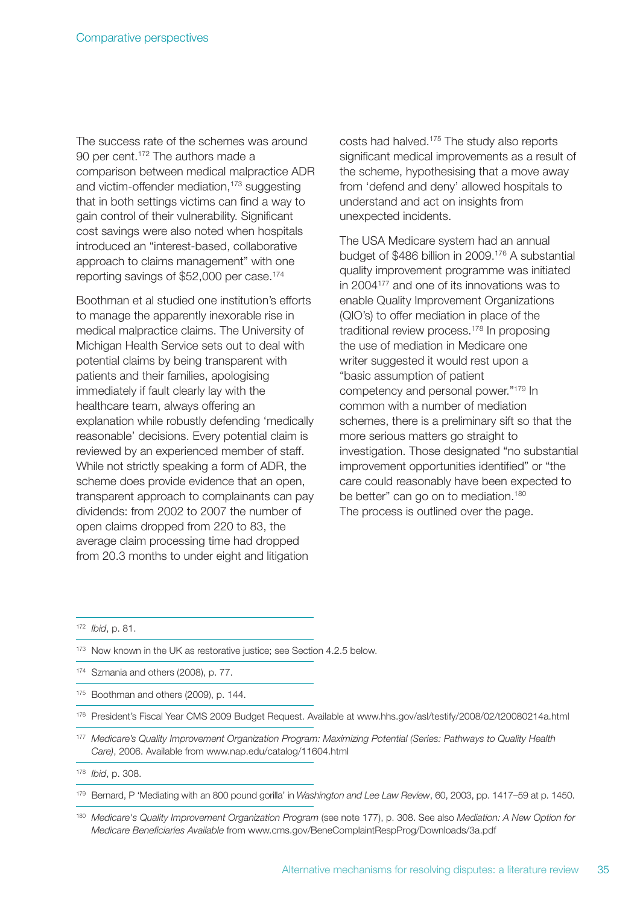The success rate of the schemes was around 90 per cent.[172] The authors made a comparison between medical malpractice ADR and victim-offender mediation,[173] suggesting that in both settings victims can find a way to gain control of their vulnerability. Significant cost savings were also noted when hospitals introduced an "interest-based, collaborative approach to claims management" with one reporting savings of $52,000 per case.[174]

Boothman et al studied one institution's efforts to manage the apparently inexorable rise in medical malpractice claims. The University of Michigan Health Service sets out to deal with potential claims by being transparent with patients and their families, apologising immediately if fault clearly lay with the healthcare team, always offering an explanation while robustly defending 'medically reasonable' decisions. Every potential claim is reviewed by an experienced member of staff. While not strictly speaking a form of ADR, the scheme does provide evidence that an open, transparent approach to complainants can pay dividends: from 2002 to 2007 the number of open claims dropped from 220 to 83, the average claim processing time had dropped from 20.3 months to under eight and litigation costs had halved.[175] The study also reports significant medical improvements as a result of the scheme, hypothesising that a move away from 'defend and deny' allowed hospitals to understand and act on insights from unexpected incidents.

The USA Medicare system had an annual budget of $486 billion in 2009.[176] A substantial quality improvement programme was initiated in 2004[177] and one of its innovations was to enable Quality Improvement Organizations (QIO's) to offer mediation in place of the traditional review process.[178] In proposing the use of mediation in Medicare one writer suggested it would rest upon a "basic assumption of patient competency and personal power."[179] In common with a number of mediation schemes, there is a preliminary sift so that the more serious matters go straight to investigation. Those designated "no substantial improvement opportunities identified" or "the care could reasonably have been expected to be better" can go on to mediation.[180] The process is outlined over the page.

---

[172] *Ibid*, p. 81.

[173] Now known in the UK as restorative justice; see Section 4.2.5 below.

[174] Szmania and others (2008), p. 77.

[175] Boothman and others (2009), p. 144.

[176] President's Fiscal Year CMS 2009 Budget Request. Available at www.hhs.gov/asl/testify/2008/02/t20080214a.html

[177] *Medicare's Quality Improvement Organization Program: Maximizing Potential (Series: Pathways to Quality Health Care)*, 2006. Available from www.nap.edu/catalog/11604.html

[178] *Ibid*, p. 308.

[179] Bernard, P 'Mediating with an 800 pound gorilla' in *Washington and Lee Law Review*, 60, 2003, pp. 1417–59 at p. 1450.

[180] *Medicare's Quality Improvement Organization Program* (see note 177), p. 308. See also *Mediation: A New Option for Medicare Beneficiaries Available* from www.cms.gov/BeneComplaintRespProg/Downloads/3a.pdf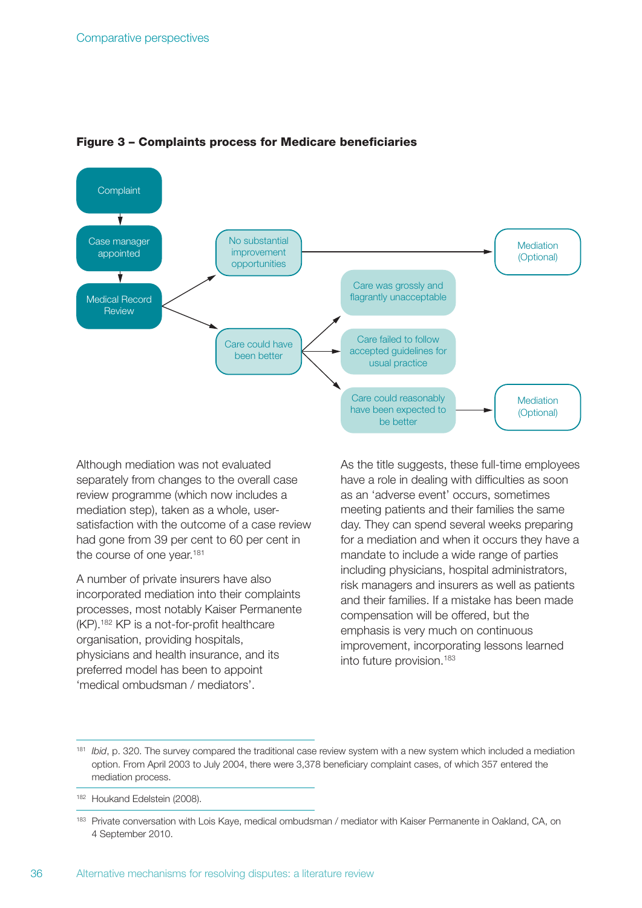**Figure 3 – Complaints process for Medicare beneficiaries**

Complaint → Case manager appointed → Medical Record Review

Medical Record Review → No substantial improvement opportunities → Mediation (Optional)

Medical Record Review → Care could have been better → Care was grossly and flagrantly unacceptable / Care failed to follow accepted guidelines for usual practice / Care could reasonably have been expected to be better → Mediation (Optional)

Although mediation was not evaluated separately from changes to the overall case review programme (which now includes a mediation step), taken as a whole, user-satisfaction with the outcome of a case review had gone from 39 per cent to 60 per cent in the course of one year.[181]

A number of private insurers have also incorporated mediation into their complaints processes, most notably Kaiser Permanente (KP).[182] KP is a not-for-profit healthcare organisation, providing hospitals, physicians and health insurance, and its preferred model has been to appoint 'medical ombudsman / mediators'.

As the title suggests, these full-time employees have a role in dealing with difficulties as soon as an 'adverse event' occurs, sometimes meeting patients and their families the same day. They can spend several weeks preparing for a mediation and when it occurs they have a mandate to include a wide range of parties including physicians, hospital administrators, risk managers and insurers as well as patients and their families. If a mistake has been made compensation will be offered, but the emphasis is very much on continuous improvement, incorporating lessons learned into future provision.[183]

---

[181] *Ibid*, p. 320. The survey compared the traditional case review system with a new system which included a mediation option. From April 2003 to July 2004, there were 3,378 beneficiary complaint cases, of which 357 entered the mediation process.

[182] Houkand Edelstein (2008).

[183] Private conversation with Lois Kaye, medical ombudsman / mediator with Kaiser Permanente in Oakland, CA, on 4 September 2010.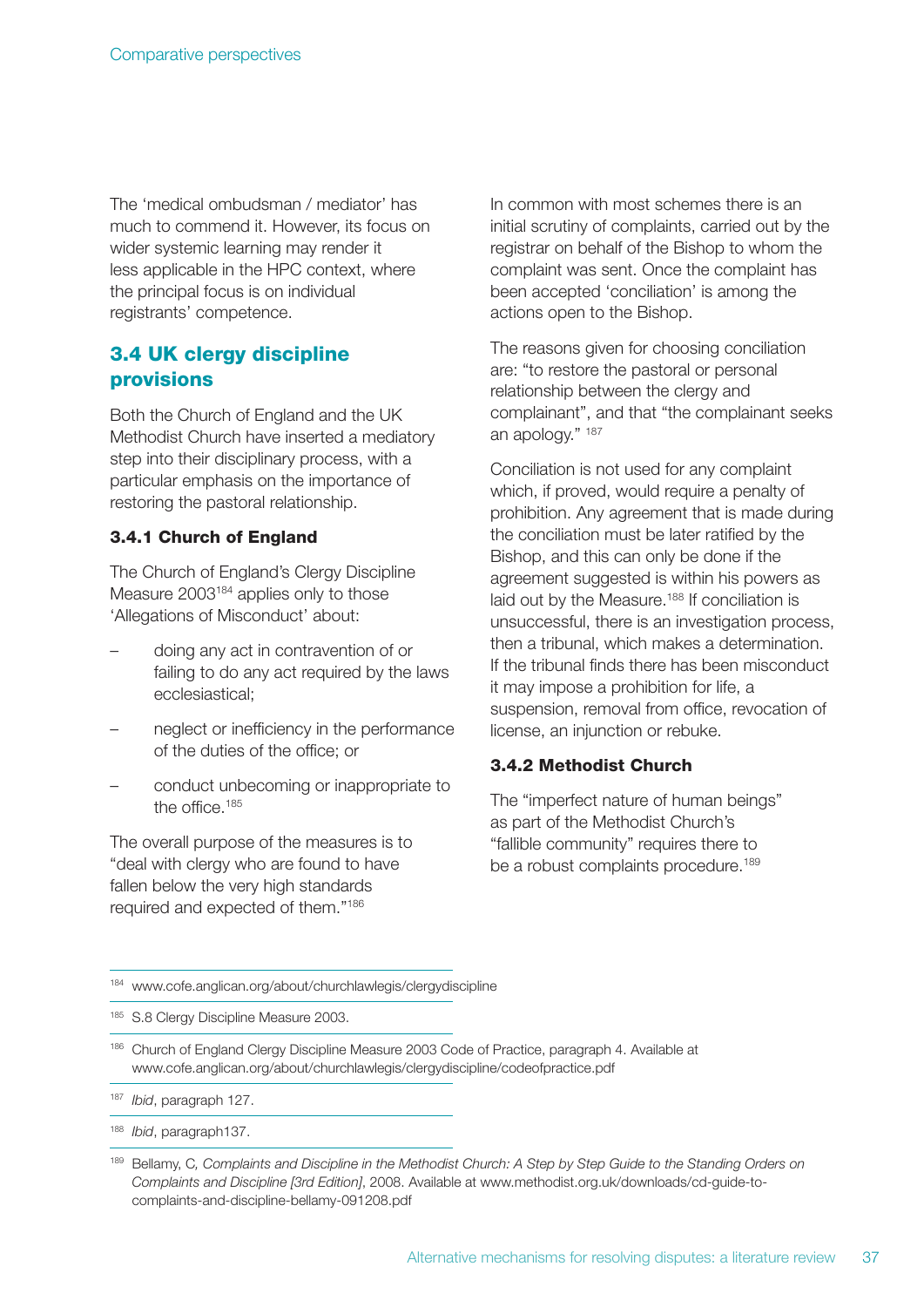The 'medical ombudsman / mediator' has much to commend it. However, its focus on wider systemic learning may render it less applicable in the HPC context, where the principal focus is on individual registrants' competence.

## 3.4 UK clergy discipline provisions

Both the Church of England and the UK Methodist Church have inserted a mediatory step into their disciplinary process, with a particular emphasis on the importance of restoring the pastoral relationship.

### 3.4.1 Church of England

The Church of England's Clergy Discipline Measure 2003[184] applies only to those 'Allegations of Misconduct' about:

- doing any act in contravention of or failing to do any act required by the laws ecclesiastical;
- neglect or inefficiency in the performance of the duties of the office; or
- conduct unbecoming or inappropriate to the office.[185]

The overall purpose of the measures is to "deal with clergy who are found to have fallen below the very high standards required and expected of them."[186]

In common with most schemes there is an initial scrutiny of complaints, carried out by the registrar on behalf of the Bishop to whom the complaint was sent. Once the complaint has been accepted 'conciliation' is among the actions open to the Bishop.

The reasons given for choosing conciliation are: "to restore the pastoral or personal relationship between the clergy and complainant", and that "the complainant seeks an apology." [187]

Conciliation is not used for any complaint which, if proved, would require a penalty of prohibition. Any agreement that is made during the conciliation must be later ratified by the Bishop, and this can only be done if the agreement suggested is within his powers as laid out by the Measure.[188] If conciliation is unsuccessful, there is an investigation process, then a tribunal, which makes a determination. If the tribunal finds there has been misconduct it may impose a prohibition for life, a suspension, removal from office, revocation of license, an injunction or rebuke.

### 3.4.2 Methodist Church

The "imperfect nature of human beings" as part of the Methodist Church's "fallible community" requires there to be a robust complaints procedure.[189]

---

[184] www.cofe.anglican.org/about/churchlawlegis/clergydiscipline

[185] S.8 Clergy Discipline Measure 2003.

[186] Church of England Clergy Discipline Measure 2003 Code of Practice, paragraph 4. Available at www.cofe.anglican.org/about/churchlawlegis/clergydiscipline/codeofpractice.pdf

[187] *Ibid*, paragraph 127.

[188] *Ibid*, paragraph137.

[189] Bellamy, C, *Complaints and Discipline in the Methodist Church: A Step by Step Guide to the Standing Orders on Complaints and Discipline [3rd Edition]*, 2008. Available at www.methodist.org.uk/downloads/cd-guide-to-complaints-and-discipline-bellamy-091208.pdf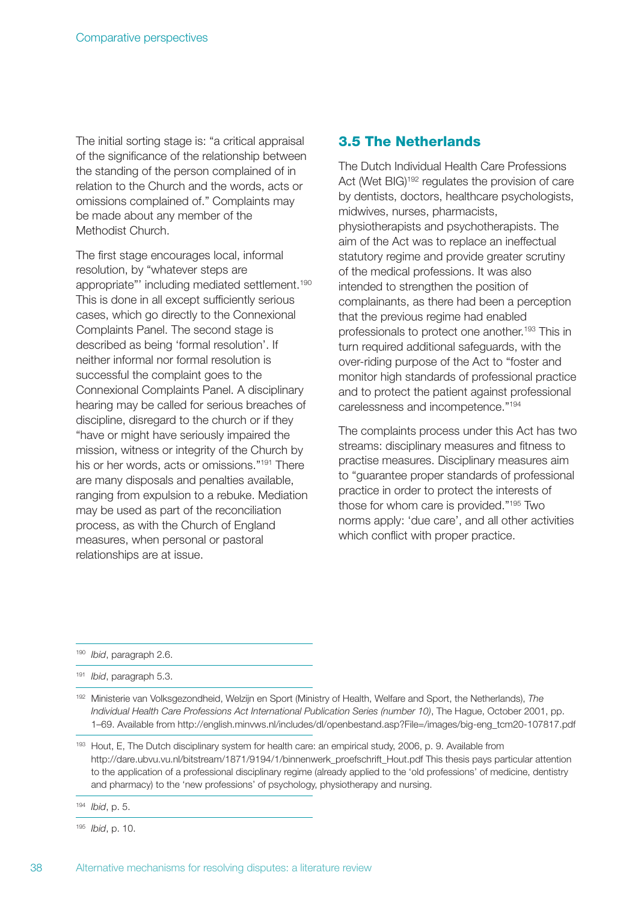The initial sorting stage is: "a critical appraisal of the significance of the relationship between the standing of the person complained of in relation to the Church and the words, acts or omissions complained of." Complaints may be made about any member of the Methodist Church.

The first stage encourages local, informal resolution, by "whatever steps are appropriate"' including mediated settlement.[190] This is done in all except sufficiently serious cases, which go directly to the Connexional Complaints Panel. The second stage is described as being 'formal resolution'. If neither informal nor formal resolution is successful the complaint goes to the Connexional Complaints Panel. A disciplinary hearing may be called for serious breaches of discipline, disregard to the church or if they "have or might have seriously impaired the mission, witness or integrity of the Church by his or her words, acts or omissions."[191] There are many disposals and penalties available, ranging from expulsion to a rebuke. Mediation may be used as part of the reconciliation process, as with the Church of England measures, when personal or pastoral relationships are at issue.

## 3.5 The Netherlands

The Dutch Individual Health Care Professions Act (Wet BIG)[192] regulates the provision of care by dentists, doctors, healthcare psychologists, midwives, nurses, pharmacists, physiotherapists and psychotherapists. The aim of the Act was to replace an ineffectual statutory regime and provide greater scrutiny of the medical professions. It was also intended to strengthen the position of complainants, as there had been a perception that the previous regime had enabled professionals to protect one another.[193] This in turn required additional safeguards, with the over-riding purpose of the Act to "foster and monitor high standards of professional practice and to protect the patient against professional carelessness and incompetence."[194]

The complaints process under this Act has two streams: disciplinary measures and fitness to practise measures. Disciplinary measures aim to "guarantee proper standards of professional practice in order to protect the interests of those for whom care is provided."[195] Two norms apply: 'due care', and all other activities which conflict with proper practice.

---

[190] *Ibid*, paragraph 2.6.

[191] *Ibid*, paragraph 5.3.

[192] Ministerie van Volksgezondheid, Welzijn en Sport (Ministry of Health, Welfare and Sport, the Netherlands), *The Individual Health Care Professions Act International Publication Series (number 10)*, The Hague, October 2001, pp. 1–69. Available from http://english.minvws.nl/includes/dl/openbestand.asp?File=/images/big-eng_tcm20-107817.pdf

[193] Hout, E, The Dutch disciplinary system for health care: an empirical study, 2006, p. 9. Available from http://dare.ubvu.vu.nl/bitstream/1871/9194/1/binnenwerk_proefschrift_Hout.pdf This thesis pays particular attention to the application of a professional disciplinary regime (already applied to the 'old professions' of medicine, dentistry and pharmacy) to the 'new professions' of psychology, physiotherapy and nursing.

[194] *Ibid*, p. 5.

[195] *Ibid*, p. 10.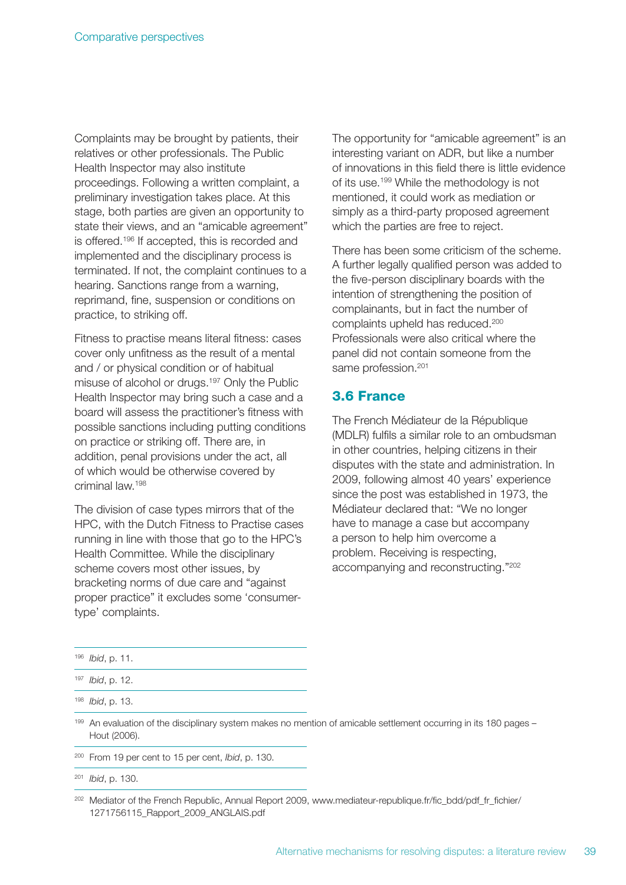Complaints may be brought by patients, their relatives or other professionals. The Public Health Inspector may also institute proceedings. Following a written complaint, a preliminary investigation takes place. At this stage, both parties are given an opportunity to state their views, and an "amicable agreement" is offered.[196] If accepted, this is recorded and implemented and the disciplinary process is terminated. If not, the complaint continues to a hearing. Sanctions range from a warning, reprimand, fine, suspension or conditions on practice, to striking off.

Fitness to practise means literal fitness: cases cover only unfitness as the result of a mental and / or physical condition or of habitual misuse of alcohol or drugs.[197] Only the Public Health Inspector may bring such a case and a board will assess the practitioner's fitness with possible sanctions including putting conditions on practice or striking off. There are, in addition, penal provisions under the act, all of which would be otherwise covered by criminal law.[198]

The division of case types mirrors that of the HPC, with the Dutch Fitness to Practise cases running in line with those that go to the HPC's Health Committee. While the disciplinary scheme covers most other issues, by bracketing norms of due care and "against proper practice" it excludes some 'consumer-type' complaints.

The opportunity for "amicable agreement" is an interesting variant on ADR, but like a number of innovations in this field there is little evidence of its use.[199] While the methodology is not mentioned, it could work as mediation or simply as a third-party proposed agreement which the parties are free to reject.

There has been some criticism of the scheme. A further legally qualified person was added to the five-person disciplinary boards with the intention of strengthening the position of complainants, but in fact the number of complaints upheld has reduced.[200] Professionals were also critical where the panel did not contain someone from the same profession.[201]

### 3.6 France

The French Médiateur de la République (MDLR) fulfils a similar role to an ombudsman in other countries, helping citizens in their disputes with the state and administration. In 2009, following almost 40 years' experience since the post was established in 1973, the Médiateur declared that: "We no longer have to manage a case but accompany a person to help him overcome a problem. Receiving is respecting, accompanying and reconstructing."[202]

---

[196] *Ibid*, p. 11.

[197] *Ibid*, p. 12.

[198] *Ibid*, p. 13.

[199] An evaluation of the disciplinary system makes no mention of amicable settlement occurring in its 180 pages – Hout (2006).

[200] From 19 per cent to 15 per cent, *Ibid*, p. 130.

[201] *Ibid*, p. 130.

[202] Mediator of the French Republic, Annual Report 2009, www.mediateur-republique.fr/fic_bdd/pdf_fr_fichier/1271756115_Rapport_2009_ANGLAIS.pdf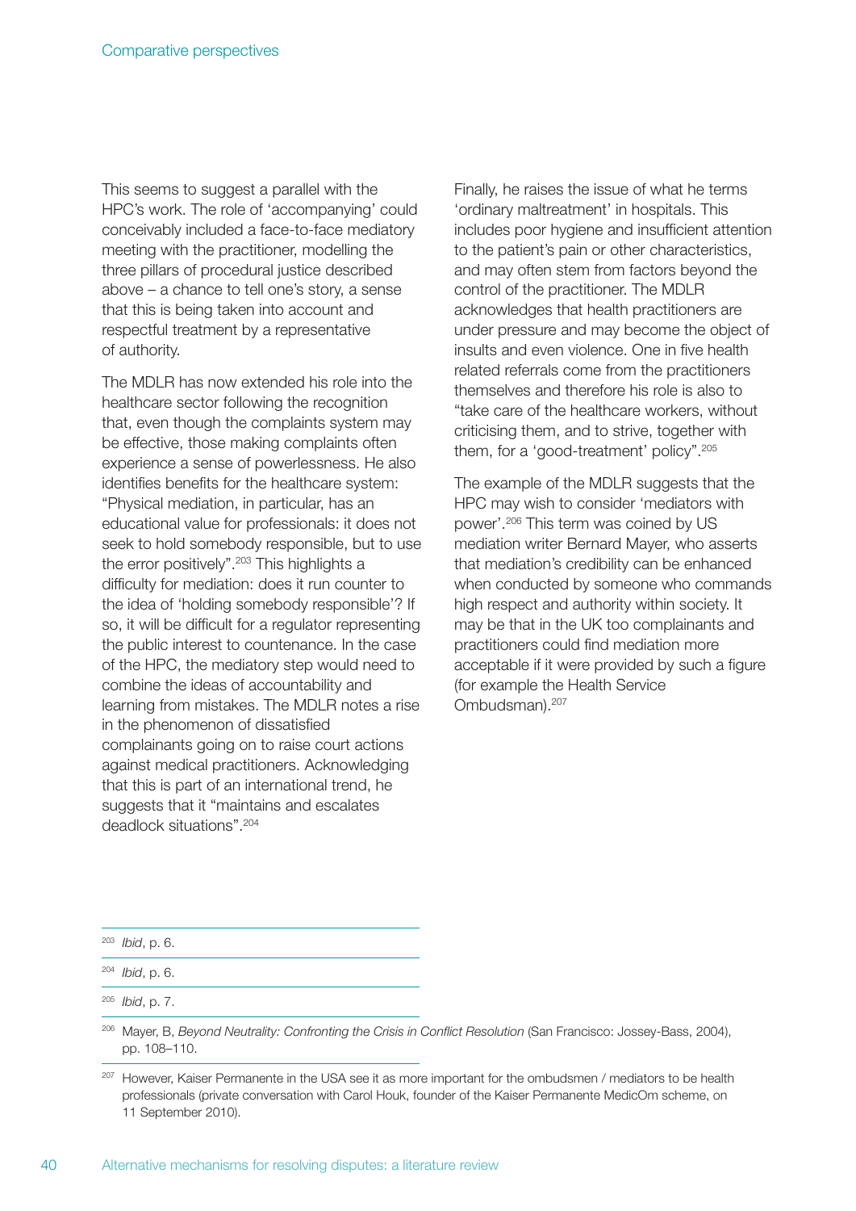This seems to suggest a parallel with the HPC's work. The role of 'accompanying' could conceivably included a face-to-face mediatory meeting with the practitioner, modelling the three pillars of procedural justice described above – a chance to tell one's story, a sense that this is being taken into account and respectful treatment by a representative of authority.

The MDLR has now extended his role into the healthcare sector following the recognition that, even though the complaints system may be effective, those making complaints often experience a sense of powerlessness. He also identifies benefits for the healthcare system: "Physical mediation, in particular, has an educational value for professionals: it does not seek to hold somebody responsible, but to use the error positively".[203] This highlights a difficulty for mediation: does it run counter to the idea of 'holding somebody responsible'? If so, it will be difficult for a regulator representing the public interest to countenance. In the case of the HPC, the mediatory step would need to combine the ideas of accountability and learning from mistakes. The MDLR notes a rise in the phenomenon of dissatisfied complainants going on to raise court actions against medical practitioners. Acknowledging that this is part of an international trend, he suggests that it "maintains and escalates deadlock situations".[204]

Finally, he raises the issue of what he terms 'ordinary maltreatment' in hospitals. This includes poor hygiene and insufficient attention to the patient's pain or other characteristics, and may often stem from factors beyond the control of the practitioner. The MDLR acknowledges that health practitioners are under pressure and may become the object of insults and even violence. One in five health related referrals come from the practitioners themselves and therefore his role is also to "take care of the healthcare workers, without criticising them, and to strive, together with them, for a 'good-treatment' policy".[205]

The example of the MDLR suggests that the HPC may wish to consider 'mediators with power'.[206] This term was coined by US mediation writer Bernard Mayer, who asserts that mediation's credibility can be enhanced when conducted by someone who commands high respect and authority within society. It may be that in the UK too complainants and practitioners could find mediation more acceptable if it were provided by such a figure (for example the Health Service Ombudsman).[207]

---

[203] *Ibid*, p. 6.

[204] *Ibid*, p. 6.

[205] *Ibid*, p. 7.

[206] Mayer, B, *Beyond Neutrality: Confronting the Crisis in Conflict Resolution* (San Francisco: Jossey-Bass, 2004), pp. 108–110.

[207] However, Kaiser Permanente in the USA see it as more important for the ombudsmen / mediators to be health professionals (private conversation with Carol Houk, founder of the Kaiser Permanente MedicOm scheme, on 11 September 2010).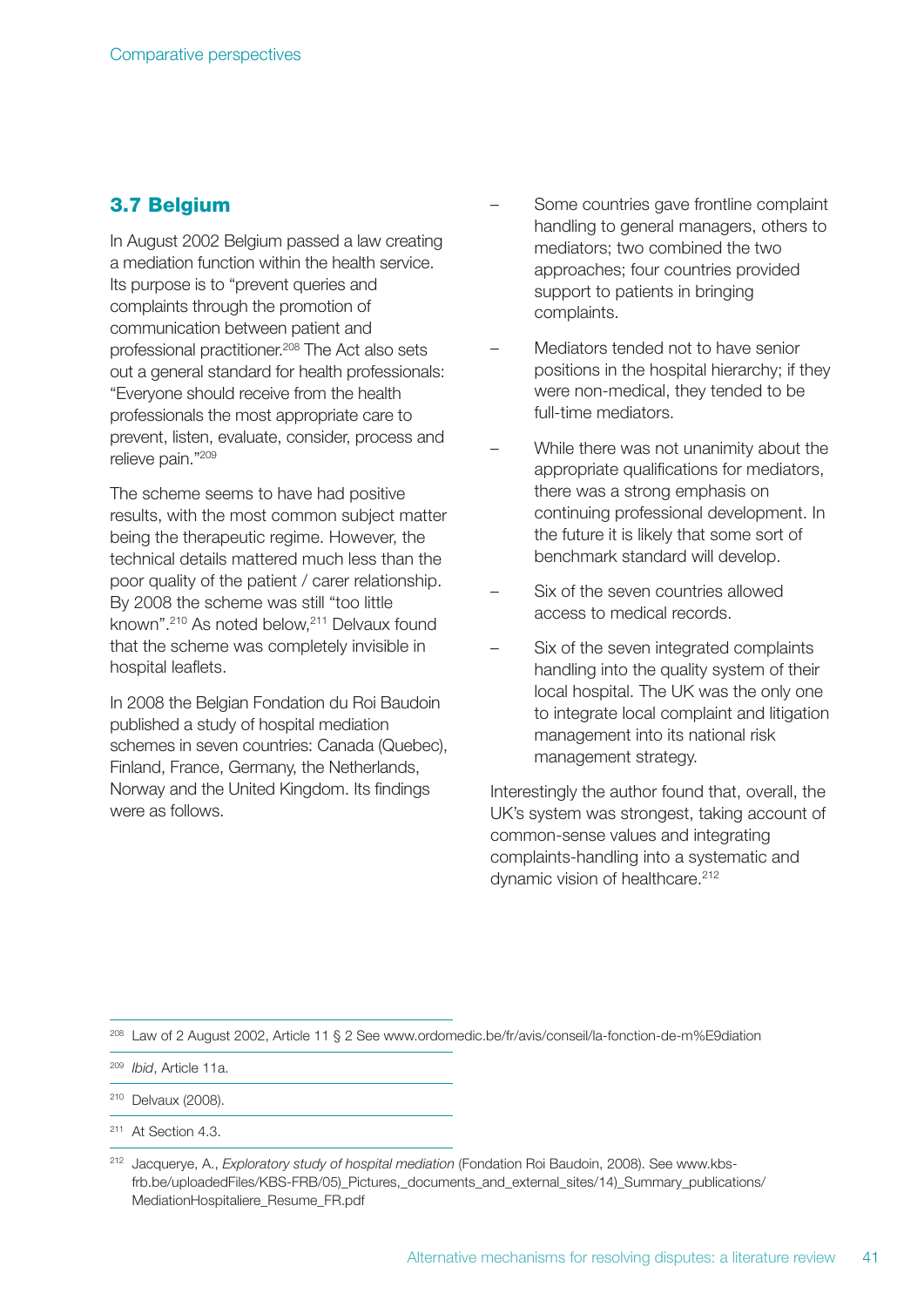## 3.7 Belgium

In August 2002 Belgium passed a law creating a mediation function within the health service. Its purpose is to "prevent queries and complaints through the promotion of communication between patient and professional practitioner.[208] The Act also sets out a general standard for health professionals: "Everyone should receive from the health professionals the most appropriate care to prevent, listen, evaluate, consider, process and relieve pain."[209]

The scheme seems to have had positive results, with the most common subject matter being the therapeutic regime. However, the technical details mattered much less than the poor quality of the patient / carer relationship. By 2008 the scheme was still "too little known".[210] As noted below,[211] Delvaux found that the scheme was completely invisible in hospital leaflets.

In 2008 the Belgian Fondation du Roi Baudoin published a study of hospital mediation schemes in seven countries: Canada (Quebec), Finland, France, Germany, the Netherlands, Norway and the United Kingdom. Its findings were as follows.

- Some countries gave frontline complaint handling to general managers, others to mediators; two combined the two approaches; four countries provided support to patients in bringing complaints.
- Mediators tended not to have senior positions in the hospital hierarchy; if they were non-medical, they tended to be full-time mediators.
- While there was not unanimity about the appropriate qualifications for mediators, there was a strong emphasis on continuing professional development. In the future it is likely that some sort of benchmark standard will develop.
- Six of the seven countries allowed access to medical records.
- Six of the seven integrated complaints handling into the quality system of their local hospital. The UK was the only one to integrate local complaint and litigation management into its national risk management strategy.

Interestingly the author found that, overall, the UK's system was strongest, taking account of common-sense values and integrating complaints-handling into a systematic and dynamic vision of healthcare.[212]

---

[208] Law of 2 August 2002, Article 11 § 2 See www.ordomedic.be/fr/avis/conseil/la-fonction-de-m%E9diation

[209] *Ibid*, Article 11a.

[210] Delvaux (2008).

[211] At Section 4.3.

[212] Jacquerye, A., *Exploratory study of hospital mediation* (Fondation Roi Baudoin, 2008). See www.kbs-frb.be/uploadedFiles/KBS-FRB/05)_Pictures,_documents_and_external_sites/14)_Summary_publications/MediationHospitaliere_Resume_FR.pdf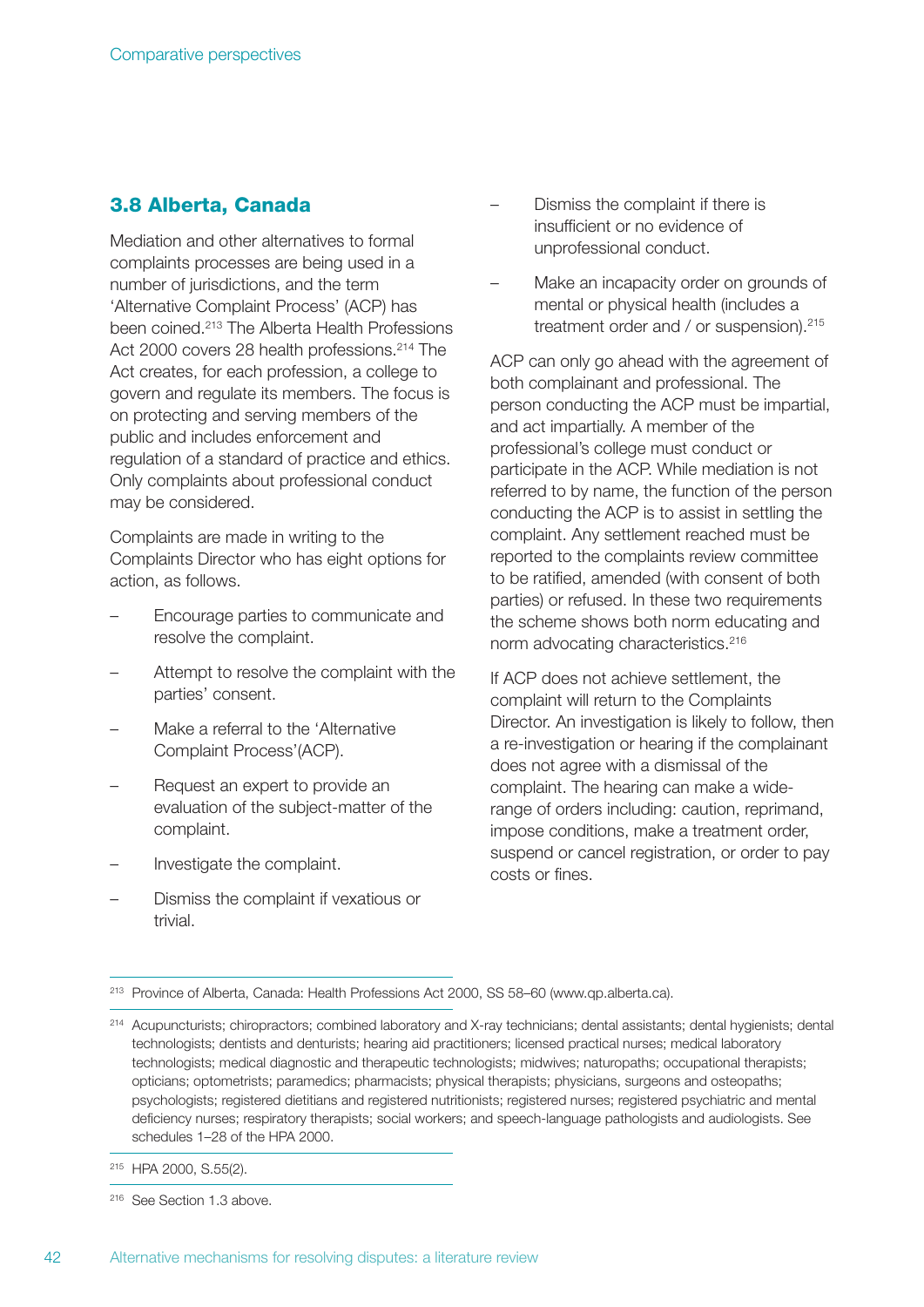## 3.8 Alberta, Canada

Mediation and other alternatives to formal complaints processes are being used in a number of jurisdictions, and the term 'Alternative Complaint Process' (ACP) has been coined.[213] The Alberta Health Professions Act 2000 covers 28 health professions.[214] The Act creates, for each profession, a college to govern and regulate its members. The focus is on protecting and serving members of the public and includes enforcement and regulation of a standard of practice and ethics. Only complaints about professional conduct may be considered.

Complaints are made in writing to the Complaints Director who has eight options for action, as follows.

- Encourage parties to communicate and resolve the complaint.
- Attempt to resolve the complaint with the parties' consent.
- Make a referral to the 'Alternative Complaint Process'(ACP).
- Request an expert to provide an evaluation of the subject-matter of the complaint.
- Investigate the complaint.
- Dismiss the complaint if vexatious or trivial.
- Dismiss the complaint if there is insufficient or no evidence of unprofessional conduct.
- Make an incapacity order on grounds of mental or physical health (includes a treatment order and / or suspension).[215]

ACP can only go ahead with the agreement of both complainant and professional. The person conducting the ACP must be impartial, and act impartially. A member of the professional's college must conduct or participate in the ACP. While mediation is not referred to by name, the function of the person conducting the ACP is to assist in settling the complaint. Any settlement reached must be reported to the complaints review committee to be ratified, amended (with consent of both parties) or refused. In these two requirements the scheme shows both norm educating and norm advocating characteristics.[216]

If ACP does not achieve settlement, the complaint will return to the Complaints Director. An investigation is likely to follow, then a re-investigation or hearing if the complainant does not agree with a dismissal of the complaint. The hearing can make a wide-range of orders including: caution, reprimand, impose conditions, make a treatment order, suspend or cancel registration, or order to pay costs or fines.

---

[213] Province of Alberta, Canada: Health Professions Act 2000, SS 58–60 (www.qp.alberta.ca).

[214] Acupuncturists; chiropractors; combined laboratory and X-ray technicians; dental assistants; dental hygienists; dental technologists; dentists and denturists; hearing aid practitioners; licensed practical nurses; medical laboratory technologists; medical diagnostic and therapeutic technologists; midwives; naturopaths; occupational therapists; opticians; optometrists; paramedics; pharmacists; physical therapists; physicians, surgeons and osteopaths; psychologists; registered dietitians and registered nutritionists; registered nurses; registered psychiatric and mental deficiency nurses; respiratory therapists; social workers; and speech-language pathologists and audiologists. See schedules 1–28 of the HPA 2000.

[215] HPA 2000, S.55(2).

[216] See Section 1.3 above.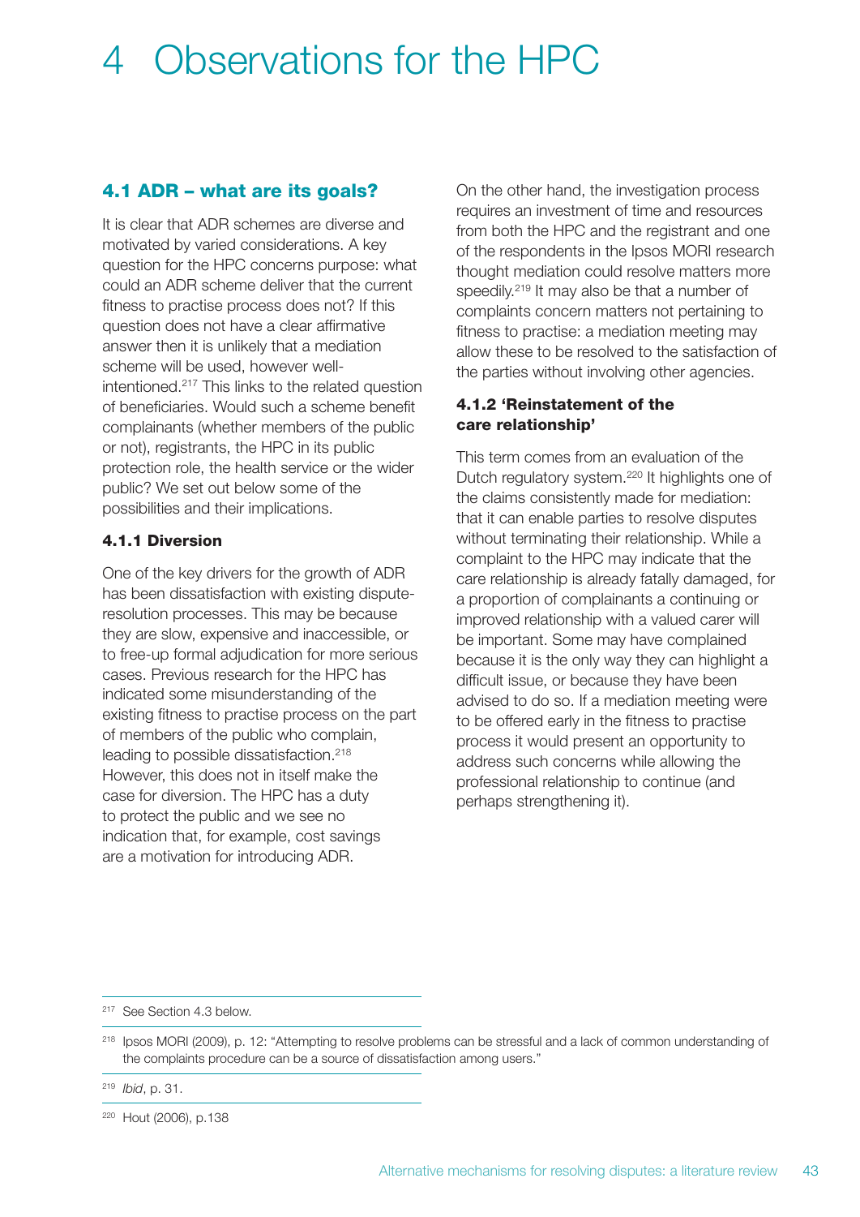# 4 Observations for the HPC

## 4.1 ADR – what are its goals?

It is clear that ADR schemes are diverse and motivated by varied considerations. A key question for the HPC concerns purpose: what could an ADR scheme deliver that the current fitness to practise process does not? If this question does not have a clear affirmative answer then it is unlikely that a mediation scheme will be used, however well-intentioned.[217] This links to the related question of beneficiaries. Would such a scheme benefit complainants (whether members of the public or not), registrants, the HPC in its public protection role, the health service or the wider public? We set out below some of the possibilities and their implications.

### 4.1.1 Diversion

One of the key drivers for the growth of ADR has been dissatisfaction with existing dispute-resolution processes. This may be because they are slow, expensive and inaccessible, or to free-up formal adjudication for more serious cases. Previous research for the HPC has indicated some misunderstanding of the existing fitness to practise process on the part of members of the public who complain, leading to possible dissatisfaction.[218] However, this does not in itself make the case for diversion. The HPC has a duty to protect the public and we see no indication that, for example, cost savings are a motivation for introducing ADR.

On the other hand, the investigation process requires an investment of time and resources from both the HPC and the registrant and one of the respondents in the Ipsos MORI research thought mediation could resolve matters more speedily.[219] It may also be that a number of complaints concern matters not pertaining to fitness to practise: a mediation meeting may allow these to be resolved to the satisfaction of the parties without involving other agencies.

### 4.1.2 'Reinstatement of the care relationship'

This term comes from an evaluation of the Dutch regulatory system.[220] It highlights one of the claims consistently made for mediation: that it can enable parties to resolve disputes without terminating their relationship. While a complaint to the HPC may indicate that the care relationship is already fatally damaged, for a proportion of complainants a continuing or improved relationship with a valued carer will be important. Some may have complained because it is the only way they can highlight a difficult issue, or because they have been advised to do so. If a mediation meeting were to be offered early in the fitness to practise process it would present an opportunity to address such concerns while allowing the professional relationship to continue (and perhaps strengthening it).

---

[217] See Section 4.3 below.

[218] Ipsos MORI (2009), p. 12: "Attempting to resolve problems can be stressful and a lack of common understanding of the complaints procedure can be a source of dissatisfaction among users."

[219] *Ibid*, p. 31.

[220] Hout (2006), p.138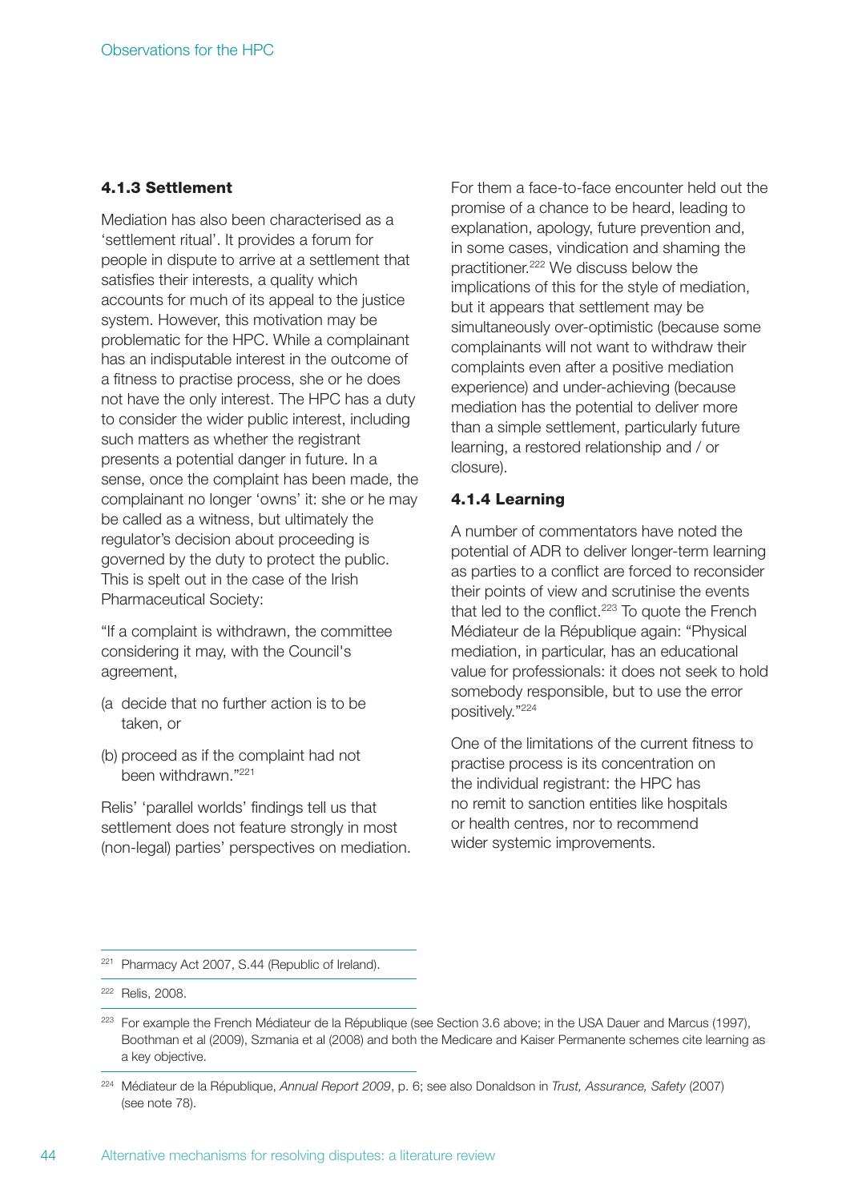### 4.1.3 Settlement

Mediation has also been characterised as a 'settlement ritual'. It provides a forum for people in dispute to arrive at a settlement that satisfies their interests, a quality which accounts for much of its appeal to the justice system. However, this motivation may be problematic for the HPC. While a complainant has an indisputable interest in the outcome of a fitness to practise process, she or he does not have the only interest. The HPC has a duty to consider the wider public interest, including such matters as whether the registrant presents a potential danger in future. In a sense, once the complaint has been made, the complainant no longer 'owns' it: she or he may be called as a witness, but ultimately the regulator's decision about proceeding is governed by the duty to protect the public. This is spelt out in the case of the Irish Pharmaceutical Society:

"If a complaint is withdrawn, the committee considering it may, with the Council's agreement,

(a decide that no further action is to be taken, or

(b) proceed as if the complaint had not been withdrawn."[221]

Relis' 'parallel worlds' findings tell us that settlement does not feature strongly in most (non-legal) parties' perspectives on mediation. For them a face-to-face encounter held out the promise of a chance to be heard, leading to explanation, apology, future prevention and, in some cases, vindication and shaming the practitioner.[222] We discuss below the implications of this for the style of mediation, but it appears that settlement may be simultaneously over-optimistic (because some complainants will not want to withdraw their complaints even after a positive mediation experience) and under-achieving (because mediation has the potential to deliver more than a simple settlement, particularly future learning, a restored relationship and / or closure).

### 4.1.4 Learning

A number of commentators have noted the potential of ADR to deliver longer-term learning as parties to a conflict are forced to reconsider their points of view and scrutinise the events that led to the conflict.[223] To quote the French Médiateur de la République again: "Physical mediation, in particular, has an educational value for professionals: it does not seek to hold somebody responsible, but to use the error positively."[224]

One of the limitations of the current fitness to practise process is its concentration on the individual registrant: the HPC has no remit to sanction entities like hospitals or health centres, nor to recommend wider systemic improvements.

---

[221] Pharmacy Act 2007, S.44 (Republic of Ireland).

[222] Relis, 2008.

[223] For example the French Médiateur de la République (see Section 3.6 above; in the USA Dauer and Marcus (1997), Boothman et al (2009), Szmania et al (2008) and both the Medicare and Kaiser Permanente schemes cite learning as a key objective.

[224] Médiateur de la République, *Annual Report 2009*, p. 6; see also Donaldson in *Trust, Assurance, Safety* (2007) (see note 78).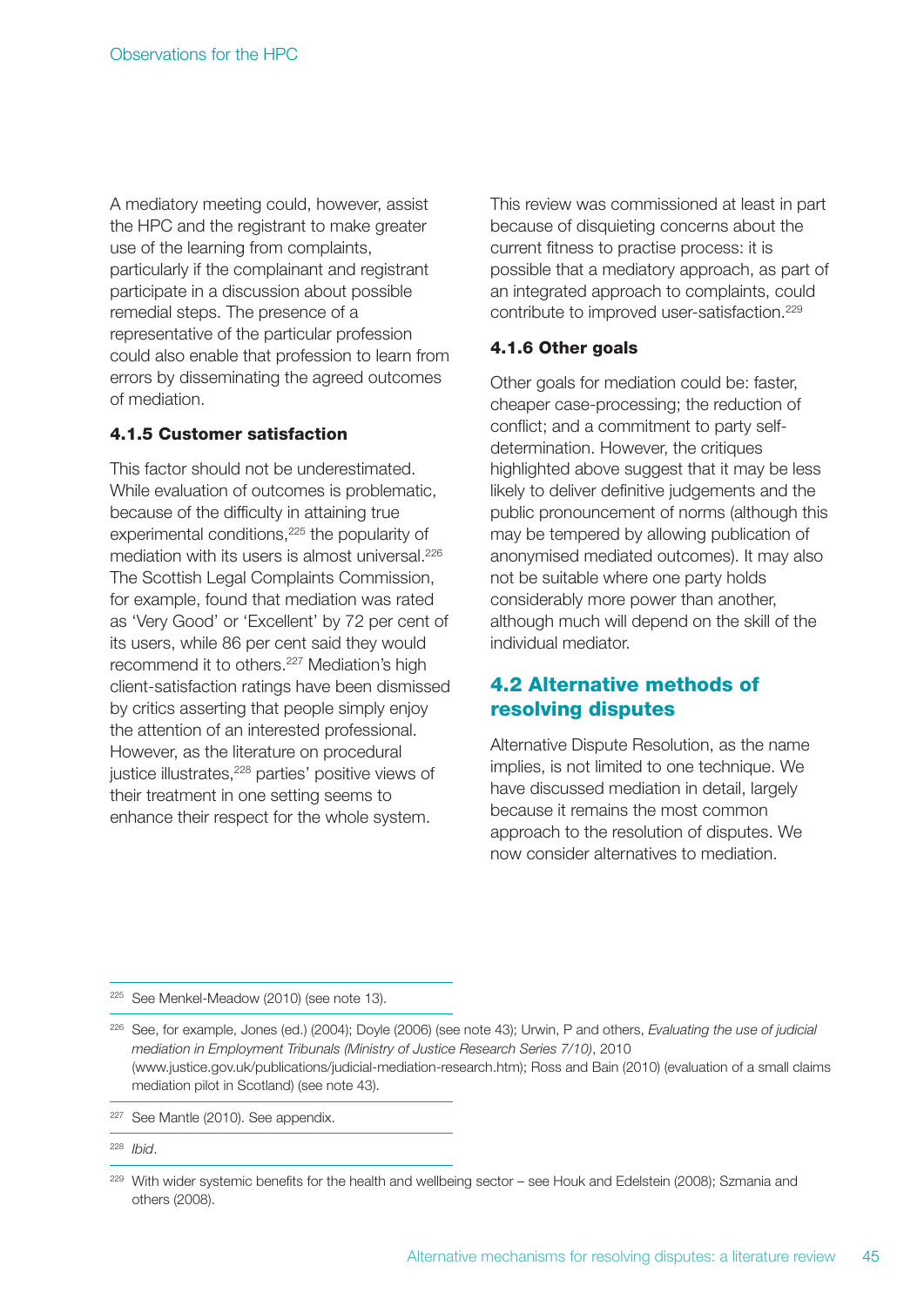A mediatory meeting could, however, assist the HPC and the registrant to make greater use of the learning from complaints, particularly if the complainant and registrant participate in a discussion about possible remedial steps. The presence of a representative of the particular profession could also enable that profession to learn from errors by disseminating the agreed outcomes of mediation.

#### 4.1.5 Customer satisfaction

This factor should not be underestimated. While evaluation of outcomes is problematic, because of the difficulty in attaining true experimental conditions,[225] the popularity of mediation with its users is almost universal.[226] The Scottish Legal Complaints Commission, for example, found that mediation was rated as 'Very Good' or 'Excellent' by 72 per cent of its users, while 86 per cent said they would recommend it to others.[227] Mediation's high client-satisfaction ratings have been dismissed by critics asserting that people simply enjoy the attention of an interested professional. However, as the literature on procedural justice illustrates,[228] parties' positive views of their treatment in one setting seems to enhance their respect for the whole system.

This review was commissioned at least in part because of disquieting concerns about the current fitness to practise process: it is possible that a mediatory approach, as part of an integrated approach to complaints, could contribute to improved user-satisfaction.[229]

#### 4.1.6 Other goals

Other goals for mediation could be: faster, cheaper case-processing; the reduction of conflict; and a commitment to party self-determination. However, the critiques highlighted above suggest that it may be less likely to deliver definitive judgements and the public pronouncement of norms (although this may be tempered by allowing publication of anonymised mediated outcomes). It may also not be suitable where one party holds considerably more power than another, although much will depend on the skill of the individual mediator.

## 4.2 Alternative methods of resolving disputes

Alternative Dispute Resolution, as the name implies, is not limited to one technique. We have discussed mediation in detail, largely because it remains the most common approach to the resolution of disputes. We now consider alternatives to mediation.

---

[225] See Menkel-Meadow (2010) (see note 13).

[226] See, for example, Jones (ed.) (2004); Doyle (2006) (see note 43); Urwin, P and others, *Evaluating the use of judicial mediation in Employment Tribunals (Ministry of Justice Research Series 7/10)*, 2010 (www.justice.gov.uk/publications/judicial-mediation-research.htm); Ross and Bain (2010) (evaluation of a small claims mediation pilot in Scotland) (see note 43).

[227] See Mantle (2010). See appendix.

[228] *Ibid*.

[229] With wider systemic benefits for the health and wellbeing sector – see Houk and Edelstein (2008); Szmania and others (2008).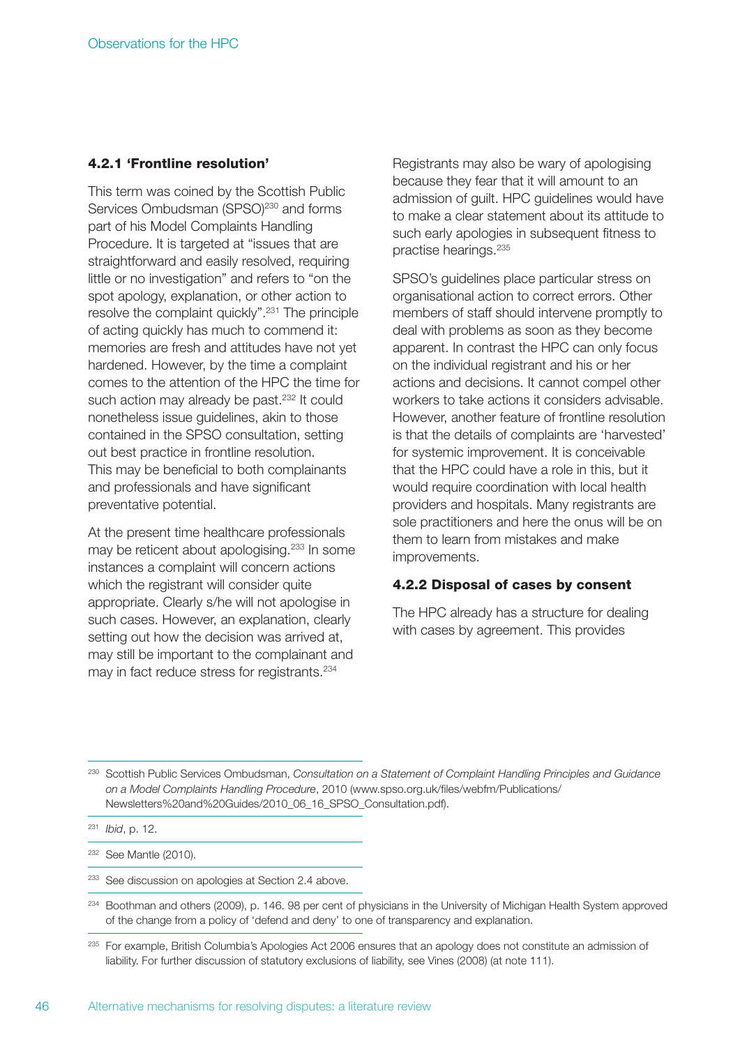### 4.2.1 'Frontline resolution'

This term was coined by the Scottish Public Services Ombudsman (SPSO)[230] and forms part of his Model Complaints Handling Procedure. It is targeted at "issues that are straightforward and easily resolved, requiring little or no investigation" and refers to "on the spot apology, explanation, or other action to resolve the complaint quickly".[231] The principle of acting quickly has much to commend it: memories are fresh and attitudes have not yet hardened. However, by the time a complaint comes to the attention of the HPC the time for such action may already be past.[232] It could nonetheless issue guidelines, akin to those contained in the SPSO consultation, setting out best practice in frontline resolution. This may be beneficial to both complainants and professionals and have significant preventative potential.

At the present time healthcare professionals may be reticent about apologising.[233] In some instances a complaint will concern actions which the registrant will consider quite appropriate. Clearly s/he will not apologise in such cases. However, an explanation, clearly setting out how the decision was arrived at, may still be important to the complainant and may in fact reduce stress for registrants.[234]

Registrants may also be wary of apologising because they fear that it will amount to an admission of guilt. HPC guidelines would have to make a clear statement about its attitude to such early apologies in subsequent fitness to practise hearings.[235]

SPSO's guidelines place particular stress on organisational action to correct errors. Other members of staff should intervene promptly to deal with problems as soon as they become apparent. In contrast the HPC can only focus on the individual registrant and his or her actions and decisions. It cannot compel other workers to take actions it considers advisable. However, another feature of frontline resolution is that the details of complaints are 'harvested' for systemic improvement. It is conceivable that the HPC could have a role in this, but it would require coordination with local health providers and hospitals. Many registrants are sole practitioners and here the onus will be on them to learn from mistakes and make improvements.

### 4.2.2 Disposal of cases by consent

The HPC already has a structure for dealing with cases by agreement. This provides

---

[230] Scottish Public Services Ombudsman, *Consultation on a Statement of Complaint Handling Principles and Guidance on a Model Complaints Handling Procedure*, 2010 (www.spso.org.uk/files/webfm/Publications/Newsletters%20and%20Guides/2010_06_16_SPSO_Consultation.pdf).

[231] *Ibid*, p. 12.

[232] See Mantle (2010).

[233] See discussion on apologies at Section 2.4 above.

[234] Boothman and others (2009), p. 146. 98 per cent of physicians in the University of Michigan Health System approved of the change from a policy of 'defend and deny' to one of transparency and explanation.

[235] For example, British Columbia's Apologies Act 2006 ensures that an apology does not constitute an admission of liability. For further discussion of statutory exclusions of liability, see Vines (2008) (at note 111).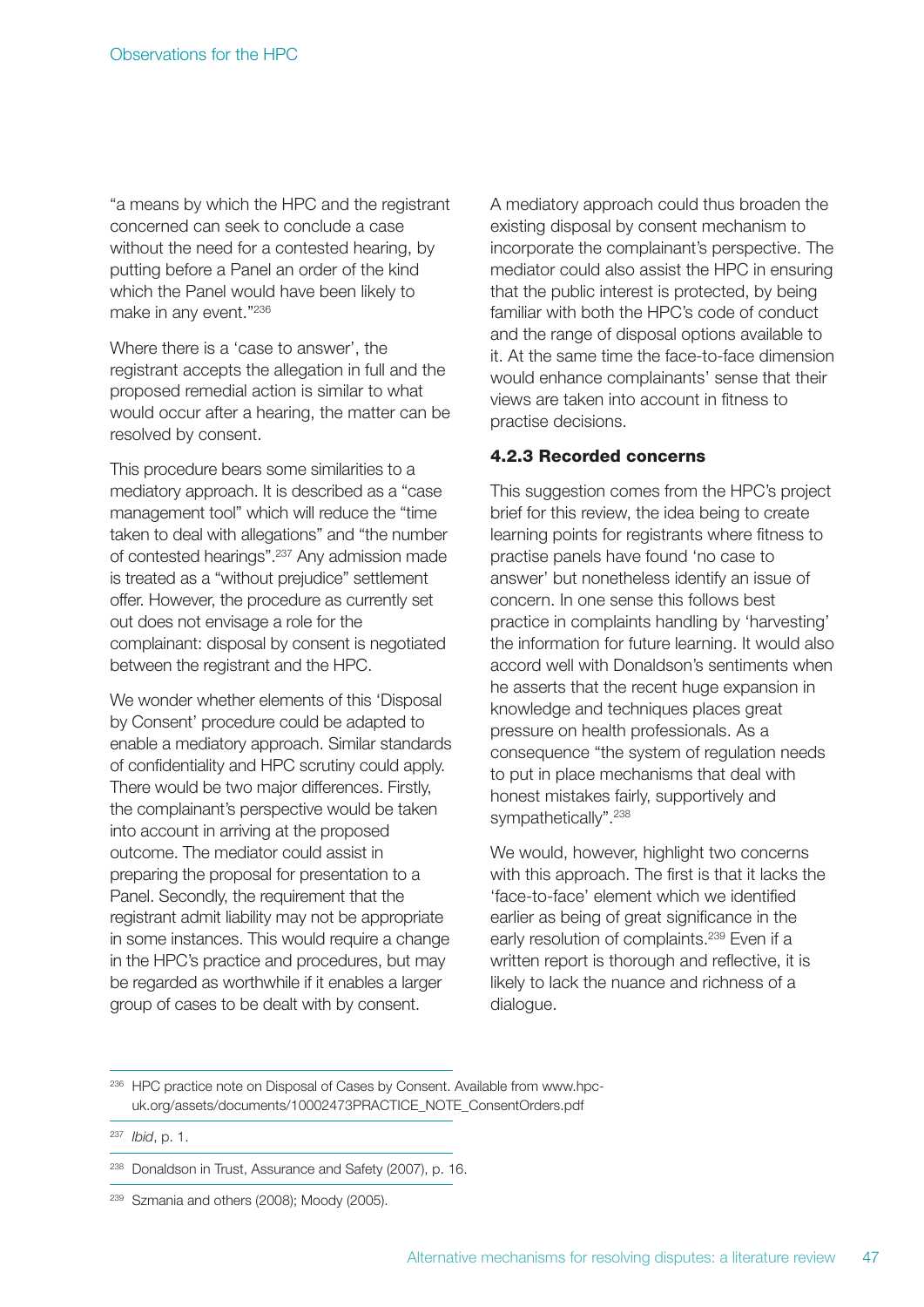"a means by which the HPC and the registrant concerned can seek to conclude a case without the need for a contested hearing, by putting before a Panel an order of the kind which the Panel would have been likely to make in any event."[236]

Where there is a 'case to answer', the registrant accepts the allegation in full and the proposed remedial action is similar to what would occur after a hearing, the matter can be resolved by consent.

This procedure bears some similarities to a mediatory approach. It is described as a "case management tool" which will reduce the "time taken to deal with allegations" and "the number of contested hearings".[237] Any admission made is treated as a "without prejudice" settlement offer. However, the procedure as currently set out does not envisage a role for the complainant: disposal by consent is negotiated between the registrant and the HPC.

We wonder whether elements of this 'Disposal by Consent' procedure could be adapted to enable a mediatory approach. Similar standards of confidentiality and HPC scrutiny could apply. There would be two major differences. Firstly, the complainant's perspective would be taken into account in arriving at the proposed outcome. The mediator could assist in preparing the proposal for presentation to a Panel. Secondly, the requirement that the registrant admit liability may not be appropriate in some instances. This would require a change in the HPC's practice and procedures, but may be regarded as worthwhile if it enables a larger group of cases to be dealt with by consent.

A mediatory approach could thus broaden the existing disposal by consent mechanism to incorporate the complainant's perspective. The mediator could also assist the HPC in ensuring that the public interest is protected, by being familiar with both the HPC's code of conduct and the range of disposal options available to it. At the same time the face-to-face dimension would enhance complainants' sense that their views are taken into account in fitness to practise decisions.

#### 4.2.3 Recorded concerns

This suggestion comes from the HPC's project brief for this review, the idea being to create learning points for registrants where fitness to practise panels have found 'no case to answer' but nonetheless identify an issue of concern. In one sense this follows best practice in complaints handling by 'harvesting' the information for future learning. It would also accord well with Donaldson's sentiments when he asserts that the recent huge expansion in knowledge and techniques places great pressure on health professionals. As a consequence "the system of regulation needs to put in place mechanisms that deal with honest mistakes fairly, supportively and sympathetically".[238]

We would, however, highlight two concerns with this approach. The first is that it lacks the 'face-to-face' element which we identified earlier as being of great significance in the early resolution of complaints.[239] Even if a written report is thorough and reflective, it is likely to lack the nuance and richness of a dialogue.

---

[236] HPC practice note on Disposal of Cases by Consent. Available from www.hpc-uk.org/assets/documents/10002473PRACTICE_NOTE_ConsentOrders.pdf

[237] *Ibid*, p. 1.

[238] Donaldson in Trust, Assurance and Safety (2007), p. 16.

[239] Szmania and others (2008); Moody (2005).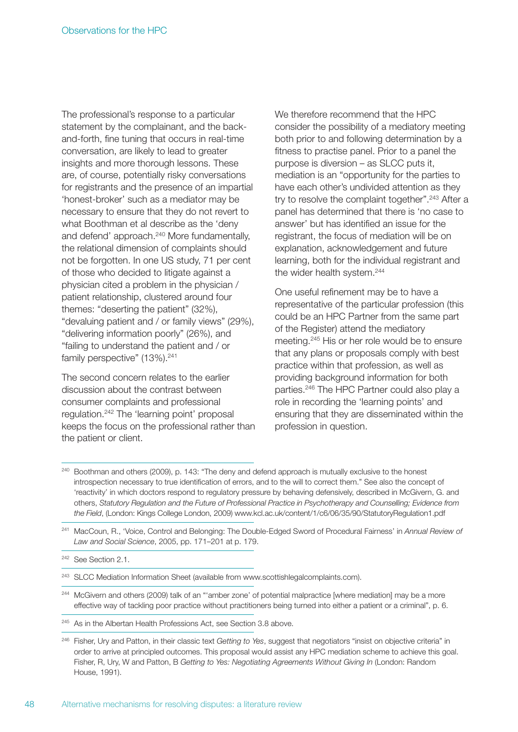The professional's response to a particular statement by the complainant, and the back-and-forth, fine tuning that occurs in real-time conversation, are likely to lead to greater insights and more thorough lessons. These are, of course, potentially risky conversations for registrants and the presence of an impartial 'honest-broker' such as a mediator may be necessary to ensure that they do not revert to what Boothman et al describe as the 'deny and defend' approach.[240] More fundamentally, the relational dimension of complaints should not be forgotten. In one US study, 71 per cent of those who decided to litigate against a physician cited a problem in the physician / patient relationship, clustered around four themes: "deserting the patient" (32%), "devaluing patient and / or family views" (29%), "delivering information poorly" (26%), and "failing to understand the patient and / or family perspective" (13%).[241]

The second concern relates to the earlier discussion about the contrast between consumer complaints and professional regulation.[242] The 'learning point' proposal keeps the focus on the professional rather than the patient or client.

We therefore recommend that the HPC consider the possibility of a mediatory meeting both prior to and following determination by a fitness to practise panel. Prior to a panel the purpose is diversion – as SLCC puts it, mediation is an "opportunity for the parties to have each other's undivided attention as they try to resolve the complaint together".[243] After a panel has determined that there is 'no case to answer' but has identified an issue for the registrant, the focus of mediation will be on explanation, acknowledgement and future learning, both for the individual registrant and the wider health system.[244]

One useful refinement may be to have a representative of the particular profession (this could be an HPC Partner from the same part of the Register) attend the mediatory meeting.[245] His or her role would be to ensure that any plans or proposals comply with best practice within that profession, as well as providing background information for both parties.[246] The HPC Partner could also play a role in recording the 'learning points' and ensuring that they are disseminated within the profession in question.

---

[240] Boothman and others (2009), p. 143: "The deny and defend approach is mutually exclusive to the honest introspection necessary to true identification of errors, and to the will to correct them." See also the concept of 'reactivity' in which doctors respond to regulatory pressure by behaving defensively, described in McGivern, G. and others, *Statutory Regulation and the Future of Professional Practice in Psychotherapy and Counselling; Evidence from the Field*, (London: Kings College London, 2009) www.kcl.ac.uk/content/1/c6/06/35/90/StatutoryRegulation1.pdf

[241] MacCoun, R., 'Voice, Control and Belonging: The Double-Edged Sword of Procedural Fairness' in *Annual Review of Law and Social Science*, 2005, pp. 171–201 at p. 179.

[242] See Section 2.1.

[243] SLCC Mediation Information Sheet (available from www.scottishlegalcomplaints.com).

[244] McGivern and others (2009) talk of an "'amber zone' of potential malpractice [where mediation] may be a more effective way of tackling poor practice without practitioners being turned into either a patient or a criminal", p. 6.

[245] As in the Albertan Health Professions Act, see Section 3.8 above.

[246] Fisher, Ury and Patton, in their classic text *Getting to Yes*, suggest that negotiators "insist on objective criteria" in order to arrive at principled outcomes. This proposal would assist any HPC mediation scheme to achieve this goal. Fisher, R, Ury, W and Patton, B *Getting to Yes: Negotiating Agreements Without Giving In* (London: Random House, 1991).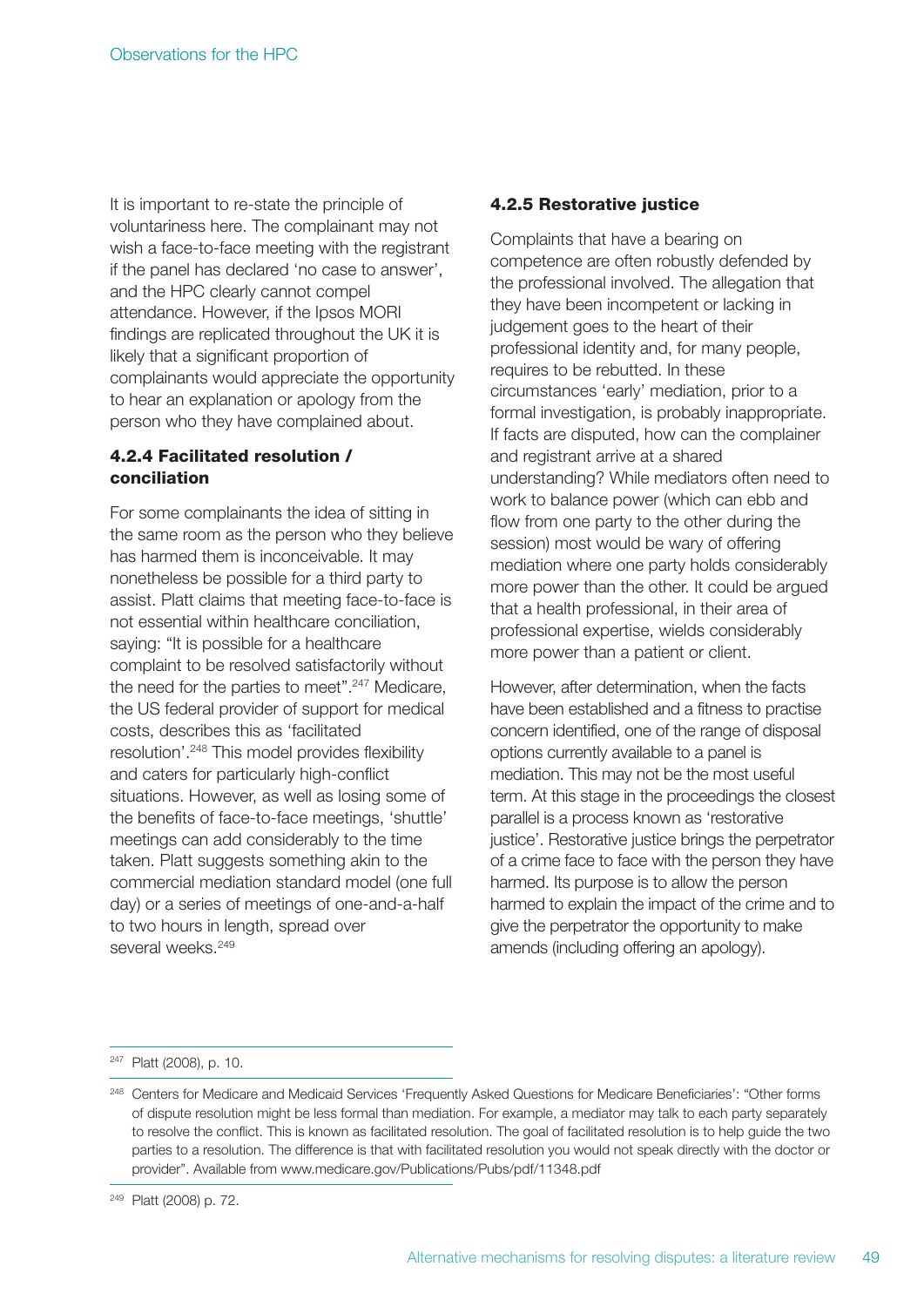It is important to re-state the principle of voluntariness here. The complainant may not wish a face-to-face meeting with the registrant if the panel has declared 'no case to answer', and the HPC clearly cannot compel attendance. However, if the Ipsos MORI findings are replicated throughout the UK it is likely that a significant proportion of complainants would appreciate the opportunity to hear an explanation or apology from the person who they have complained about.

#### 4.2.4 Facilitated resolution / conciliation

For some complainants the idea of sitting in the same room as the person who they believe has harmed them is inconceivable. It may nonetheless be possible for a third party to assist. Platt claims that meeting face-to-face is not essential within healthcare conciliation, saying: "It is possible for a healthcare complaint to be resolved satisfactorily without the need for the parties to meet".[247] Medicare, the US federal provider of support for medical costs, describes this as 'facilitated resolution'.[248] This model provides flexibility and caters for particularly high-conflict situations. However, as well as losing some of the benefits of face-to-face meetings, 'shuttle' meetings can add considerably to the time taken. Platt suggests something akin to the commercial mediation standard model (one full day) or a series of meetings of one-and-a-half to two hours in length, spread over several weeks.[249]

#### 4.2.5 Restorative justice

Complaints that have a bearing on competence are often robustly defended by the professional involved. The allegation that they have been incompetent or lacking in judgement goes to the heart of their professional identity and, for many people, requires to be rebutted. In these circumstances 'early' mediation, prior to a formal investigation, is probably inappropriate. If facts are disputed, how can the complainer and registrant arrive at a shared understanding? While mediators often need to work to balance power (which can ebb and flow from one party to the other during the session) most would be wary of offering mediation where one party holds considerably more power than the other. It could be argued that a health professional, in their area of professional expertise, wields considerably more power than a patient or client.

However, after determination, when the facts have been established and a fitness to practise concern identified, one of the range of disposal options currently available to a panel is mediation. This may not be the most useful term. At this stage in the proceedings the closest parallel is a process known as 'restorative justice'. Restorative justice brings the perpetrator of a crime face to face with the person they have harmed. Its purpose is to allow the person harmed to explain the impact of the crime and to give the perpetrator the opportunity to make amends (including offering an apology).

---

[247] Platt (2008), p. 10.

[248] Centers for Medicare and Medicaid Services 'Frequently Asked Questions for Medicare Beneficiaries': "Other forms of dispute resolution might be less formal than mediation. For example, a mediator may talk to each party separately to resolve the conflict. This is known as facilitated resolution. The goal of facilitated resolution is to help guide the two parties to a resolution. The difference is that with facilitated resolution you would not speak directly with the doctor or provider". Available from www.medicare.gov/Publications/Pubs/pdf/11348.pdf

[249] Platt (2008) p. 72.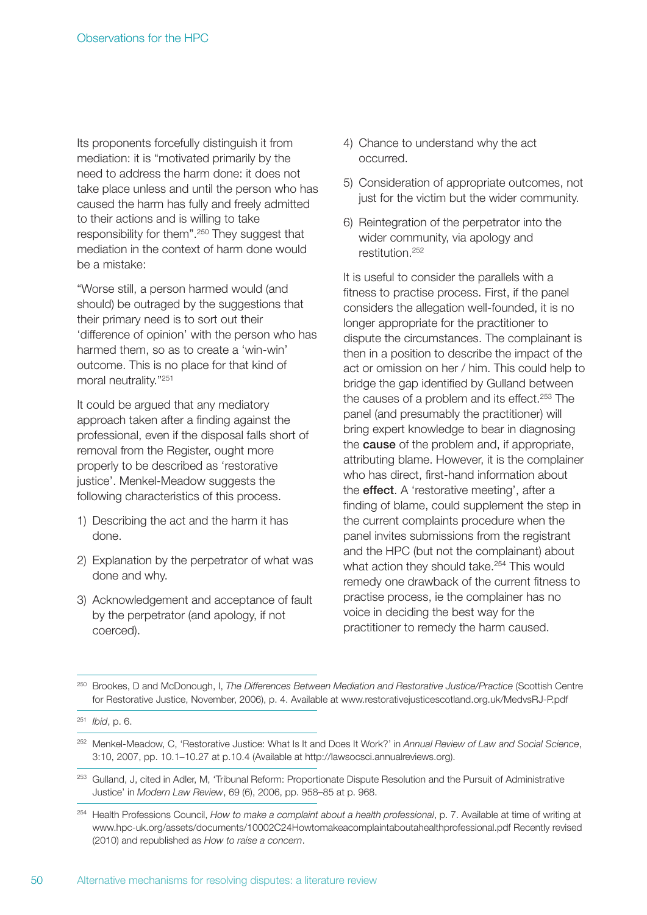Its proponents forcefully distinguish it from mediation: it is "motivated primarily by the need to address the harm done: it does not take place unless and until the person who has caused the harm has fully and freely admitted to their actions and is willing to take responsibility for them".[250] They suggest that mediation in the context of harm done would be a mistake:

"Worse still, a person harmed would (and should) be outraged by the suggestions that their primary need is to sort out their 'difference of opinion' with the person who has harmed them, so as to create a 'win-win' outcome. This is no place for that kind of moral neutrality."[251]

It could be argued that any mediatory approach taken after a finding against the professional, even if the disposal falls short of removal from the Register, ought more properly to be described as 'restorative justice'. Menkel-Meadow suggests the following characteristics of this process.

1) Describing the act and the harm it has done.
2) Explanation by the perpetrator of what was done and why.
3) Acknowledgement and acceptance of fault by the perpetrator (and apology, if not coerced).
4) Chance to understand why the act occurred.
5) Consideration of appropriate outcomes, not just for the victim but the wider community.
6) Reintegration of the perpetrator into the wider community, via apology and restitution.[252]

It is useful to consider the parallels with a fitness to practise process. First, if the panel considers the allegation well-founded, it is no longer appropriate for the practitioner to dispute the circumstances. The complainant is then in a position to describe the impact of the act or omission on her / him. This could help to bridge the gap identified by Gulland between the causes of a problem and its effect.[253] The panel (and presumably the practitioner) will bring expert knowledge to bear in diagnosing the **cause** of the problem and, if appropriate, attributing blame. However, it is the complainer who has direct, first-hand information about the **effect**. A 'restorative meeting', after a finding of blame, could supplement the step in the current complaints procedure when the panel invites submissions from the registrant and the HPC (but not the complainant) about what action they should take.[254] This would remedy one drawback of the current fitness to practise process, ie the complainer has no voice in deciding the best way for the practitioner to remedy the harm caused.

---

[250] Brookes, D and McDonough, I, *The Differences Between Mediation and Restorative Justice/Practice* (Scottish Centre for Restorative Justice, November, 2006), p. 4. Available at www.restorativejusticescotland.org.uk/MedvsRJ-P.pdf

[251] *Ibid*, p. 6.

[252] Menkel-Meadow, C, 'Restorative Justice: What Is It and Does It Work?' in *Annual Review of Law and Social Science*, 3:10, 2007, pp. 10.1–10.27 at p.10.4 (Available at http://lawsocsci.annualreviews.org).

[253] Gulland, J, cited in Adler, M, 'Tribunal Reform: Proportionate Dispute Resolution and the Pursuit of Administrative Justice' in *Modern Law Review*, 69 (6), 2006, pp. 958–85 at p. 968.

[254] Health Professions Council, *How to make a complaint about a health professional*, p. 7. Available at time of writing at www.hpc-uk.org/assets/documents/10002C24Howtomakeacomplaintaboutahealthprofessional.pdf Recently revised (2010) and republished as *How to raise a concern*.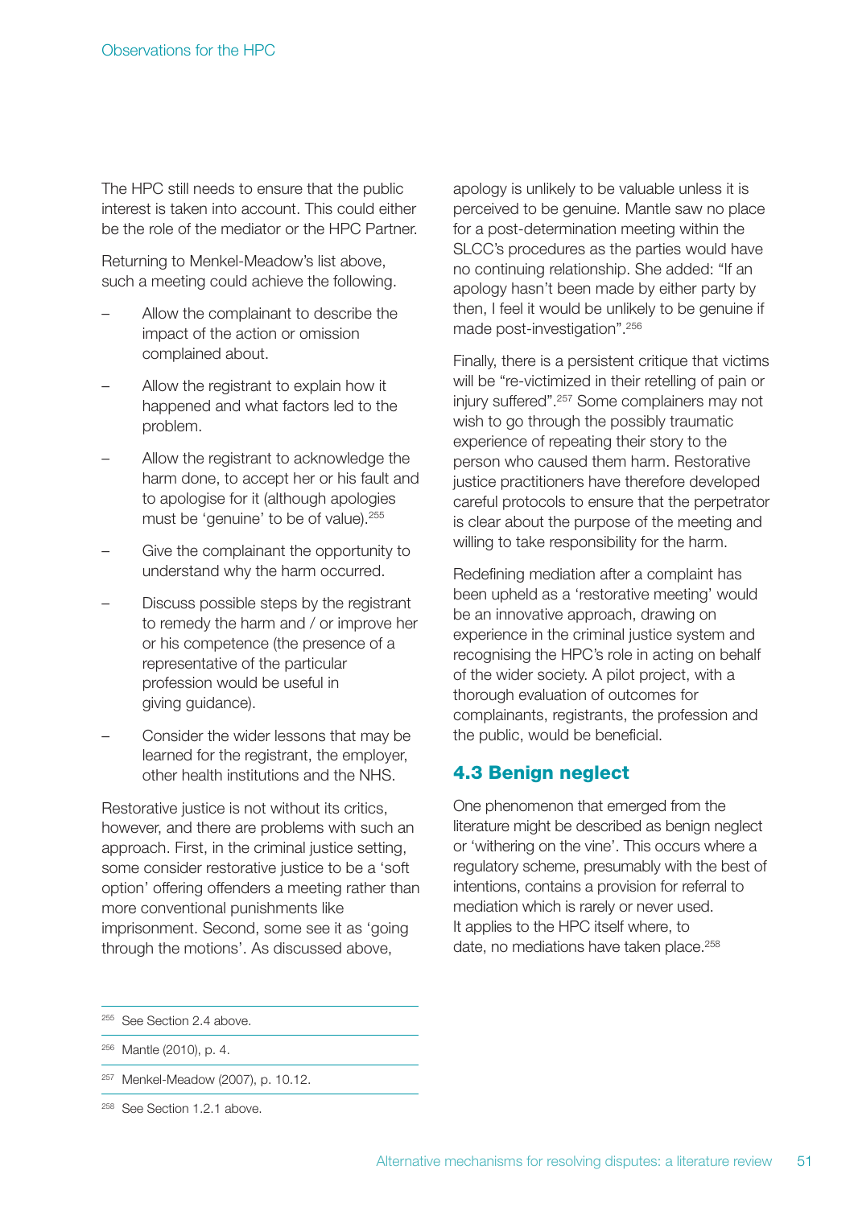The HPC still needs to ensure that the public interest is taken into account. This could either be the role of the mediator or the HPC Partner.

Returning to Menkel-Meadow's list above, such a meeting could achieve the following.

- Allow the complainant to describe the impact of the action or omission complained about.
- Allow the registrant to explain how it happened and what factors led to the problem.
- Allow the registrant to acknowledge the harm done, to accept her or his fault and to apologise for it (although apologies must be 'genuine' to be of value).[255]
- Give the complainant the opportunity to understand why the harm occurred.
- Discuss possible steps by the registrant to remedy the harm and / or improve her or his competence (the presence of a representative of the particular profession would be useful in giving guidance).
- Consider the wider lessons that may be learned for the registrant, the employer, other health institutions and the NHS.

Restorative justice is not without its critics, however, and there are problems with such an approach. First, in the criminal justice setting, some consider restorative justice to be a 'soft option' offering offenders a meeting rather than more conventional punishments like imprisonment. Second, some see it as 'going through the motions'. As discussed above, apology is unlikely to be valuable unless it is perceived to be genuine. Mantle saw no place for a post-determination meeting within the SLCC's procedures as the parties would have no continuing relationship. She added: "If an apology hasn't been made by either party by then, I feel it would be unlikely to be genuine if made post-investigation".[256]

Finally, there is a persistent critique that victims will be "re-victimized in their retelling of pain or injury suffered".[257] Some complainers may not wish to go through the possibly traumatic experience of repeating their story to the person who caused them harm. Restorative justice practitioners have therefore developed careful protocols to ensure that the perpetrator is clear about the purpose of the meeting and willing to take responsibility for the harm.

Redefining mediation after a complaint has been upheld as a 'restorative meeting' would be an innovative approach, drawing on experience in the criminal justice system and recognising the HPC's role in acting on behalf of the wider society. A pilot project, with a thorough evaluation of outcomes for complainants, registrants, the profession and the public, would be beneficial.

## 4.3 Benign neglect

One phenomenon that emerged from the literature might be described as benign neglect or 'withering on the vine'. This occurs where a regulatory scheme, presumably with the best of intentions, contains a provision for referral to mediation which is rarely or never used. It applies to the HPC itself where, to date, no mediations have taken place.[258]

---

[255] See Section 2.4 above.

[256] Mantle (2010), p. 4.

[257] Menkel-Meadow (2007), p. 10.12.

[258] See Section 1.2.1 above.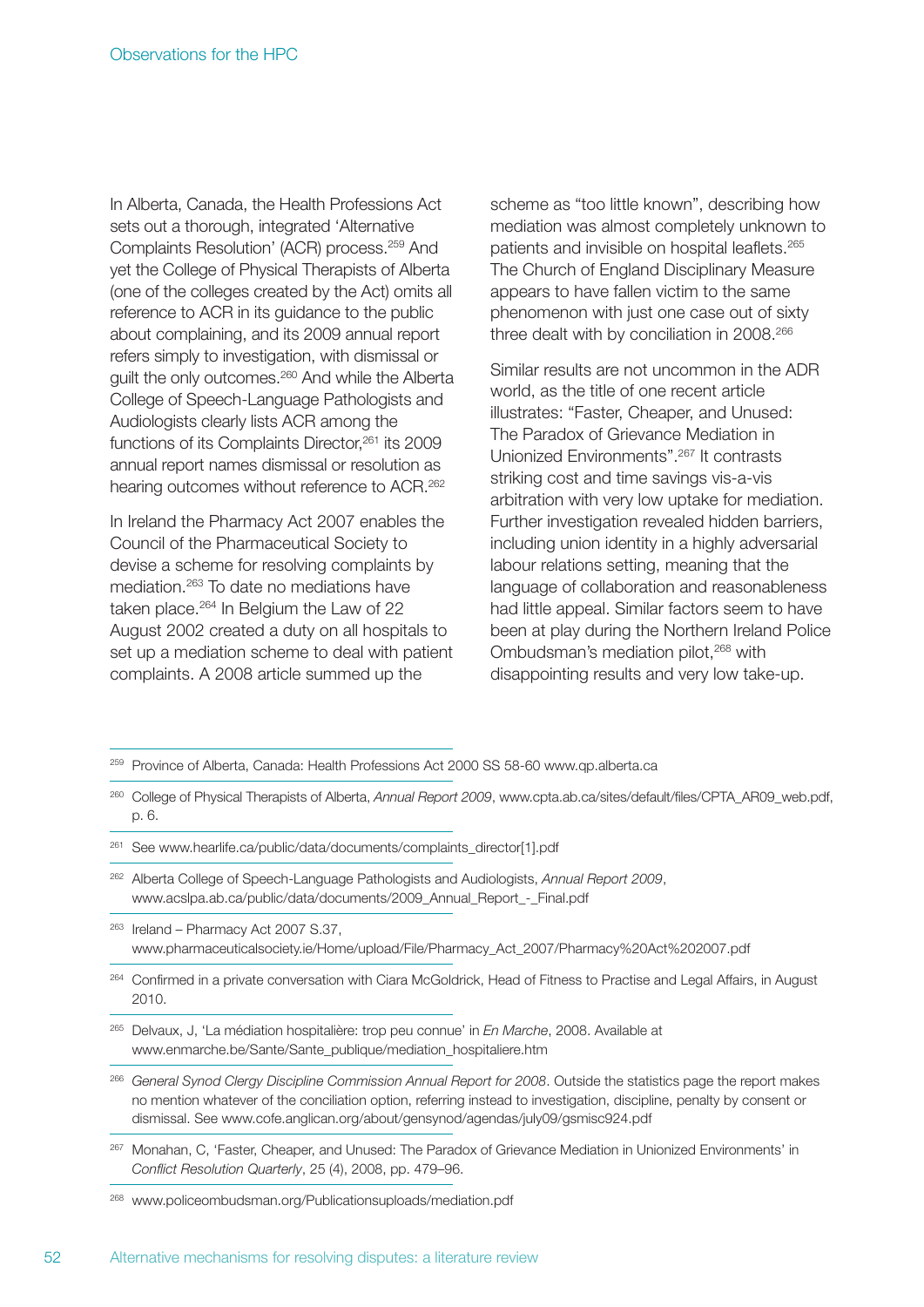In Alberta, Canada, the Health Professions Act sets out a thorough, integrated 'Alternative Complaints Resolution' (ACR) process.[259] And yet the College of Physical Therapists of Alberta (one of the colleges created by the Act) omits all reference to ACR in its guidance to the public about complaining, and its 2009 annual report refers simply to investigation, with dismissal or guilt the only outcomes.[260] And while the Alberta College of Speech-Language Pathologists and Audiologists clearly lists ACR among the functions of its Complaints Director,[261] its 2009 annual report names dismissal or resolution as hearing outcomes without reference to ACR.[262]

In Ireland the Pharmacy Act 2007 enables the Council of the Pharmaceutical Society to devise a scheme for resolving complaints by mediation.[263] To date no mediations have taken place.[264] In Belgium the Law of 22 August 2002 created a duty on all hospitals to set up a mediation scheme to deal with patient complaints. A 2008 article summed up the scheme as "too little known", describing how mediation was almost completely unknown to patients and invisible on hospital leaflets.[265] The Church of England Disciplinary Measure appears to have fallen victim to the same phenomenon with just one case out of sixty three dealt with by conciliation in 2008.[266]

Similar results are not uncommon in the ADR world, as the title of one recent article illustrates: "Faster, Cheaper, and Unused: The Paradox of Grievance Mediation in Unionized Environments".[267] It contrasts striking cost and time savings vis-a-vis arbitration with very low uptake for mediation. Further investigation revealed hidden barriers, including union identity in a highly adversarial labour relations setting, meaning that the language of collaboration and reasonableness had little appeal. Similar factors seem to have been at play during the Northern Ireland Police Ombudsman's mediation pilot,[268] with disappointing results and very low take-up.

---

[259] Province of Alberta, Canada: Health Professions Act 2000 SS 58-60 www.qp.alberta.ca

[260] College of Physical Therapists of Alberta, *Annual Report 2009*, www.cpta.ab.ca/sites/default/files/CPTA_AR09_web.pdf, p. 6.

[261] See www.hearlife.ca/public/data/documents/complaints_director[1].pdf

[262] Alberta College of Speech-Language Pathologists and Audiologists, *Annual Report 2009*, www.acslpa.ab.ca/public/data/documents/2009_Annual_Report_-_Final.pdf

[263] Ireland – Pharmacy Act 2007 S.37, www.pharmaceuticalsociety.ie/Home/upload/File/Pharmacy_Act_2007/Pharmacy%20Act%202007.pdf

[264] Confirmed in a private conversation with Ciara McGoldrick, Head of Fitness to Practise and Legal Affairs, in August 2010.

[265] Delvaux, J, 'La médiation hospitalière: trop peu connue' in *En Marche*, 2008. Available at www.enmarche.be/Sante/Sante_publique/mediation_hospitaliere.htm

[266] *General Synod Clergy Discipline Commission Annual Report for 2008*. Outside the statistics page the report makes no mention whatever of the conciliation option, referring instead to investigation, discipline, penalty by consent or dismissal. See www.cofe.anglican.org/about/gensynod/agendas/july09/gsmisc924.pdf

[267] Monahan, C, 'Faster, Cheaper, and Unused: The Paradox of Grievance Mediation in Unionized Environments' in *Conflict Resolution Quarterly*, 25 (4), 2008, pp. 479–96.

[268] www.policeombudsman.org/Publicationsuploads/mediation.pdf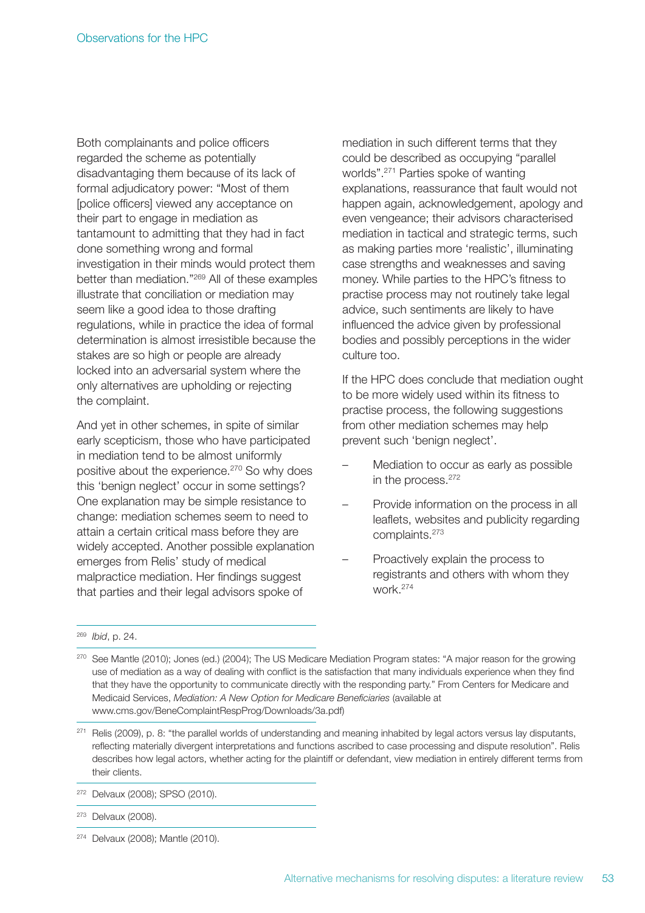Both complainants and police officers regarded the scheme as potentially disadvantaging them because of its lack of formal adjudicatory power: "Most of them [police officers] viewed any acceptance on their part to engage in mediation as tantamount to admitting that they had in fact done something wrong and formal investigation in their minds would protect them better than mediation."[269] All of these examples illustrate that conciliation or mediation may seem like a good idea to those drafting regulations, while in practice the idea of formal determination is almost irresistible because the stakes are so high or people are already locked into an adversarial system where the only alternatives are upholding or rejecting the complaint.

And yet in other schemes, in spite of similar early scepticism, those who have participated in mediation tend to be almost uniformly positive about the experience.[270] So why does this 'benign neglect' occur in some settings? One explanation may be simple resistance to change: mediation schemes seem to need to attain a certain critical mass before they are widely accepted. Another possible explanation emerges from Relis' study of medical malpractice mediation. Her findings suggest that parties and their legal advisors spoke of mediation in such different terms that they could be described as occupying "parallel worlds".[271] Parties spoke of wanting explanations, reassurance that fault would not happen again, acknowledgement, apology and even vengeance; their advisors characterised mediation in tactical and strategic terms, such as making parties more 'realistic', illuminating case strengths and weaknesses and saving money. While parties to the HPC's fitness to practise process may not routinely take legal advice, such sentiments are likely to have influenced the advice given by professional bodies and possibly perceptions in the wider culture too.

If the HPC does conclude that mediation ought to be more widely used within its fitness to practise process, the following suggestions from other mediation schemes may help prevent such 'benign neglect'.

- Mediation to occur as early as possible in the process.[272]
- Provide information on the process in all leaflets, websites and publicity regarding complaints.[273]
- Proactively explain the process to registrants and others with whom they work.[274]

---

[269] *Ibid*, p. 24.

[270] See Mantle (2010); Jones (ed.) (2004); The US Medicare Mediation Program states: "A major reason for the growing use of mediation as a way of dealing with conflict is the satisfaction that many individuals experience when they find that they have the opportunity to communicate directly with the responding party." From Centers for Medicare and Medicaid Services, *Mediation: A New Option for Medicare Beneficiaries* (available at www.cms.gov/BeneComplaintRespProg/Downloads/3a.pdf)

[271] Relis (2009), p. 8: "the parallel worlds of understanding and meaning inhabited by legal actors versus lay disputants, reflecting materially divergent interpretations and functions ascribed to case processing and dispute resolution". Relis describes how legal actors, whether acting for the plaintiff or defendant, view mediation in entirely different terms from their clients.

[272] Delvaux (2008); SPSO (2010).

[273] Delvaux (2008).

[274] Delvaux (2008); Mantle (2010).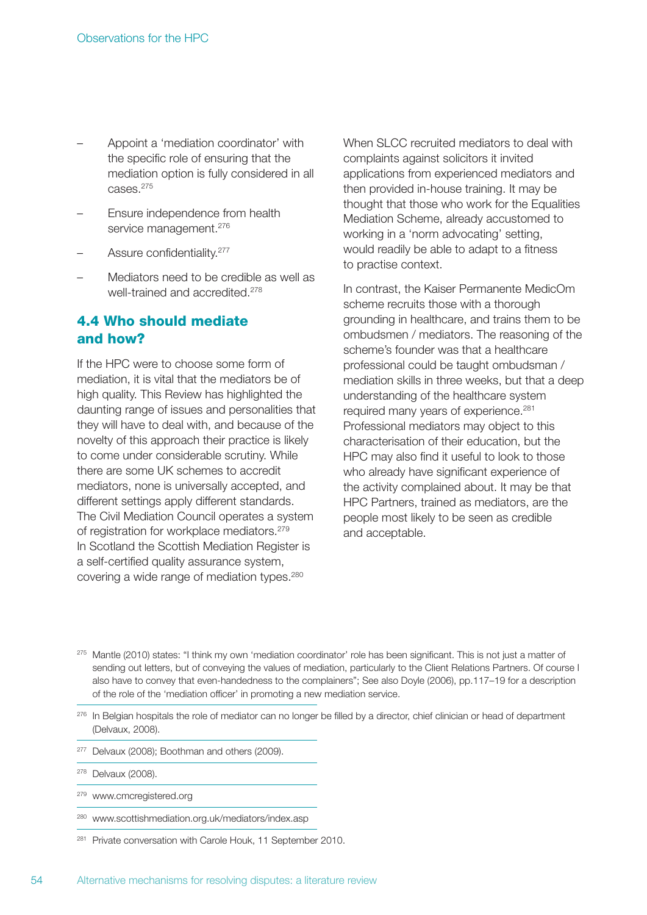- Appoint a 'mediation coordinator' with the specific role of ensuring that the mediation option is fully considered in all cases.[275]
- Ensure independence from health service management.[276]
- Assure confidentiality.[277]
- Mediators need to be credible as well as well-trained and accredited.[278]

## 4.4 Who should mediate and how?

If the HPC were to choose some form of mediation, it is vital that the mediators be of high quality. This Review has highlighted the daunting range of issues and personalities that they will have to deal with, and because of the novelty of this approach their practice is likely to come under considerable scrutiny. While there are some UK schemes to accredit mediators, none is universally accepted, and different settings apply different standards. The Civil Mediation Council operates a system of registration for workplace mediators.[279] In Scotland the Scottish Mediation Register is a self-certified quality assurance system, covering a wide range of mediation types.[280]

When SLCC recruited mediators to deal with complaints against solicitors it invited applications from experienced mediators and then provided in-house training. It may be thought that those who work for the Equalities Mediation Scheme, already accustomed to working in a 'norm advocating' setting, would readily be able to adapt to a fitness to practise context.

In contrast, the Kaiser Permanente MedicOm scheme recruits those with a thorough grounding in healthcare, and trains them to be ombudsmen / mediators. The reasoning of the scheme's founder was that a healthcare professional could be taught ombudsman / mediation skills in three weeks, but that a deep understanding of the healthcare system required many years of experience.[281] Professional mediators may object to this characterisation of their education, but the HPC may also find it useful to look to those who already have significant experience of the activity complained about. It may be that HPC Partners, trained as mediators, are the people most likely to be seen as credible and acceptable.

---

[275] Mantle (2010) states: "I think my own 'mediation coordinator' role has been significant. This is not just a matter of sending out letters, but of conveying the values of mediation, particularly to the Client Relations Partners. Of course I also have to convey that even-handedness to the complainers"; See also Doyle (2006), pp.117–19 for a description of the role of the 'mediation officer' in promoting a new mediation service.

[276] In Belgian hospitals the role of mediator can no longer be filled by a director, chief clinician or head of department (Delvaux, 2008).

[277] Delvaux (2008); Boothman and others (2009).

[278] Delvaux (2008).

[279] www.cmcregistered.org

[280] www.scottishmediation.org.uk/mediators/index.asp

[281] Private conversation with Carole Houk, 11 September 2010.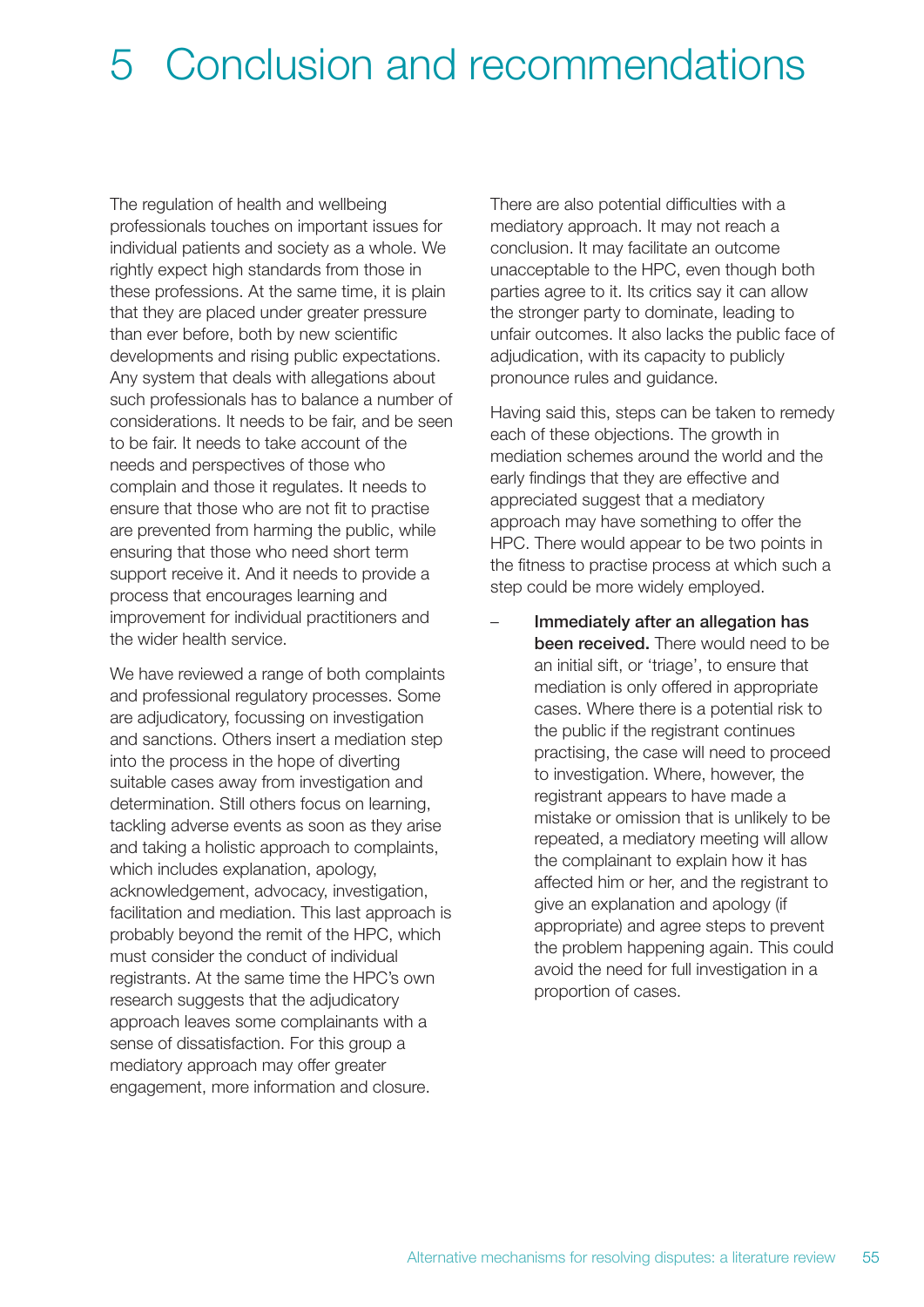# 5 Conclusion and recommendations

The regulation of health and wellbeing professionals touches on important issues for individual patients and society as a whole. We rightly expect high standards from those in these professions. At the same time, it is plain that they are placed under greater pressure than ever before, both by new scientific developments and rising public expectations. Any system that deals with allegations about such professionals has to balance a number of considerations. It needs to be fair, and be seen to be fair. It needs to take account of the needs and perspectives of those who complain and those it regulates. It needs to ensure that those who are not fit to practise are prevented from harming the public, while ensuring that those who need short term support receive it. And it needs to provide a process that encourages learning and improvement for individual practitioners and the wider health service.

We have reviewed a range of both complaints and professional regulatory processes. Some are adjudicatory, focussing on investigation and sanctions. Others insert a mediation step into the process in the hope of diverting suitable cases away from investigation and determination. Still others focus on learning, tackling adverse events as soon as they arise and taking a holistic approach to complaints, which includes explanation, apology, acknowledgement, advocacy, investigation, facilitation and mediation. This last approach is probably beyond the remit of the HPC, which must consider the conduct of individual registrants. At the same time the HPC's own research suggests that the adjudicatory approach leaves some complainants with a sense of dissatisfaction. For this group a mediatory approach may offer greater engagement, more information and closure.

There are also potential difficulties with a mediatory approach. It may not reach a conclusion. It may facilitate an outcome unacceptable to the HPC, even though both parties agree to it. Its critics say it can allow the stronger party to dominate, leading to unfair outcomes. It also lacks the public face of adjudication, with its capacity to publicly pronounce rules and guidance.

Having said this, steps can be taken to remedy each of these objections. The growth in mediation schemes around the world and the early findings that they are effective and appreciated suggest that a mediatory approach may have something to offer the HPC. There would appear to be two points in the fitness to practise process at which such a step could be more widely employed.

- **Immediately after an allegation has been received.** There would need to be an initial sift, or 'triage', to ensure that mediation is only offered in appropriate cases. Where there is a potential risk to the public if the registrant continues practising, the case will need to proceed to investigation. Where, however, the registrant appears to have made a mistake or omission that is unlikely to be repeated, a mediatory meeting will allow the complainant to explain how it has affected him or her, and the registrant to give an explanation and apology (if appropriate) and agree steps to prevent the problem happening again. This could avoid the need for full investigation in a proportion of cases.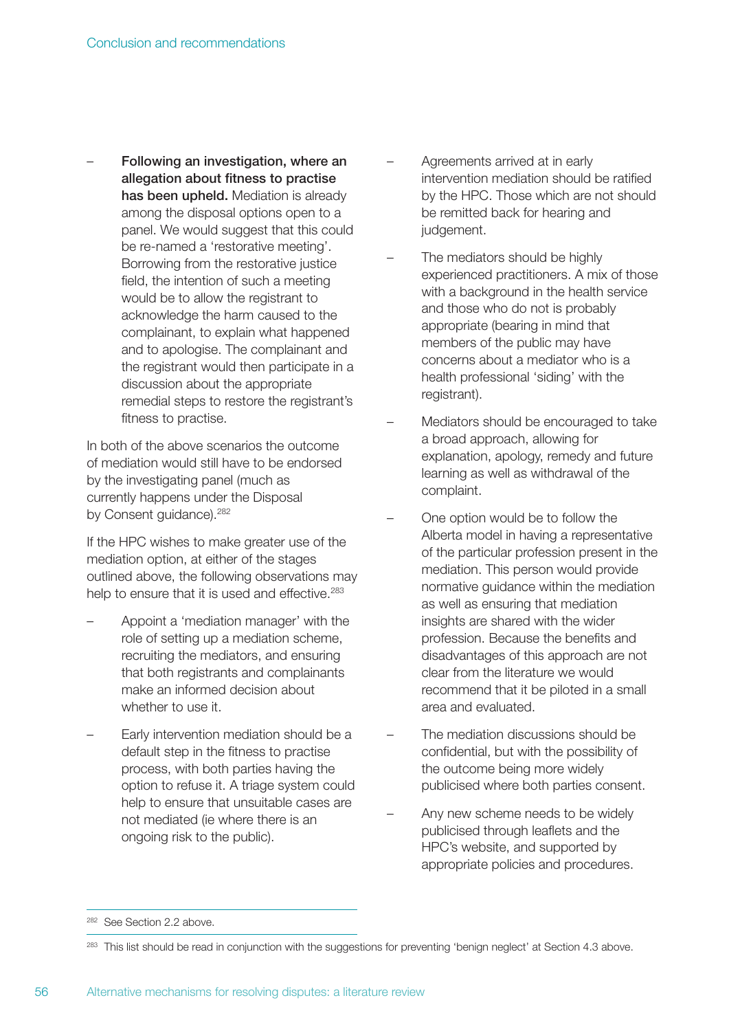- **Following an investigation, where an allegation about fitness to practise has been upheld.** Mediation is already among the disposal options open to a panel. We would suggest that this could be re-named a 'restorative meeting'. Borrowing from the restorative justice field, the intention of such a meeting would be to allow the registrant to acknowledge the harm caused to the complainant, to explain what happened and to apologise. The complainant and the registrant would then participate in a discussion about the appropriate remedial steps to restore the registrant's fitness to practise.

In both of the above scenarios the outcome of mediation would still have to be endorsed by the investigating panel (much as currently happens under the Disposal by Consent guidance).[282]

If the HPC wishes to make greater use of the mediation option, at either of the stages outlined above, the following observations may help to ensure that it is used and effective.[283]

- Appoint a 'mediation manager' with the role of setting up a mediation scheme, recruiting the mediators, and ensuring that both registrants and complainants make an informed decision about whether to use it.
- Early intervention mediation should be a default step in the fitness to practise process, with both parties having the option to refuse it. A triage system could help to ensure that unsuitable cases are not mediated (ie where there is an ongoing risk to the public).
- Agreements arrived at in early intervention mediation should be ratified by the HPC. Those which are not should be remitted back for hearing and judgement.
- The mediators should be highly experienced practitioners. A mix of those with a background in the health service and those who do not is probably appropriate (bearing in mind that members of the public may have concerns about a mediator who is a health professional 'siding' with the registrant).
- Mediators should be encouraged to take a broad approach, allowing for explanation, apology, remedy and future learning as well as withdrawal of the complaint.
- One option would be to follow the Alberta model in having a representative of the particular profession present in the mediation. This person would provide normative guidance within the mediation as well as ensuring that mediation insights are shared with the wider profession. Because the benefits and disadvantages of this approach are not clear from the literature we would recommend that it be piloted in a small area and evaluated.
- The mediation discussions should be confidential, but with the possibility of the outcome being more widely publicised where both parties consent.
- Any new scheme needs to be widely publicised through leaflets and the HPC's website, and supported by appropriate policies and procedures.

---

[282] See Section 2.2 above.

[283] This list should be read in conjunction with the suggestions for preventing 'benign neglect' at Section 4.3 above.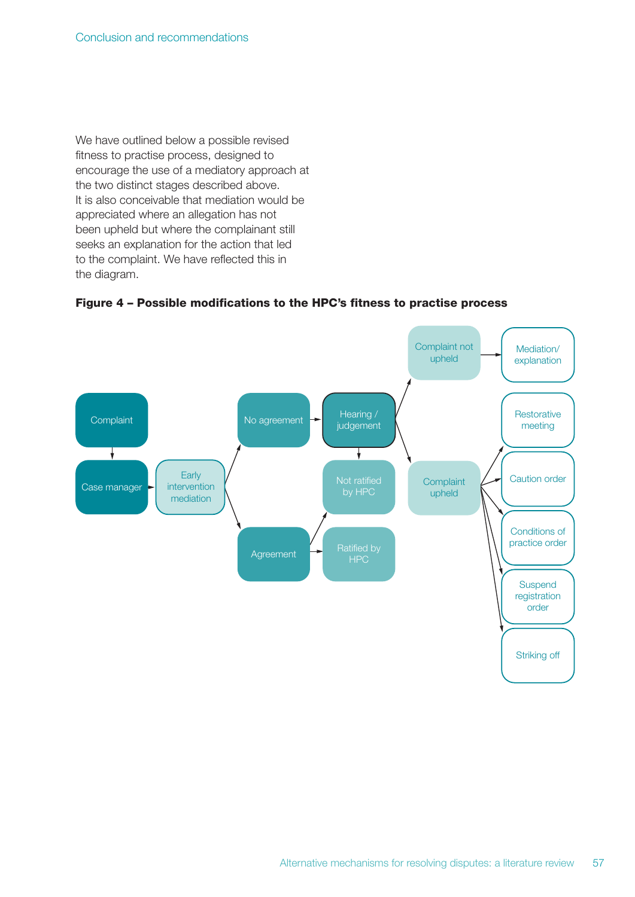We have outlined below a possible revised fitness to practise process, designed to encourage the use of a mediatory approach at the two distinct stages described above. It is also conceivable that mediation would be appreciated where an allegation has not been upheld but where the complainant still seeks an explanation for the action that led to the complaint. We have reflected this in the diagram.

**Figure 4 – Possible modifications to the HPC's fitness to practise process**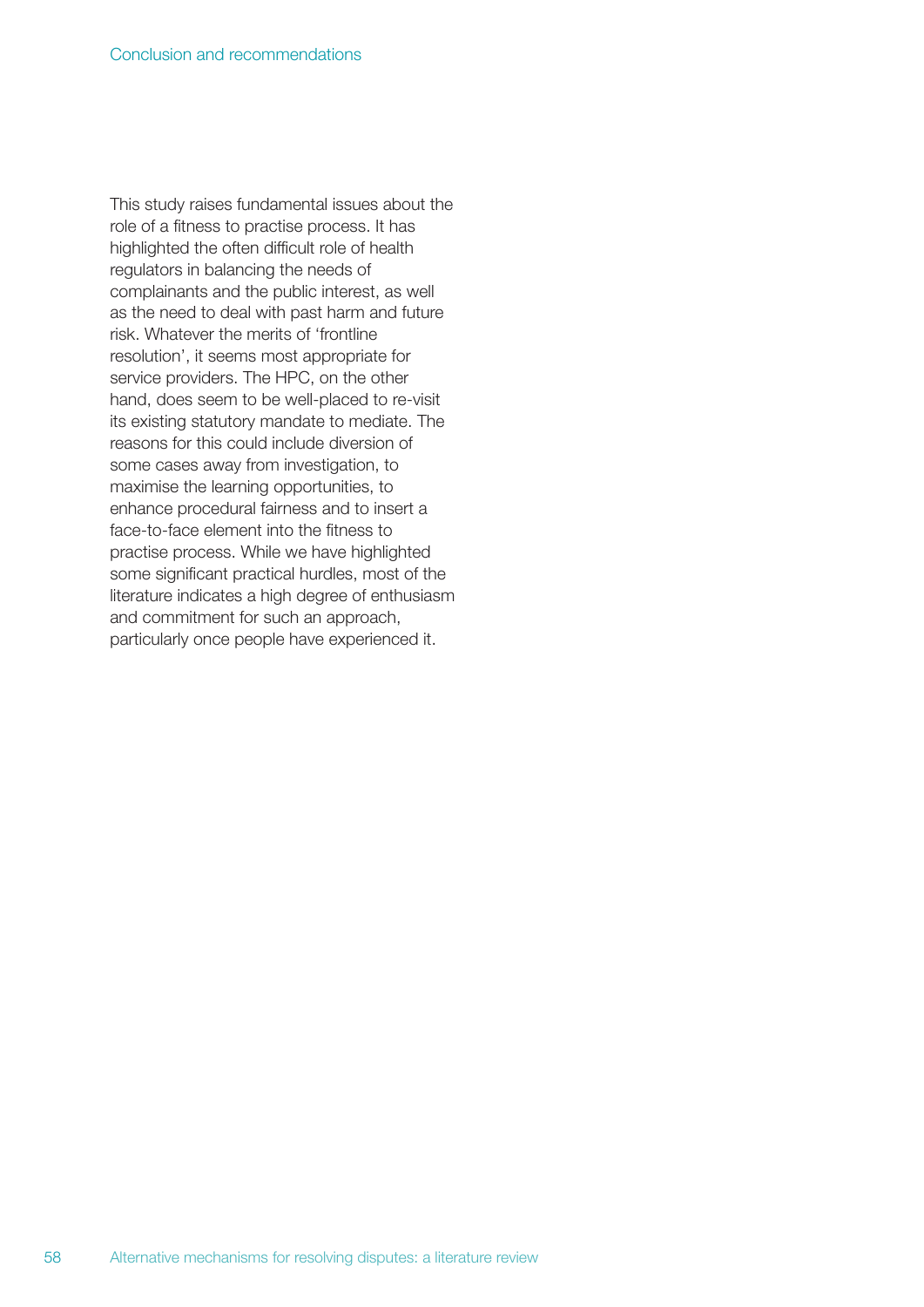This study raises fundamental issues about the role of a fitness to practise process. It has highlighted the often difficult role of health regulators in balancing the needs of complainants and the public interest, as well as the need to deal with past harm and future risk. Whatever the merits of 'frontline resolution', it seems most appropriate for service providers. The HPC, on the other hand, does seem to be well-placed to re-visit its existing statutory mandate to mediate. The reasons for this could include diversion of some cases away from investigation, to maximise the learning opportunities, to enhance procedural fairness and to insert a face-to-face element into the fitness to practise process. While we have highlighted some significant practical hurdles, most of the literature indicates a high degree of enthusiasm and commitment for such an approach, particularly once people have experienced it.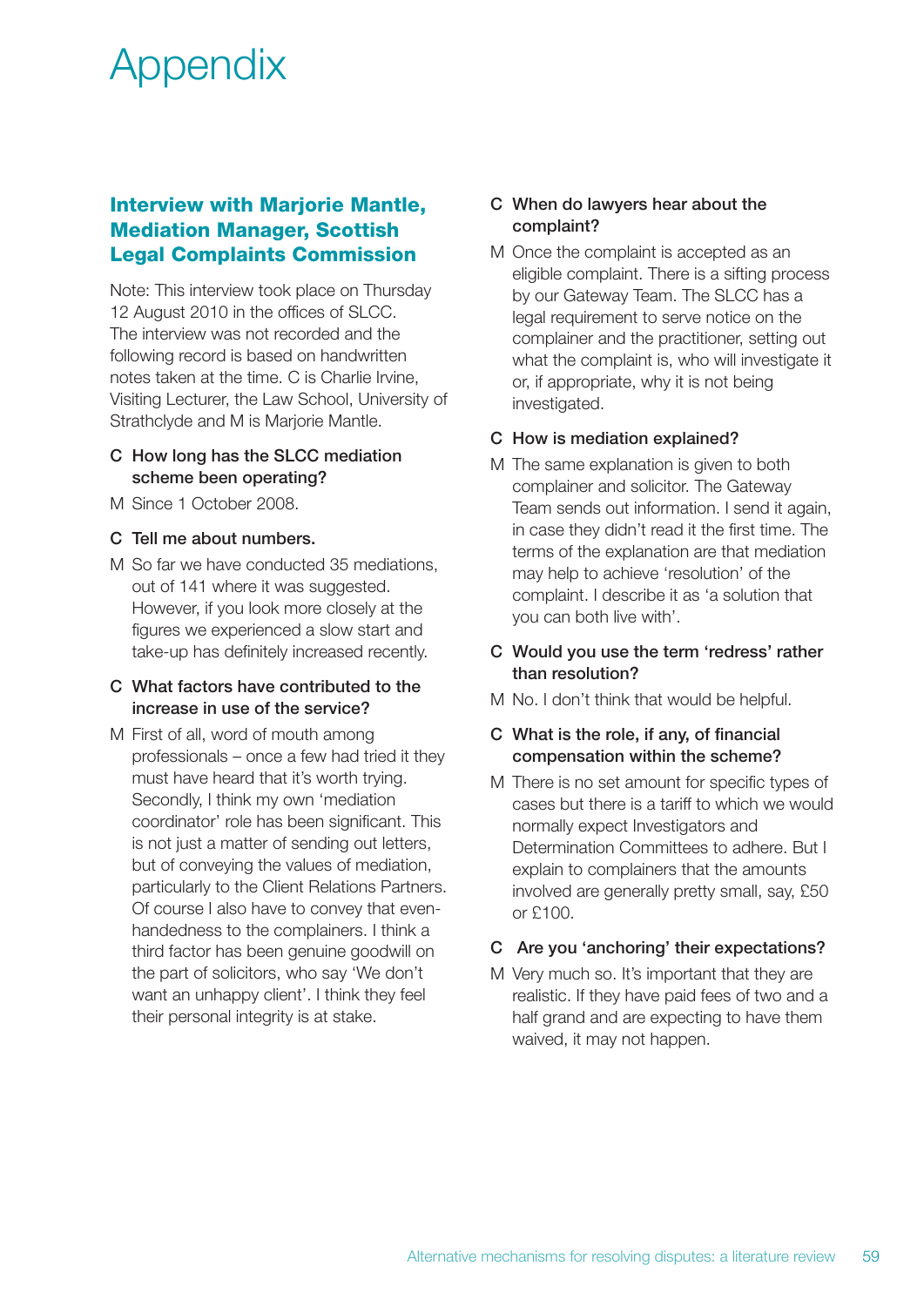# Appendix

## Interview with Marjorie Mantle, Mediation Manager, Scottish Legal Complaints Commission

Note: This interview took place on Thursday 12 August 2010 in the offices of SLCC. The interview was not recorded and the following record is based on handwritten notes taken at the time. C is Charlie Irvine, Visiting Lecturer, the Law School, University of Strathclyde and M is Marjorie Mantle.

**C** How long has the SLCC mediation scheme been operating?

**M** Since 1 October 2008.

**C** Tell me about numbers.

**M** So far we have conducted 35 mediations, out of 141 where it was suggested. However, if you look more closely at the figures we experienced a slow start and take-up has definitely increased recently.

**C** What factors have contributed to the increase in use of the service?

**M** First of all, word of mouth among professionals – once a few had tried it they must have heard that it's worth trying. Secondly, I think my own 'mediation coordinator' role has been significant. This is not just a matter of sending out letters, but of conveying the values of mediation, particularly to the Client Relations Partners. Of course I also have to convey that even-handedness to the complainers. I think a third factor has been genuine goodwill on the part of solicitors, who say 'We don't want an unhappy client'. I think they feel their personal integrity is at stake.

**C** When do lawyers hear about the complaint?

**M** Once the complaint is accepted as an eligible complaint. There is a sifting process by our Gateway Team. The SLCC has a legal requirement to serve notice on the complainer and the practitioner, setting out what the complaint is, who will investigate it or, if appropriate, why it is not being investigated.

**C** How is mediation explained?

**M** The same explanation is given to both complainer and solicitor. The Gateway Team sends out information. I send it again, in case they didn't read it the first time. The terms of the explanation are that mediation may help to achieve 'resolution' of the complaint. I describe it as 'a solution that you can both live with'.

**C** Would you use the term 'redress' rather than resolution?

**M** No. I don't think that would be helpful.

**C** What is the role, if any, of financial compensation within the scheme?

**M** There is no set amount for specific types of cases but there is a tariff to which we would normally expect Investigators and Determination Committees to adhere. But I explain to complainers that the amounts involved are generally pretty small, say, £50 or £100.

**C** Are you 'anchoring' their expectations?

**M** Very much so. It's important that they are realistic. If they have paid fees of two and a half grand and are expecting to have them waived, it may not happen.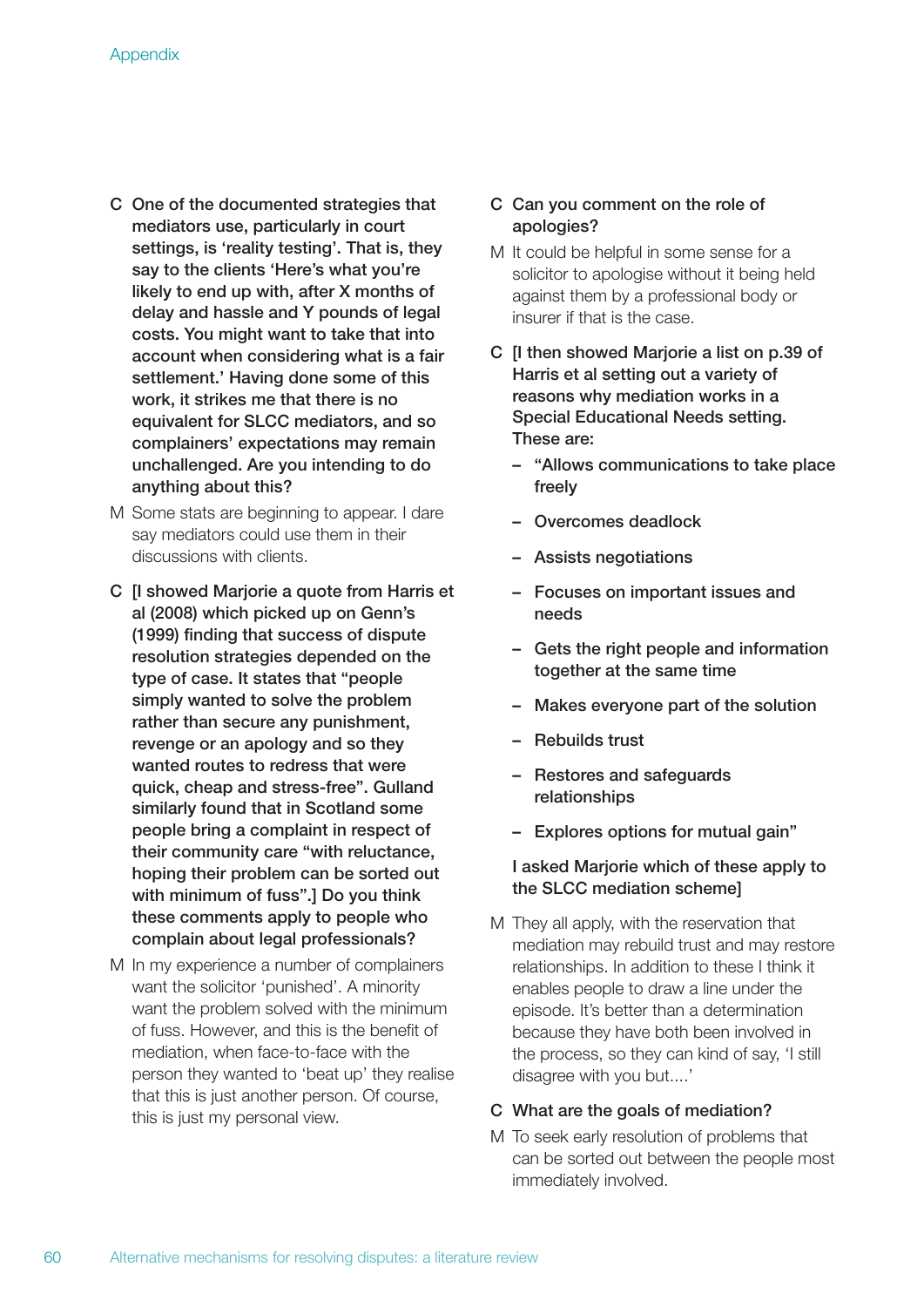**C One of the documented strategies that mediators use, particularly in court settings, is 'reality testing'. That is, they say to the clients 'Here's what you're likely to end up with, after X months of delay and hassle and Y pounds of legal costs. You might want to take that into account when considering what is a fair settlement.' Having done some of this work, it strikes me that there is no equivalent for SLCC mediators, and so complainers' expectations may remain unchallenged. Are you intending to do anything about this?**

M Some stats are beginning to appear. I dare say mediators could use them in their discussions with clients.

**C [I showed Marjorie a quote from Harris et al (2008) which picked up on Genn's (1999) finding that success of dispute resolution strategies depended on the type of case. It states that "people simply wanted to solve the problem rather than secure any punishment, revenge or an apology and so they wanted routes to redress that were quick, cheap and stress-free". Gulland similarly found that in Scotland some people bring a complaint in respect of their community care "with reluctance, hoping their problem can be sorted out with minimum of fuss".] Do you think these comments apply to people who complain about legal professionals?**

M In my experience a number of complainers want the solicitor 'punished'. A minority want the problem solved with the minimum of fuss. However, and this is the benefit of mediation, when face-to-face with the person they wanted to 'beat up' they realise that this is just another person. Of course, this is just my personal view.

**C Can you comment on the role of apologies?**

M It could be helpful in some sense for a solicitor to apologise without it being held against them by a professional body or insurer if that is the case.

**C [I then showed Marjorie a list on p.39 of Harris et al setting out a variety of reasons why mediation works in a Special Educational Needs setting. These are:**

- **"Allows communications to take place freely**
- **Overcomes deadlock**
- **Assists negotiations**
- **Focuses on important issues and needs**
- **Gets the right people and information together at the same time**
- **Makes everyone part of the solution**
- **Rebuilds trust**
- **Restores and safeguards relationships**
- **Explores options for mutual gain"**

**I asked Marjorie which of these apply to the SLCC mediation scheme]**

M They all apply, with the reservation that mediation may rebuild trust and may restore relationships. In addition to these I think it enables people to draw a line under the episode. It's better than a determination because they have both been involved in the process, so they can kind of say, 'I still disagree with you but....'

**C What are the goals of mediation?**

M To seek early resolution of problems that can be sorted out between the people most immediately involved.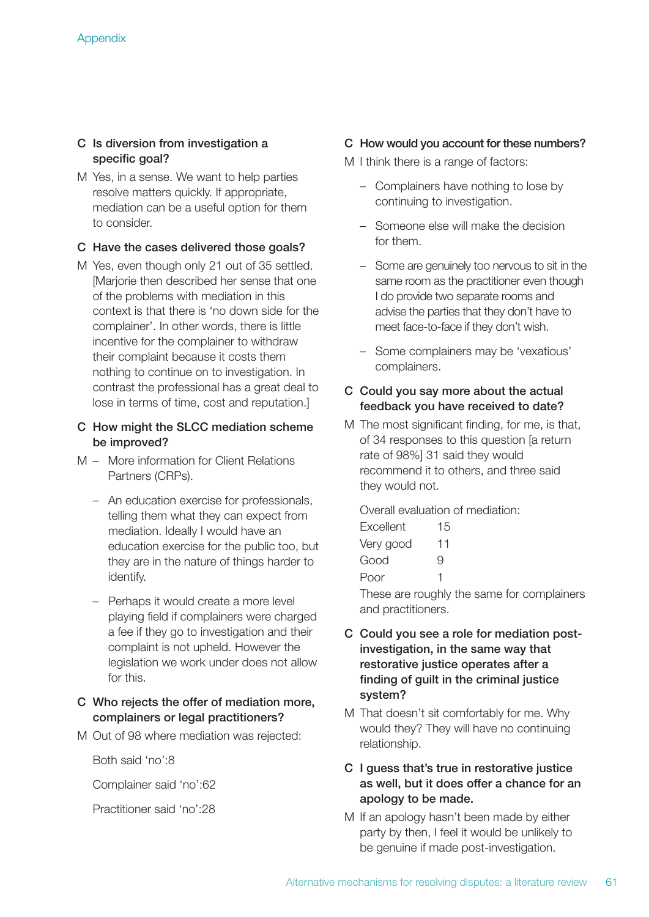**C Is diversion from investigation a specific goal?**

M Yes, in a sense. We want to help parties resolve matters quickly. If appropriate, mediation can be a useful option for them to consider.

**C Have the cases delivered those goals?**

M Yes, even though only 21 out of 35 settled. [Marjorie then described her sense that one of the problems with mediation in this context is that there is 'no down side for the complainer'. In other words, there is little incentive for the complainer to withdraw their complaint because it costs them nothing to continue on to investigation. In contrast the professional has a great deal to lose in terms of time, cost and reputation.]

**C How might the SLCC mediation scheme be improved?**

M
- More information for Client Relations Partners (CRPs).
- An education exercise for professionals, telling them what they can expect from mediation. Ideally I would have an education exercise for the public too, but they are in the nature of things harder to identify.
- Perhaps it would create a more level playing field if complainers were charged a fee if they go to investigation and their complaint is not upheld. However the legislation we work under does not allow for this.

**C Who rejects the offer of mediation more, complainers or legal practitioners?**

M Out of 98 where mediation was rejected:

Both said 'no':8

Complainer said 'no':62

Practitioner said 'no':28

**C How would you account for these numbers?**

M I think there is a range of factors:

- Complainers have nothing to lose by continuing to investigation.
- Someone else will make the decision for them.
- Some are genuinely too nervous to sit in the same room as the practitioner even though I do provide two separate rooms and advise the parties that they don't have to meet face-to-face if they don't wish.
- Some complainers may be 'vexatious' complainers.

**C Could you say more about the actual feedback you have received to date?**

M The most significant finding, for me, is that, of 34 responses to this question [a return rate of 98%] 31 said they would recommend it to others, and three said they would not.

Overall evaluation of mediation:

| | |
|---|---|
| Excellent | 15 |
| Very good | 11 |
| Good | 9 |
| Poor | 1 |

These are roughly the same for complainers and practitioners.

**C Could you see a role for mediation post-investigation, in the same way that restorative justice operates after a finding of guilt in the criminal justice system?**

M That doesn't sit comfortably for me. Why would they? They will have no continuing relationship.

**C I guess that's true in restorative justice as well, but it does offer a chance for an apology to be made.**

M If an apology hasn't been made by either party by then, I feel it would be unlikely to be genuine if made post-investigation.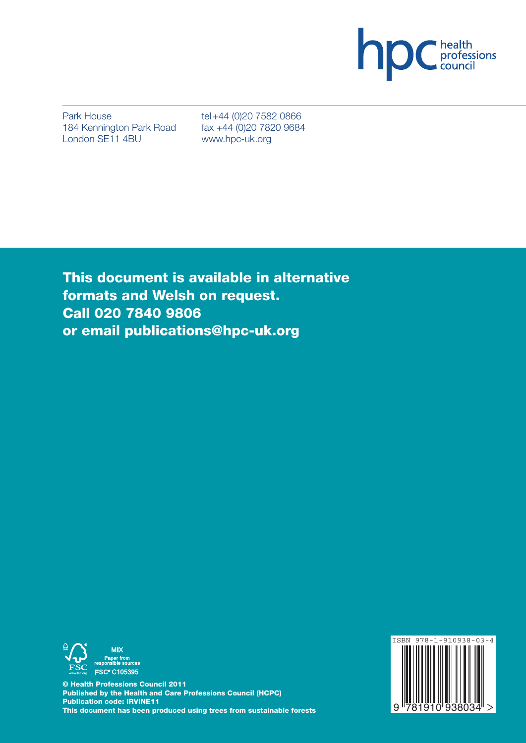hpc health professions council

Park House
184 Kennington Park Road
London SE11 4BU

tel +44 (0)20 7582 0866
fax +44 (0)20 7820 9684
www.hpc-uk.org

**This document is available in alternative formats and Welsh on request.
Call 020 7840 9806
or email publications@hpc-uk.org**

MIX
Paper from responsible sources
FSC® C105395

**© Health Professions Council 2011**
**Published by the Health and Care Professions Council (HCPC)**
**Publication code: IRVINE11**
**This document has been produced using trees from sustainable forests**

ISBN 978-1-910938-03-4